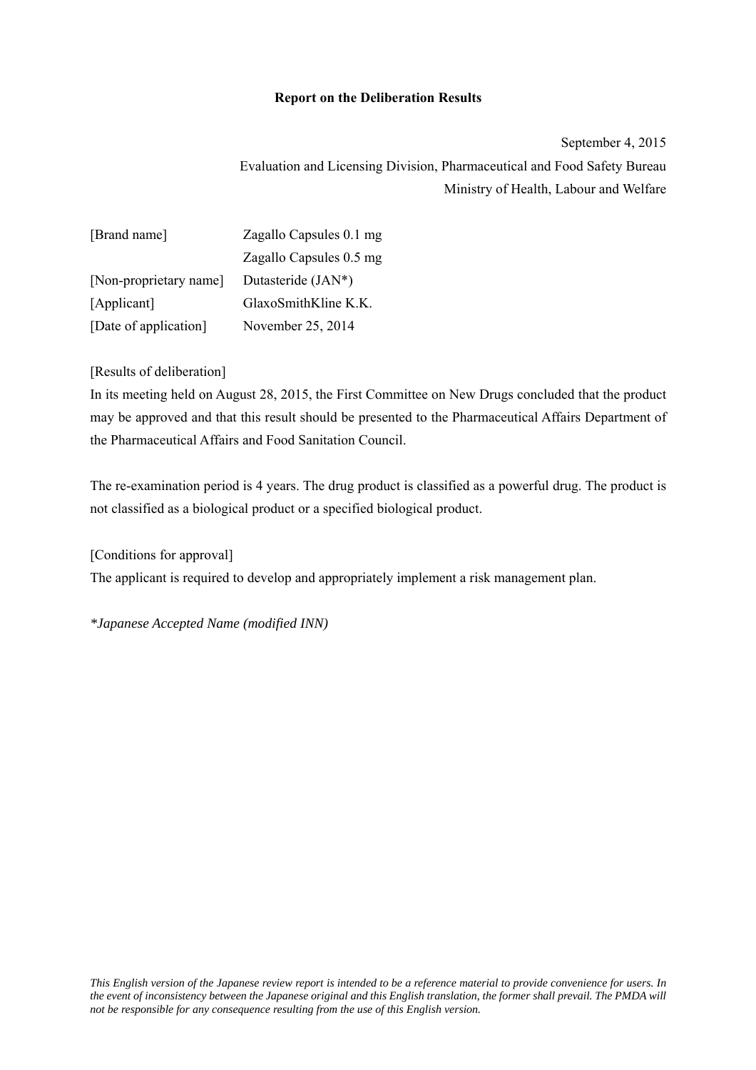# Report on the Deliberation Results

September 4, 2015

Evaluation and Licensing Division, Pharmaceutical and Food Safety Bureau

Ministry of Health, Labour and Welfare

| | |
|---|---|
| [Brand name] | Zagallo Capsules 0.1 mg |
| | Zagallo Capsules 0.5 mg |
| [Non-proprietary name] | Dutasteride (JAN*) |
| [Applicant] | GlaxoSmithKline K.K. |
| [Date of application] | November 25, 2014 |

[Results of deliberation]

In its meeting held on August 28, 2015, the First Committee on New Drugs concluded that the product may be approved and that this result should be presented to the Pharmaceutical Affairs Department of the Pharmaceutical Affairs and Food Sanitation Council.

The re-examination period is 4 years. The drug product is classified as a powerful drug. The product is not classified as a biological product or a specified biological product.

[Conditions for approval]

The applicant is required to develop and appropriately implement a risk management plan.

*\*Japanese Accepted Name (modified INN)*

*This English version of the Japanese review report is intended to be a reference material to provide convenience for users. In the event of inconsistency between the Japanese original and this English translation, the former shall prevail. The PMDA will not be responsible for any consequence resulting from the use of this English version.*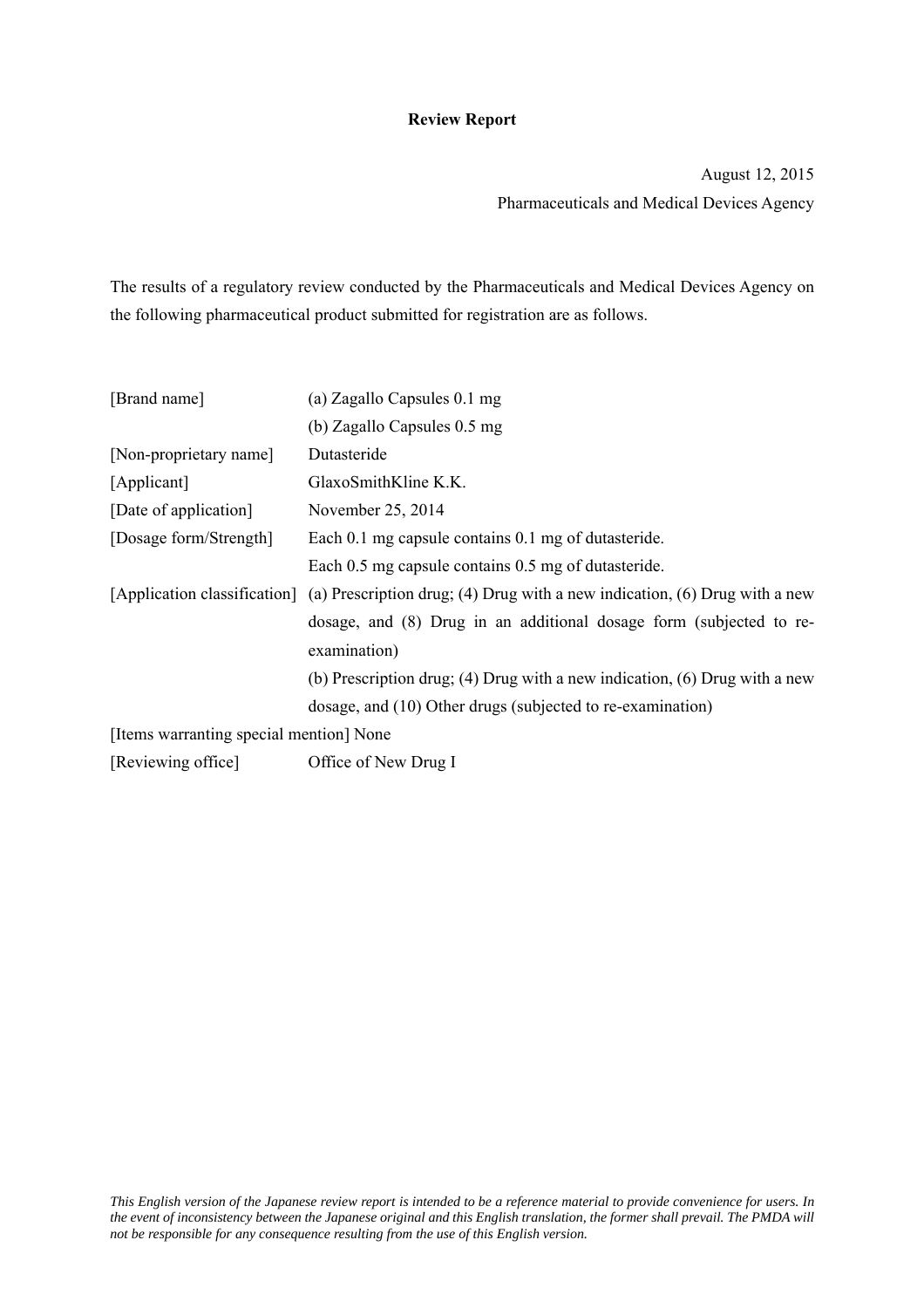# Review Report

August 12, 2015

Pharmaceuticals and Medical Devices Agency

The results of a regulatory review conducted by the Pharmaceuticals and Medical Devices Agency on the following pharmaceutical product submitted for registration are as follows.

| | |
|---|---|
| [Brand name] | (a) Zagallo Capsules 0.1 mg<br>(b) Zagallo Capsules 0.5 mg |
| [Non-proprietary name] | Dutasteride |
| [Applicant] | GlaxoSmithKline K.K. |
| [Date of application] | November 25, 2014 |
| [Dosage form/Strength] | Each 0.1 mg capsule contains 0.1 mg of dutasteride.<br>Each 0.5 mg capsule contains 0.5 mg of dutasteride. |
| [Application classification] | (a) Prescription drug; (4) Drug with a new indication, (6) Drug with a new dosage, and (8) Drug in an additional dosage form (subjected to re-examination)<br>(b) Prescription drug; (4) Drug with a new indication, (6) Drug with a new dosage, and (10) Other drugs (subjected to re-examination) |
| [Items warranting special mention] | None |
| [Reviewing office] | Office of New Drug I |

*This English version of the Japanese review report is intended to be a reference material to provide convenience for users. In the event of inconsistency between the Japanese original and this English translation, the former shall prevail. The PMDA will not be responsible for any consequence resulting from the use of this English version.*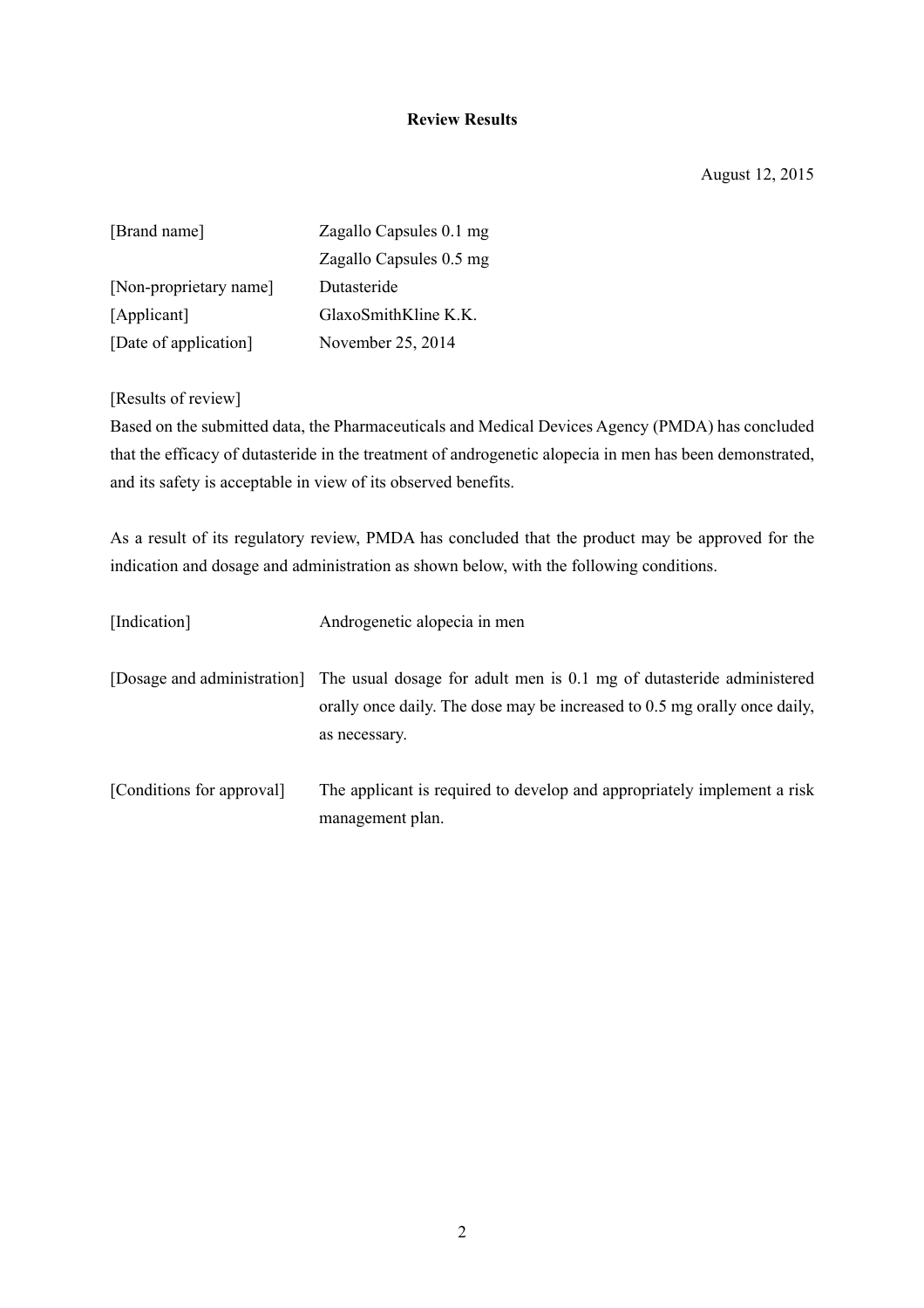# Review Results

August 12, 2015

[Brand name] Zagallo Capsules 0.1 mg
Zagallo Capsules 0.5 mg

[Non-proprietary name] Dutasteride

[Applicant] GlaxoSmithKline K.K.

[Date of application] November 25, 2014

[Results of review]

Based on the submitted data, the Pharmaceuticals and Medical Devices Agency (PMDA) has concluded that the efficacy of dutasteride in the treatment of androgenetic alopecia in men has been demonstrated, and its safety is acceptable in view of its observed benefits.

As a result of its regulatory review, PMDA has concluded that the product may be approved for the indication and dosage and administration as shown below, with the following conditions.

[Indication] Androgenetic alopecia in men

[Dosage and administration] The usual dosage for adult men is 0.1 mg of dutasteride administered orally once daily. The dose may be increased to 0.5 mg orally once daily, as necessary.

[Conditions for approval] The applicant is required to develop and appropriately implement a risk management plan.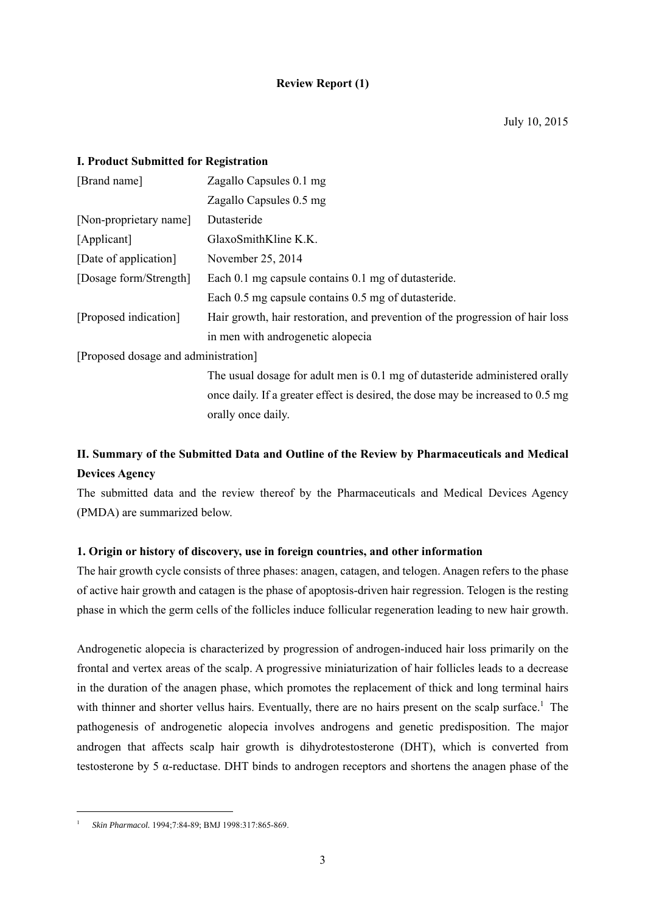**Review Report (1)**

July 10, 2015

**I. Product Submitted for Registration**

| | |
|---|---|
| [Brand name] | Zagallo Capsules 0.1 mg |
| | Zagallo Capsules 0.5 mg |
| [Non-proprietary name] | Dutasteride |
| [Applicant] | GlaxoSmithKline K.K. |
| [Date of application] | November 25, 2014 |
| [Dosage form/Strength] | Each 0.1 mg capsule contains 0.1 mg of dutasteride. |
| | Each 0.5 mg capsule contains 0.5 mg of dutasteride. |
| [Proposed indication] | Hair growth, hair restoration, and prevention of the progression of hair loss in men with androgenetic alopecia |

[Proposed dosage and administration]

The usual dosage for adult men is 0.1 mg of dutasteride administered orally once daily. If a greater effect is desired, the dose may be increased to 0.5 mg orally once daily.

## II. Summary of the Submitted Data and Outline of the Review by Pharmaceuticals and Medical Devices Agency

The submitted data and the review thereof by the Pharmaceuticals and Medical Devices Agency (PMDA) are summarized below.

### 1. Origin or history of discovery, use in foreign countries, and other information

The hair growth cycle consists of three phases: anagen, catagen, and telogen. Anagen refers to the phase of active hair growth and catagen is the phase of apoptosis-driven hair regression. Telogen is the resting phase in which the germ cells of the follicles induce follicular regeneration leading to new hair growth.

Androgenetic alopecia is characterized by progression of androgen-induced hair loss primarily on the frontal and vertex areas of the scalp. A progressive miniaturization of hair follicles leads to a decrease in the duration of the anagen phase, which promotes the replacement of thick and long terminal hairs with thinner and shorter vellus hairs. Eventually, there are no hairs present on the scalp surface.[1] The pathogenesis of androgenetic alopecia involves androgens and genetic predisposition. The major androgen that affects scalp hair growth is dihydrotestosterone (DHT), which is converted from testosterone by 5 α-reductase. DHT binds to androgen receptors and shortens the anagen phase of the

[1] *Skin Pharmacol.* 1994;7:84-89; BMJ 1998:317:865-869.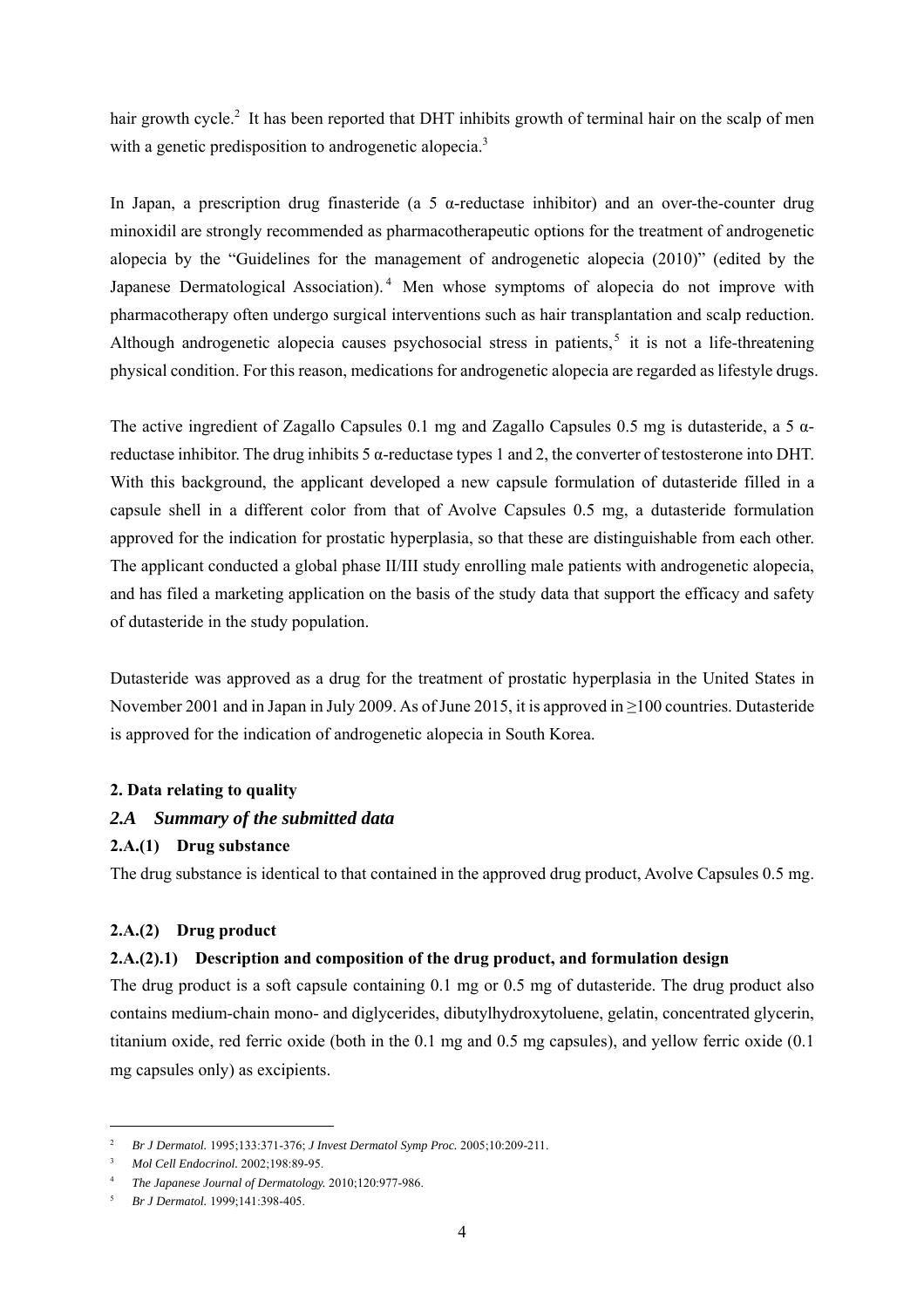hair growth cycle.[2] It has been reported that DHT inhibits growth of terminal hair on the scalp of men with a genetic predisposition to androgenetic alopecia.[3]

In Japan, a prescription drug finasteride (a 5 α-reductase inhibitor) and an over-the-counter drug minoxidil are strongly recommended as pharmacotherapeutic options for the treatment of androgenetic alopecia by the "Guidelines for the management of androgenetic alopecia (2010)" (edited by the Japanese Dermatological Association).[4] Men whose symptoms of alopecia do not improve with pharmacotherapy often undergo surgical interventions such as hair transplantation and scalp reduction. Although androgenetic alopecia causes psychosocial stress in patients,[5] it is not a life-threatening physical condition. For this reason, medications for androgenetic alopecia are regarded as lifestyle drugs.

The active ingredient of Zagallo Capsules 0.1 mg and Zagallo Capsules 0.5 mg is dutasteride, a 5 α-reductase inhibitor. The drug inhibits 5 α-reductase types 1 and 2, the converter of testosterone into DHT. With this background, the applicant developed a new capsule formulation of dutasteride filled in a capsule shell in a different color from that of Avolve Capsules 0.5 mg, a dutasteride formulation approved for the indication for prostatic hyperplasia, so that these are distinguishable from each other. The applicant conducted a global phase II/III study enrolling male patients with androgenetic alopecia, and has filed a marketing application on the basis of the study data that support the efficacy and safety of dutasteride in the study population.

Dutasteride was approved as a drug for the treatment of prostatic hyperplasia in the United States in November 2001 and in Japan in July 2009. As of June 2015, it is approved in ≥100 countries. Dutasteride is approved for the indication of androgenetic alopecia in South Korea.

## 2. Data relating to quality

### *2.A Summary of the submitted data*

#### 2.A.(1) Drug substance

The drug substance is identical to that contained in the approved drug product, Avolve Capsules 0.5 mg.

#### 2.A.(2) Drug product

##### 2.A.(2).1) Description and composition of the drug product, and formulation design

The drug product is a soft capsule containing 0.1 mg or 0.5 mg of dutasteride. The drug product also contains medium-chain mono- and diglycerides, dibutylhydroxytoluene, gelatin, concentrated glycerin, titanium oxide, red ferric oxide (both in the 0.1 mg and 0.5 mg capsules), and yellow ferric oxide (0.1 mg capsules only) as excipients.

---

[2] *Br J Dermatol.* 1995;133:371-376; *J Invest Dermatol Symp Proc.* 2005;10:209-211.

[3] *Mol Cell Endocrinol.* 2002;198:89-95.

[4] *The Japanese Journal of Dermatology.* 2010;120:977-986.

[5] *Br J Dermatol.* 1999;141:398-405.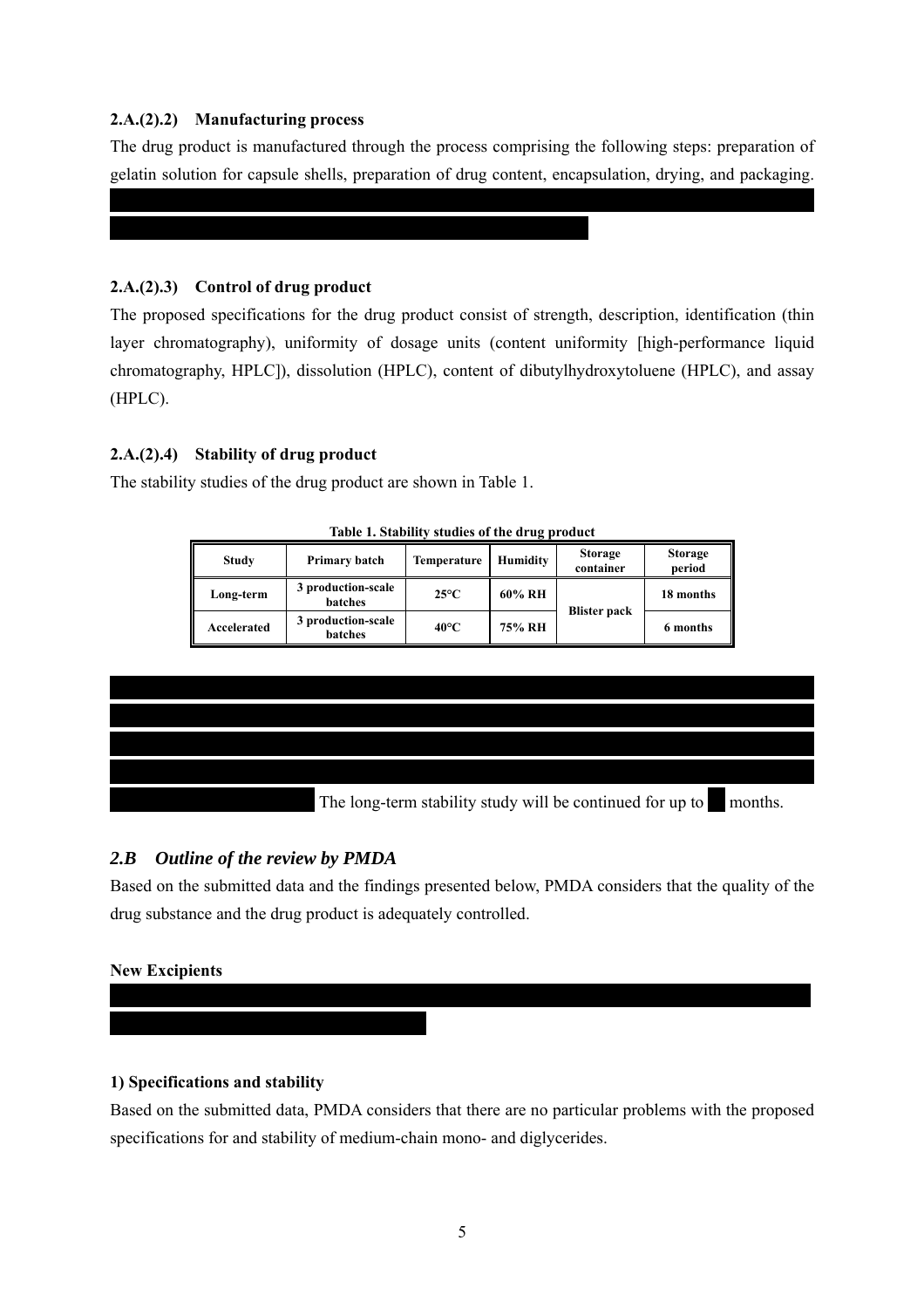#### 2.A.(2).2) Manufacturing process

The drug product is manufactured through the process comprising the following steps: preparation of gelatin solution for capsule shells, preparation of drug content, encapsulation, drying, and packaging.

#### 2.A.(2).3) Control of drug product

The proposed specifications for the drug product consist of strength, description, identification (thin layer chromatography), uniformity of dosage units (content uniformity [high-performance liquid chromatography, HPLC]), dissolution (HPLC), content of dibutylhydroxytoluene (HPLC), and assay (HPLC).

#### 2.A.(2).4) Stability of drug product

The stability studies of the drug product are shown in Table 1.

**Table 1. Stability studies of the drug product**

| Study | Primary batch | Temperature | Humidity | Storage container | Storage period |
|---|---|---|---|---|---|
| Long-term | 3 production-scale batches | 25°C | 60% RH | Blister pack | 18 months |
| Accelerated | 3 production-scale batches | 40°C | 75% RH | | 6 months |

The long-term stability study will be continued for up to months.

### *2.B Outline of the review by PMDA*

Based on the submitted data and the findings presented below, PMDA considers that the quality of the drug substance and the drug product is adequately controlled.

**New Excipients**

**1) Specifications and stability**

Based on the submitted data, PMDA considers that there are no particular problems with the proposed specifications for and stability of medium-chain mono- and diglycerides.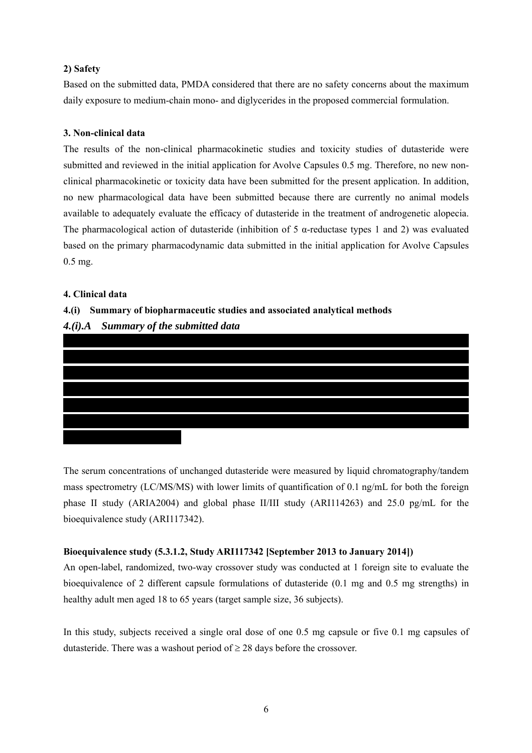**2) Safety**

Based on the submitted data, PMDA considered that there are no safety concerns about the maximum daily exposure to medium-chain mono- and diglycerides in the proposed commercial formulation.

**3. Non-clinical data**

The results of the non-clinical pharmacokinetic studies and toxicity studies of dutasteride were submitted and reviewed in the initial application for Avolve Capsules 0.5 mg. Therefore, no new non-clinical pharmacokinetic or toxicity data have been submitted for the present application. In addition, no new pharmacological data have been submitted because there are currently no animal models available to adequately evaluate the efficacy of dutasteride in the treatment of androgenetic alopecia. The pharmacological action of dutasteride (inhibition of 5 α-reductase types 1 and 2) was evaluated based on the primary pharmacodynamic data submitted in the initial application for Avolve Capsules 0.5 mg.

**4. Clinical data**

**4.(i) Summary of biopharmaceutic studies and associated analytical methods**

***4.(i).A Summary of the submitted data***

The serum concentrations of unchanged dutasteride were measured by liquid chromatography/tandem mass spectrometry (LC/MS/MS) with lower limits of quantification of 0.1 ng/mL for both the foreign phase II study (ARIA2004) and global phase II/III study (ARI114263) and 25.0 pg/mL for the bioequivalence study (ARI117342).

**Bioequivalence study (5.3.1.2, Study ARI117342 [September 2013 to January 2014])**

An open-label, randomized, two-way crossover study was conducted at 1 foreign site to evaluate the bioequivalence of 2 different capsule formulations of dutasteride (0.1 mg and 0.5 mg strengths) in healthy adult men aged 18 to 65 years (target sample size, 36 subjects).

In this study, subjects received a single oral dose of one 0.5 mg capsule or five 0.1 mg capsules of dutasteride. There was a washout period of ≥ 28 days before the crossover.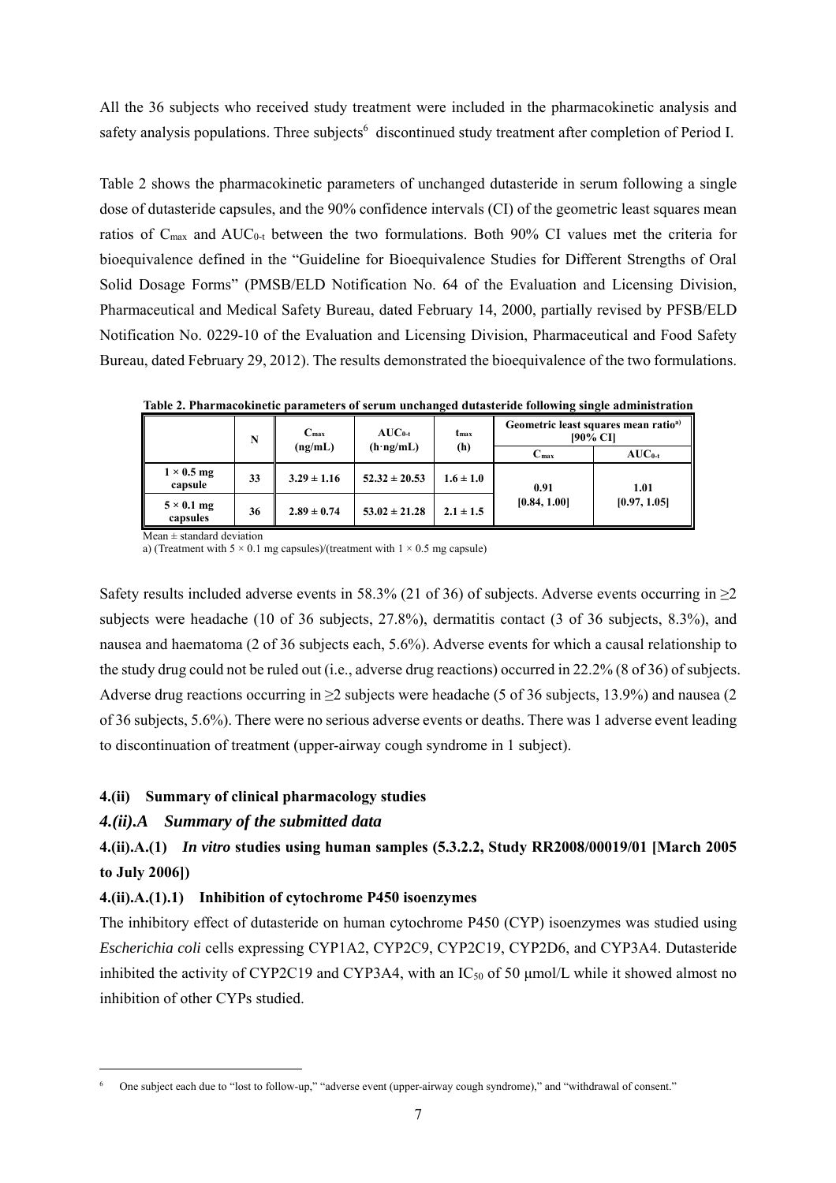All the 36 subjects who received study treatment were included in the pharmacokinetic analysis and safety analysis populations. Three subjects[6] discontinued study treatment after completion of Period I.

Table 2 shows the pharmacokinetic parameters of unchanged dutasteride in serum following a single dose of dutasteride capsules, and the 90% confidence intervals (CI) of the geometric least squares mean ratios of $C_{max}$ and $AUC_{0-t}$ between the two formulations. Both 90% CI values met the criteria for bioequivalence defined in the "Guideline for Bioequivalence Studies for Different Strengths of Oral Solid Dosage Forms" (PMSB/ELD Notification No. 64 of the Evaluation and Licensing Division, Pharmaceutical and Medical Safety Bureau, dated February 14, 2000, partially revised by PFSB/ELD Notification No. 0229-10 of the Evaluation and Licensing Division, Pharmaceutical and Food Safety Bureau, dated February 29, 2012). The results demonstrated the bioequivalence of the two formulations.

**Table 2. Pharmacokinetic parameters of serum unchanged dutasteride following single administration**

| | N | $C_{max}$ (ng/mL) | $AUC_{0-t}$ (h·ng/mL) | $t_{max}$ (h) | Geometric least squares mean ratio[a)] [90% CI] | |
|---|---|---|---|---|---|---|
| | | | | | $C_{max}$ | $AUC_{0-t}$ |
| 1 × 0.5 mg capsule | 33 | 3.29 ± 1.16 | 52.32 ± 20.53 | 1.6 ± 1.0 | 0.91 [0.84, 1.00] | 1.01 [0.97, 1.05] |
| 5 × 0.1 mg capsules | 36 | 2.89 ± 0.74 | 53.02 ± 21.28 | 2.1 ± 1.5 | | |

Mean ± standard deviation
a) (Treatment with 5 × 0.1 mg capsules)/(treatment with 1 × 0.5 mg capsule)

Safety results included adverse events in 58.3% (21 of 36) of subjects. Adverse events occurring in ≥2 subjects were headache (10 of 36 subjects, 27.8%), dermatitis contact (3 of 36 subjects, 8.3%), and nausea and haematoma (2 of 36 subjects each, 5.6%). Adverse events for which a causal relationship to the study drug could not be ruled out (i.e., adverse drug reactions) occurred in 22.2% (8 of 36) of subjects. Adverse drug reactions occurring in ≥2 subjects were headache (5 of 36 subjects, 13.9%) and nausea (2 of 36 subjects, 5.6%). There were no serious adverse events or deaths. There was 1 adverse event leading to discontinuation of treatment (upper-airway cough syndrome in 1 subject).

### 4.(ii) Summary of clinical pharmacology studies

#### *4.(ii).A Summary of the submitted data*

#### 4.(ii).A.(1) *In vitro* studies using human samples (5.3.2.2, Study RR2008/00019/01 [March 2005 to July 2006])

##### 4.(ii).A.(1).1) Inhibition of cytochrome P450 isoenzymes

The inhibitory effect of dutasteride on human cytochrome P450 (CYP) isoenzymes was studied using *Escherichia coli* cells expressing CYP1A2, CYP2C9, CYP2C19, CYP2D6, and CYP3A4. Dutasteride inhibited the activity of CYP2C19 and CYP3A4, with an $IC_{50}$ of 50 μmol/L while it showed almost no inhibition of other CYPs studied.

[6] One subject each due to "lost to follow-up," "adverse event (upper-airway cough syndrome)," and "withdrawal of consent."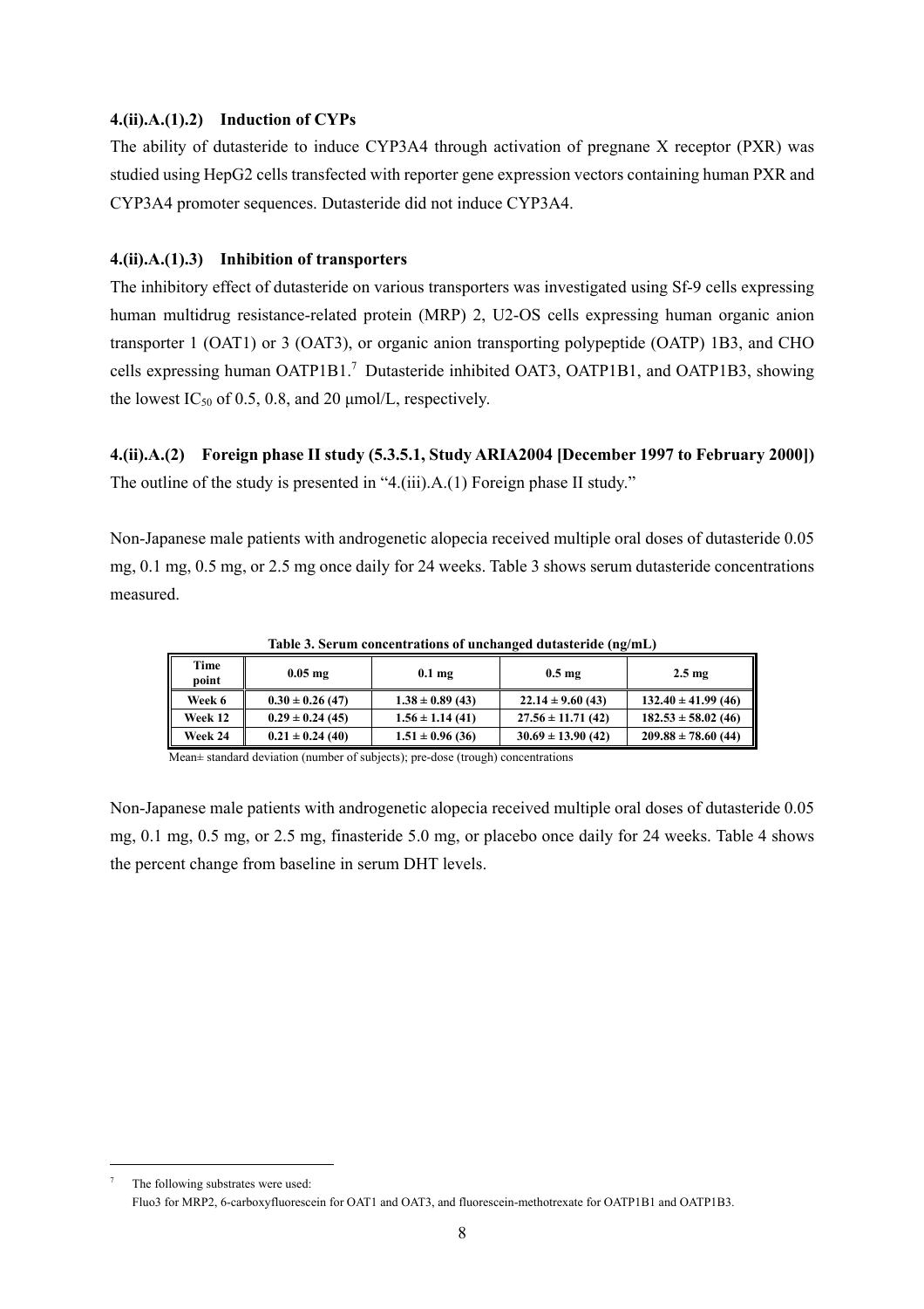#### 4.(ii).A.(1).2) Induction of CYPs

The ability of dutasteride to induce CYP3A4 through activation of pregnane X receptor (PXR) was studied using HepG2 cells transfected with reporter gene expression vectors containing human PXR and CYP3A4 promoter sequences. Dutasteride did not induce CYP3A4.

#### 4.(ii).A.(1).3) Inhibition of transporters

The inhibitory effect of dutasteride on various transporters was investigated using Sf-9 cells expressing human multidrug resistance-related protein (MRP) 2, U2-OS cells expressing human organic anion transporter 1 (OAT1) or 3 (OAT3), or organic anion transporting polypeptide (OATP) 1B3, and CHO cells expressing human OATP1B1.[7] Dutasteride inhibited OAT3, OATP1B1, and OATP1B3, showing the lowest $IC_{50}$ of 0.5, 0.8, and 20 μmol/L, respectively.

### 4.(ii).A.(2) Foreign phase II study (5.3.5.1, Study ARIA2004 [December 1997 to February 2000])

The outline of the study is presented in "4.(iii).A.(1) Foreign phase II study."

Non-Japanese male patients with androgenetic alopecia received multiple oral doses of dutasteride 0.05 mg, 0.1 mg, 0.5 mg, or 2.5 mg once daily for 24 weeks. Table 3 shows serum dutasteride concentrations measured.

**Table 3. Serum concentrations of unchanged dutasteride (ng/mL)**

| Time point | 0.05 mg | 0.1 mg | 0.5 mg | 2.5 mg |
|---|---|---|---|---|
| Week 6 | 0.30 ± 0.26 (47) | 1.38 ± 0.89 (43) | 22.14 ± 9.60 (43) | 132.40 ± 41.99 (46) |
| Week 12 | 0.29 ± 0.24 (45) | 1.56 ± 1.14 (41) | 27.56 ± 11.71 (42) | 182.53 ± 58.02 (46) |
| Week 24 | 0.21 ± 0.24 (40) | 1.51 ± 0.96 (36) | 30.69 ± 13.90 (42) | 209.88 ± 78.60 (44) |

Mean± standard deviation (number of subjects); pre-dose (trough) concentrations

Non-Japanese male patients with androgenetic alopecia received multiple oral doses of dutasteride 0.05 mg, 0.1 mg, 0.5 mg, or 2.5 mg, finasteride 5.0 mg, or placebo once daily for 24 weeks. Table 4 shows the percent change from baseline in serum DHT levels.

---

[7] The following substrates were used:
Fluo3 for MRP2, 6-carboxyfluorescein for OAT1 and OAT3, and fluorescein-methotrexate for OATP1B1 and OATP1B3.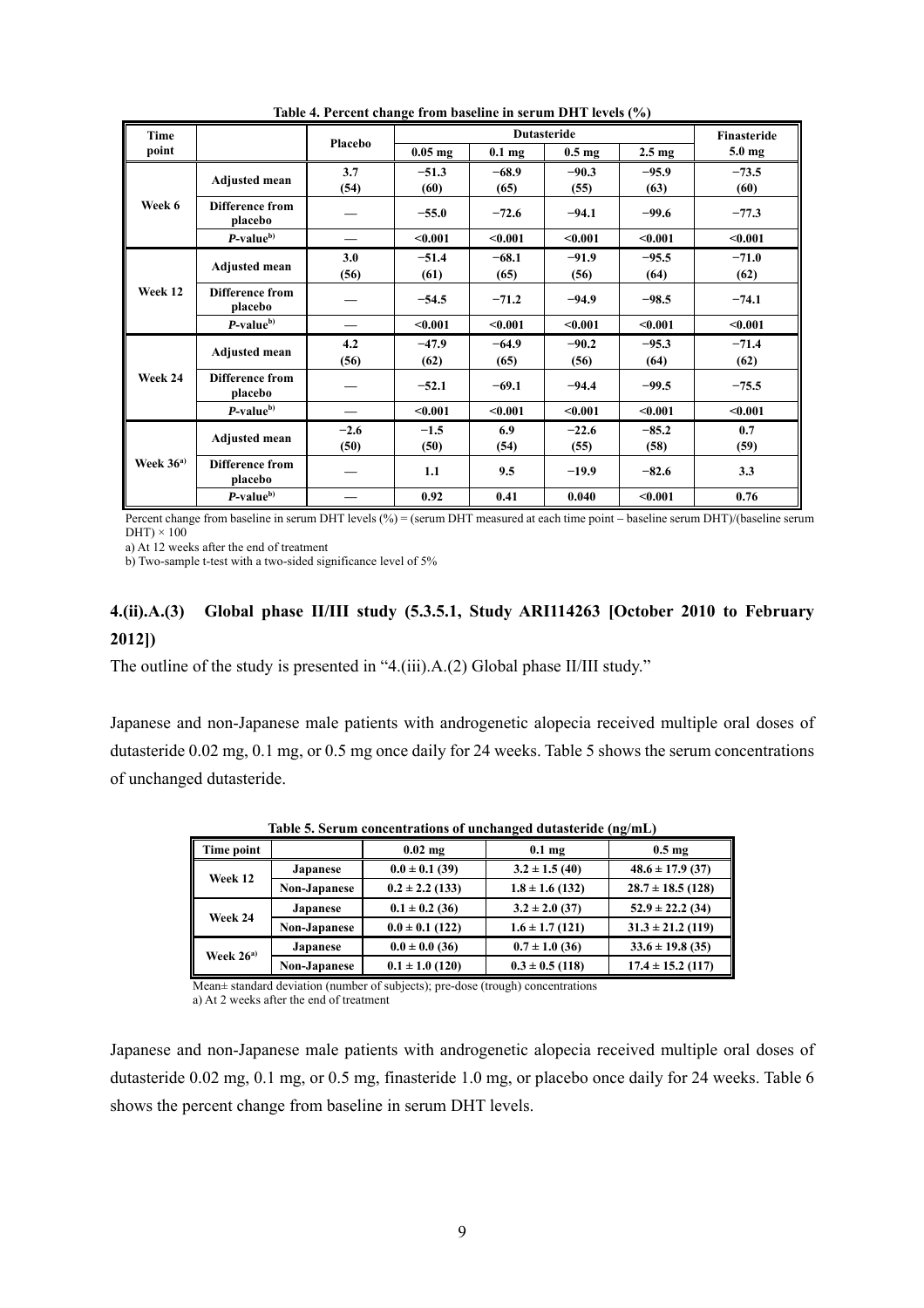**Table 4. Percent change from baseline in serum DHT levels (%)**

| Time point | | Placebo | Dutasteride | | | | Finasteride |
|---|---|---|---|---|---|---|---|
| | | | 0.05 mg | 0.1 mg | 0.5 mg | 2.5 mg | 5.0 mg |
| Week 6 | Adjusted mean | 3.7 (54) | −51.3 (60) | −68.9 (65) | −90.3 (55) | −95.9 (63) | −73.5 (60) |
| | Difference from placebo | — | −55.0 | −72.6 | −94.1 | −99.6 | −77.3 |
| | *P*-value[b)] | — | <0.001 | <0.001 | <0.001 | <0.001 | <0.001 |
| Week 12 | Adjusted mean | 3.0 (56) | −51.4 (61) | −68.1 (65) | −91.9 (56) | −95.5 (64) | −71.0 (62) |
| | Difference from placebo | — | −54.5 | −71.2 | −94.9 | −98.5 | −74.1 |
| | *P*-value[b)] | — | <0.001 | <0.001 | <0.001 | <0.001 | <0.001 |
| Week 24 | Adjusted mean | 4.2 (56) | −47.9 (62) | −64.9 (65) | −90.2 (56) | −95.3 (64) | −71.4 (62) |
| | Difference from placebo | — | −52.1 | −69.1 | −94.4 | −99.5 | −75.5 |
| | *P*-value[b)] | — | <0.001 | <0.001 | <0.001 | <0.001 | <0.001 |
| Week 36[a)] | Adjusted mean | −2.6 (50) | −1.5 (50) | 6.9 (54) | −22.6 (55) | −85.2 (58) | 0.7 (59) |
| | Difference from placebo | — | 1.1 | 9.5 | −19.9 | −82.6 | 3.3 |
| | *P*-value[b)] | — | 0.92 | 0.41 | 0.040 | <0.001 | 0.76 |

Percent change from baseline in serum DHT levels (%) = (serum DHT measured at each time point − baseline serum DHT)/(baseline serum DHT) × 100

a) At 12 weeks after the end of treatment

b) Two-sample t-test with a two-sided significance level of 5%

### 4.(ii).A.(3) Global phase II/III study (5.3.5.1, Study ARI114263 [October 2010 to February 2012])

The outline of the study is presented in "4.(iii).A.(2) Global phase II/III study."

Japanese and non-Japanese male patients with androgenetic alopecia received multiple oral doses of dutasteride 0.02 mg, 0.1 mg, or 0.5 mg once daily for 24 weeks. Table 5 shows the serum concentrations of unchanged dutasteride.

**Table 5. Serum concentrations of unchanged dutasteride (ng/mL)**

| Time point | | 0.02 mg | 0.1 mg | 0.5 mg |
|---|---|---|---|---|
| Week 12 | Japanese | 0.0 ± 0.1 (39) | 3.2 ± 1.5 (40) | 48.6 ± 17.9 (37) |
| | Non-Japanese | 0.2 ± 2.2 (133) | 1.8 ± 1.6 (132) | 28.7 ± 18.5 (128) |
| Week 24 | Japanese | 0.1 ± 0.2 (36) | 3.2 ± 2.0 (37) | 52.9 ± 22.2 (34) |
| | Non-Japanese | 0.0 ± 0.1 (122) | 1.6 ± 1.7 (121) | 31.3 ± 21.2 (119) |
| Week 26[a)] | Japanese | 0.0 ± 0.0 (36) | 0.7 ± 1.0 (36) | 33.6 ± 19.8 (35) |
| | Non-Japanese | 0.1 ± 1.0 (120) | 0.3 ± 0.5 (118) | 17.4 ± 15.2 (117) |

Mean± standard deviation (number of subjects); pre-dose (trough) concentrations

a) At 2 weeks after the end of treatment

Japanese and non-Japanese male patients with androgenetic alopecia received multiple oral doses of dutasteride 0.02 mg, 0.1 mg, or 0.5 mg, finasteride 1.0 mg, or placebo once daily for 24 weeks. Table 6 shows the percent change from baseline in serum DHT levels.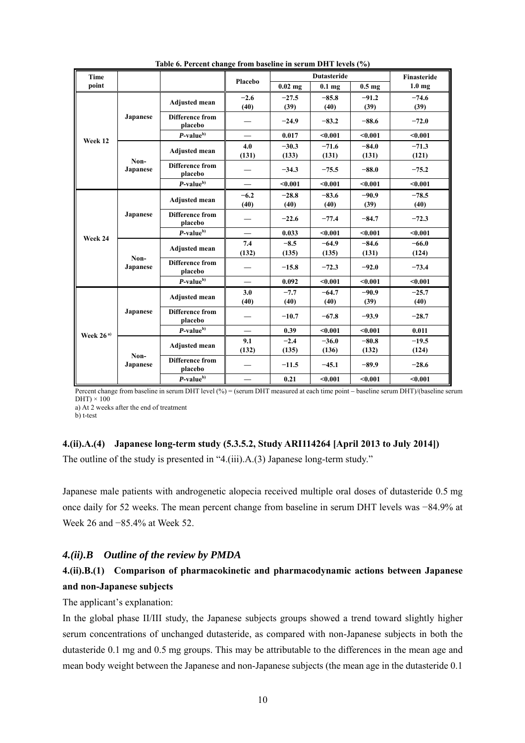**Table 6. Percent change from baseline in serum DHT levels (%)**

| Time point | | | Placebo | Dutasteride | | | Finasteride |
|---|---|---|---|---|---|---|---|
| | | | | 0.02 mg | 0.1 mg | 0.5 mg | 1.0 mg |
| Week 12 | Japanese | Adjusted mean | −2.6 (40) | −27.5 (39) | −85.8 (40) | −91.2 (39) | −74.6 (39) |
| | | Difference from placebo | — | −24.9 | −83.2 | −88.6 | −72.0 |
| | | P-value[b)] | — | 0.017 | <0.001 | <0.001 | <0.001 |
| | Non-Japanese | Adjusted mean | 4.0 (131) | −30.3 (133) | −71.6 (131) | −84.0 (131) | −71.3 (121) |
| | | Difference from placebo | — | −34.3 | −75.5 | −88.0 | −75.2 |
| | | P-value[b)] | — | <0.001 | <0.001 | <0.001 | <0.001 |
| Week 24 | Japanese | Adjusted mean | −6.2 (40) | −28.8 (40) | −83.6 (40) | −90.9 (39) | −78.5 (40) |
| | | Difference from placebo | — | −22.6 | −77.4 | −84.7 | −72.3 |
| | | P-value[b)] | — | 0.033 | <0.001 | <0.001 | <0.001 |
| | Non-Japanese | Adjusted mean | 7.4 (132) | −8.5 (135) | −64.9 (135) | −84.6 (131) | −66.0 (124) |
| | | Difference from placebo | — | −15.8 | −72.3 | −92.0 | −73.4 |
| | | P-value[b)] | — | 0.092 | <0.001 | <0.001 | <0.001 |
| Week 26[a)] | Japanese | Adjusted mean | 3.0 (40) | −7.7 (40) | −64.7 (40) | −90.9 (39) | −25.7 (40) |
| | | Difference from placebo | — | −10.7 | −67.8 | −93.9 | −28.7 |
| | | P-value[b)] | — | 0.39 | <0.001 | <0.001 | 0.011 |
| | Non-Japanese | Adjusted mean | 9.1 (132) | −2.4 (135) | −36.0 (136) | −80.8 (132) | −19.5 (124) |
| | | Difference from placebo | — | −11.5 | −45.1 | −89.9 | −28.6 |
| | | P-value[b)] | — | 0.21 | <0.001 | <0.001 | <0.001 |

Percent change from baseline in serum DHT level (%) = (serum DHT measured at each time point – baseline serum DHT)/(baseline serum DHT) × 100

a) At 2 weeks after the end of treatment

b) t-test

#### 4.(ii).A.(4) Japanese long-term study (5.3.5.2, Study ARI114264 [April 2013 to July 2014])

The outline of the study is presented in "4.(iii).A.(3) Japanese long-term study."

Japanese male patients with androgenetic alopecia received multiple oral doses of dutasteride 0.5 mg once daily for 52 weeks. The mean percent change from baseline in serum DHT levels was −84.9% at Week 26 and −85.4% at Week 52.

### *4.(ii).B Outline of the review by PMDA*

#### 4.(ii).B.(1) Comparison of pharmacokinetic and pharmacodynamic actions between Japanese and non-Japanese subjects

The applicant's explanation:

In the global phase II/III study, the Japanese subjects groups showed a trend toward slightly higher serum concentrations of unchanged dutasteride, as compared with non-Japanese subjects in both the dutasteride 0.1 mg and 0.5 mg groups. This may be attributable to the differences in the mean age and mean body weight between the Japanese and non-Japanese subjects (the mean age in the dutasteride 0.1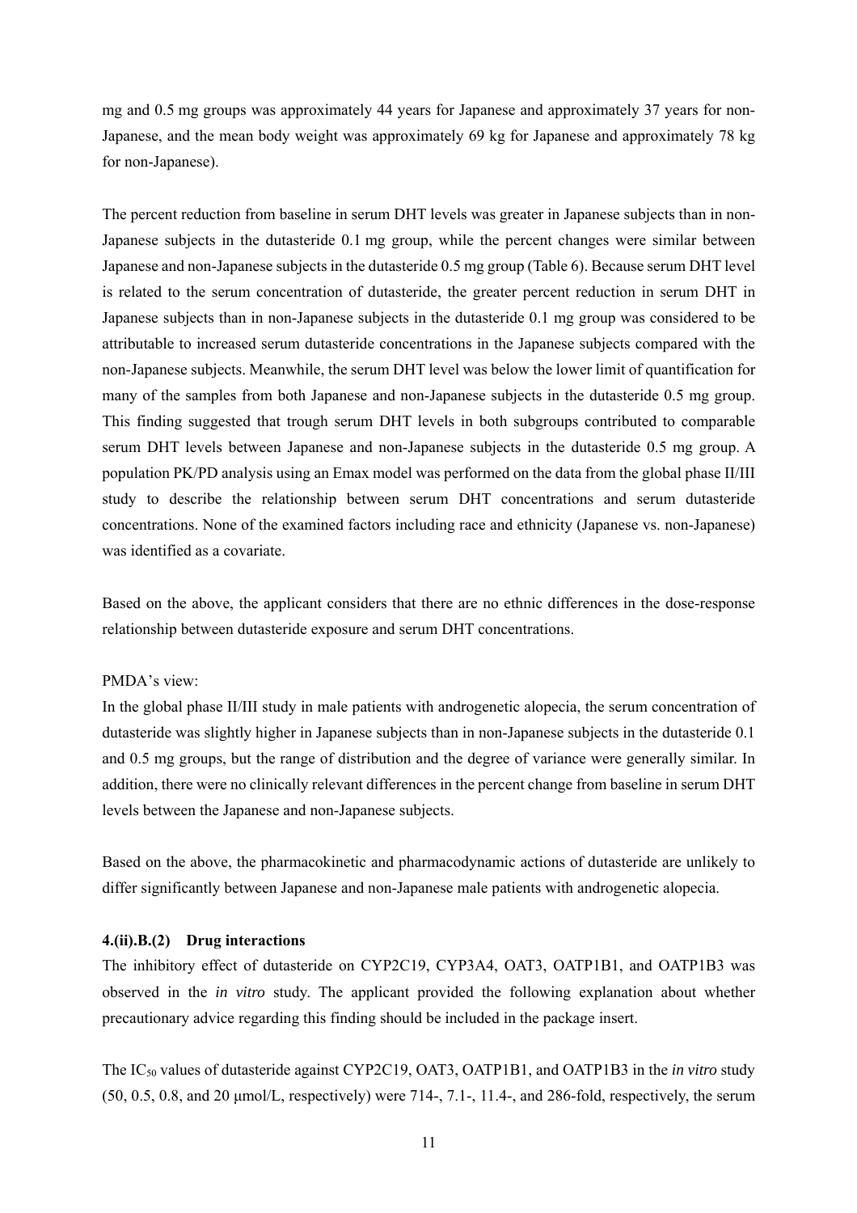mg and 0.5 mg groups was approximately 44 years for Japanese and approximately 37 years for non-Japanese, and the mean body weight was approximately 69 kg for Japanese and approximately 78 kg for non-Japanese).

The percent reduction from baseline in serum DHT levels was greater in Japanese subjects than in non-Japanese subjects in the dutasteride 0.1 mg group, while the percent changes were similar between Japanese and non-Japanese subjects in the dutasteride 0.5 mg group (Table 6). Because serum DHT level is related to the serum concentration of dutasteride, the greater percent reduction in serum DHT in Japanese subjects than in non-Japanese subjects in the dutasteride 0.1 mg group was considered to be attributable to increased serum dutasteride concentrations in the Japanese subjects compared with the non-Japanese subjects. Meanwhile, the serum DHT level was below the lower limit of quantification for many of the samples from both Japanese and non-Japanese subjects in the dutasteride 0.5 mg group. This finding suggested that trough serum DHT levels in both subgroups contributed to comparable serum DHT levels between Japanese and non-Japanese subjects in the dutasteride 0.5 mg group. A population PK/PD analysis using an Emax model was performed on the data from the global phase II/III study to describe the relationship between serum DHT concentrations and serum dutasteride concentrations. None of the examined factors including race and ethnicity (Japanese vs. non-Japanese) was identified as a covariate.

Based on the above, the applicant considers that there are no ethnic differences in the dose-response relationship between dutasteride exposure and serum DHT concentrations.

PMDA's view:
In the global phase II/III study in male patients with androgenetic alopecia, the serum concentration of dutasteride was slightly higher in Japanese subjects than in non-Japanese subjects in the dutasteride 0.1 and 0.5 mg groups, but the range of distribution and the degree of variance were generally similar. In addition, there were no clinically relevant differences in the percent change from baseline in serum DHT levels between the Japanese and non-Japanese subjects.

Based on the above, the pharmacokinetic and pharmacodynamic actions of dutasteride are unlikely to differ significantly between Japanese and non-Japanese male patients with androgenetic alopecia.

#### 4.(ii).B.(2) Drug interactions

The inhibitory effect of dutasteride on CYP2C19, CYP3A4, OAT3, OATP1B1, and OATP1B3 was observed in the *in vitro* study. The applicant provided the following explanation about whether precautionary advice regarding this finding should be included in the package insert.

The $IC_{50}$ values of dutasteride against CYP2C19, OAT3, OATP1B1, and OATP1B3 in the *in vitro* study (50, 0.5, 0.8, and 20 μmol/L, respectively) were 714-, 7.1-, 11.4-, and 286-fold, respectively, the serum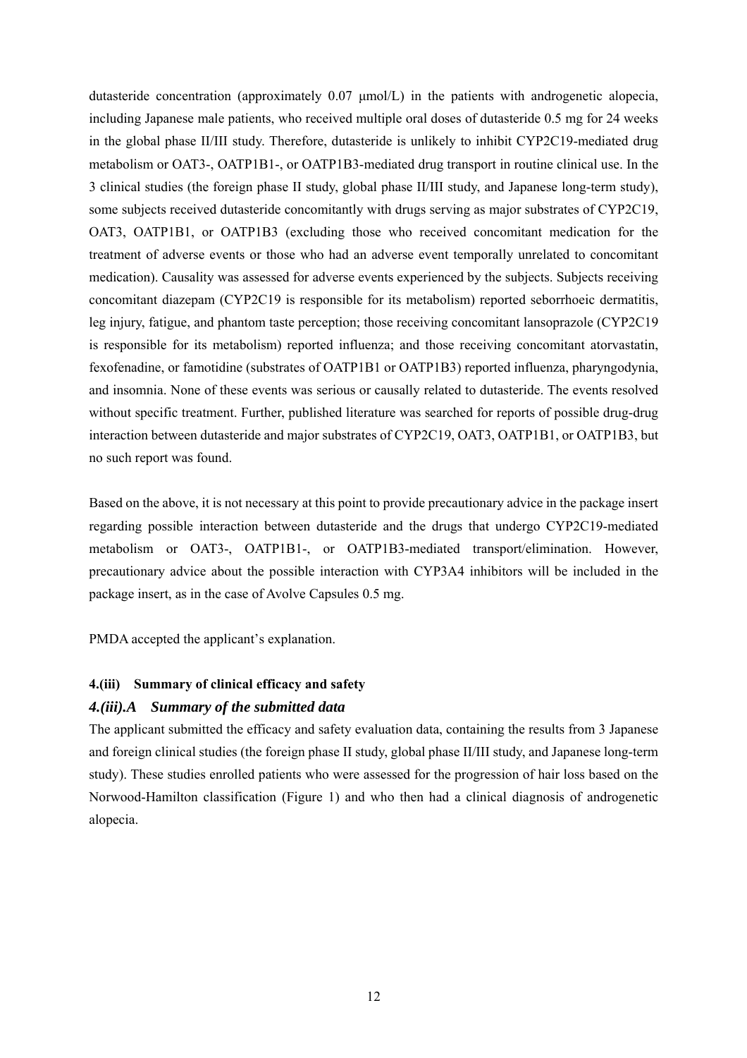dutasteride concentration (approximately 0.07 μmol/L) in the patients with androgenetic alopecia, including Japanese male patients, who received multiple oral doses of dutasteride 0.5 mg for 24 weeks in the global phase II/III study. Therefore, dutasteride is unlikely to inhibit CYP2C19-mediated drug metabolism or OAT3-, OATP1B1-, or OATP1B3-mediated drug transport in routine clinical use. In the 3 clinical studies (the foreign phase II study, global phase II/III study, and Japanese long-term study), some subjects received dutasteride concomitantly with drugs serving as major substrates of CYP2C19, OAT3, OATP1B1, or OATP1B3 (excluding those who received concomitant medication for the treatment of adverse events or those who had an adverse event temporally unrelated to concomitant medication). Causality was assessed for adverse events experienced by the subjects. Subjects receiving concomitant diazepam (CYP2C19 is responsible for its metabolism) reported seborrhoeic dermatitis, leg injury, fatigue, and phantom taste perception; those receiving concomitant lansoprazole (CYP2C19 is responsible for its metabolism) reported influenza; and those receiving concomitant atorvastatin, fexofenadine, or famotidine (substrates of OATP1B1 or OATP1B3) reported influenza, pharyngodynia, and insomnia. None of these events was serious or causally related to dutasteride. The events resolved without specific treatment. Further, published literature was searched for reports of possible drug-drug interaction between dutasteride and major substrates of CYP2C19, OAT3, OATP1B1, or OATP1B3, but no such report was found.

Based on the above, it is not necessary at this point to provide precautionary advice in the package insert regarding possible interaction between dutasteride and the drugs that undergo CYP2C19-mediated metabolism or OAT3-, OATP1B1-, or OATP1B3-mediated transport/elimination. However, precautionary advice about the possible interaction with CYP3A4 inhibitors will be included in the package insert, as in the case of Avolve Capsules 0.5 mg.

PMDA accepted the applicant's explanation.

#### 4.(iii) Summary of clinical efficacy and safety

#### *4.(iii).A Summary of the submitted data*

The applicant submitted the efficacy and safety evaluation data, containing the results from 3 Japanese and foreign clinical studies (the foreign phase II study, global phase II/III study, and Japanese long-term study). These studies enrolled patients who were assessed for the progression of hair loss based on the Norwood-Hamilton classification (Figure 1) and who then had a clinical diagnosis of androgenetic alopecia.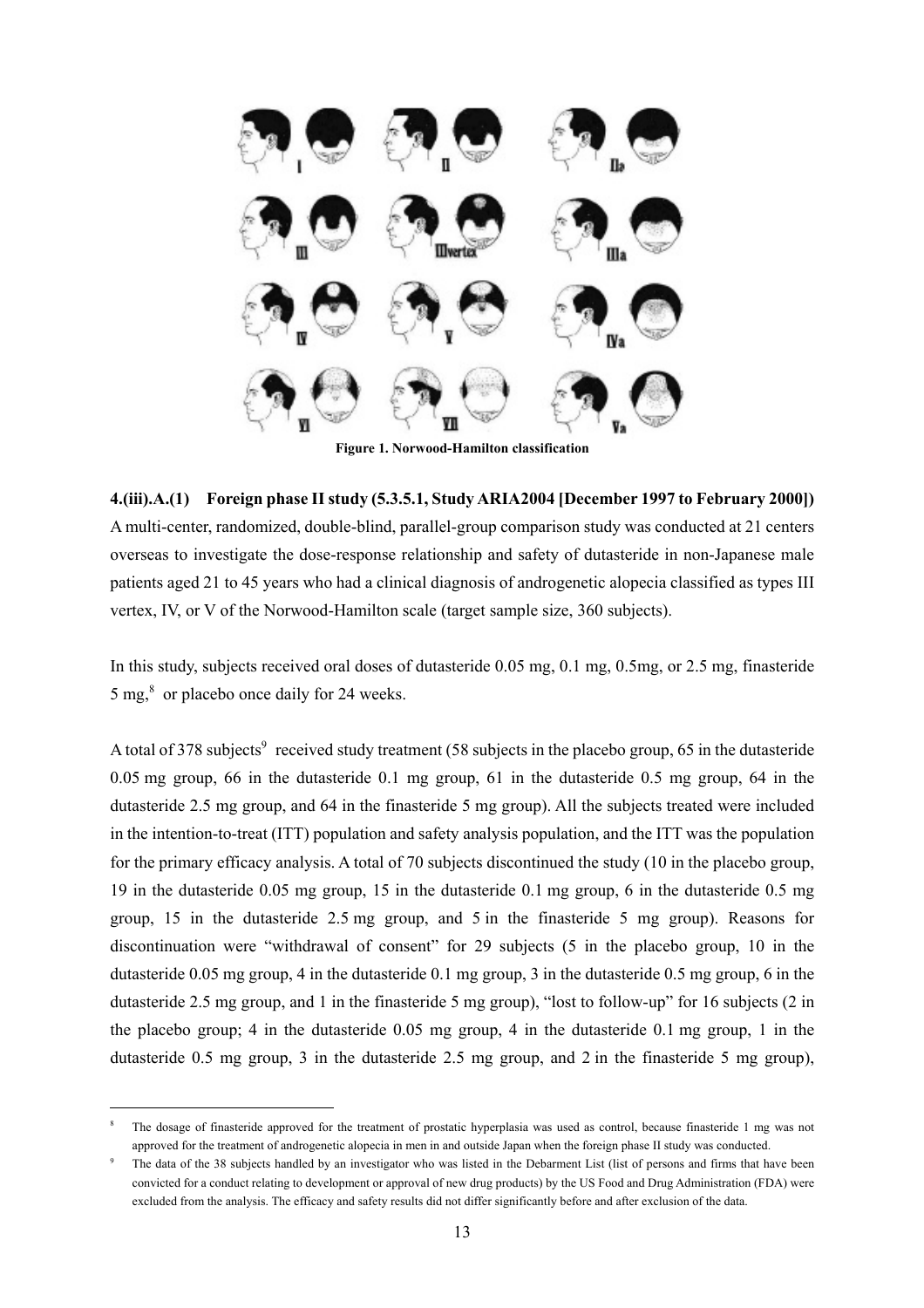**Figure 1. Norwood-Hamilton classification**

**4.(iii).A.(1) Foreign phase II study (5.3.5.1, Study ARIA2004 [December 1997 to February 2000])**

A multi-center, randomized, double-blind, parallel-group comparison study was conducted at 21 centers overseas to investigate the dose-response relationship and safety of dutasteride in non-Japanese male patients aged 21 to 45 years who had a clinical diagnosis of androgenetic alopecia classified as types III vertex, IV, or V of the Norwood-Hamilton scale (target sample size, 360 subjects).

In this study, subjects received oral doses of dutasteride 0.05 mg, 0.1 mg, 0.5mg, or 2.5 mg, finasteride 5 mg,[8] or placebo once daily for 24 weeks.

A total of 378 subjects[9] received study treatment (58 subjects in the placebo group, 65 in the dutasteride 0.05 mg group, 66 in the dutasteride 0.1 mg group, 61 in the dutasteride 0.5 mg group, 64 in the dutasteride 2.5 mg group, and 64 in the finasteride 5 mg group). All the subjects treated were included in the intention-to-treat (ITT) population and safety analysis population, and the ITT was the population for the primary efficacy analysis. A total of 70 subjects discontinued the study (10 in the placebo group, 19 in the dutasteride 0.05 mg group, 15 in the dutasteride 0.1 mg group, 6 in the dutasteride 0.5 mg group, 15 in the dutasteride 2.5 mg group, and 5 in the finasteride 5 mg group). Reasons for discontinuation were "withdrawal of consent" for 29 subjects (5 in the placebo group, 10 in the dutasteride 0.05 mg group, 4 in the dutasteride 0.1 mg group, 3 in the dutasteride 0.5 mg group, 6 in the dutasteride 2.5 mg group, and 1 in the finasteride 5 mg group), "lost to follow-up" for 16 subjects (2 in the placebo group; 4 in the dutasteride 0.05 mg group, 4 in the dutasteride 0.1 mg group, 1 in the dutasteride 0.5 mg group, 3 in the dutasteride 2.5 mg group, and 2 in the finasteride 5 mg group),

---

[8] The dosage of finasteride approved for the treatment of prostatic hyperplasia was used as control, because finasteride 1 mg was not approved for the treatment of androgenetic alopecia in men in and outside Japan when the foreign phase II study was conducted.

[9] The data of the 38 subjects handled by an investigator who was listed in the Debarment List (list of persons and firms that have been convicted for a conduct relating to development or approval of new drug products) by the US Food and Drug Administration (FDA) were excluded from the analysis. The efficacy and safety results did not differ significantly before and after exclusion of the data.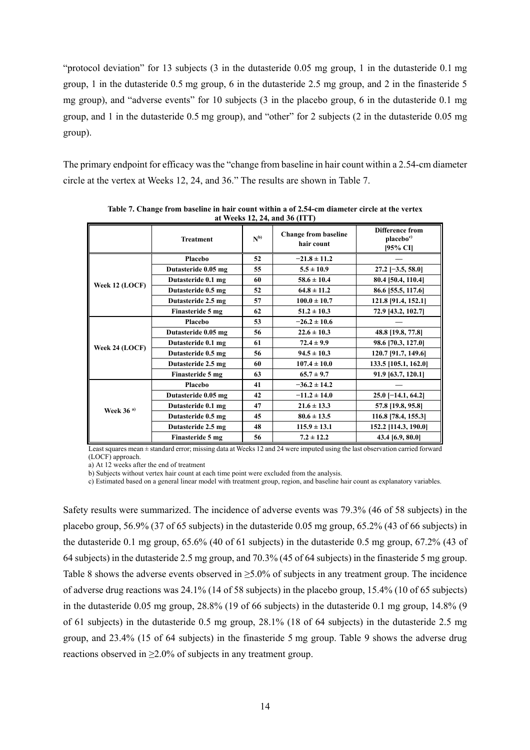"protocol deviation" for 13 subjects (3 in the dutasteride 0.05 mg group, 1 in the dutasteride 0.1 mg group, 1 in the dutasteride 0.5 mg group, 6 in the dutasteride 2.5 mg group, and 2 in the finasteride 5 mg group), and "adverse events" for 10 subjects (3 in the placebo group, 6 in the dutasteride 0.1 mg group, and 1 in the dutasteride 0.5 mg group), and "other" for 2 subjects (2 in the dutasteride 0.05 mg group).

The primary endpoint for efficacy was the "change from baseline in hair count within a 2.54-cm diameter circle at the vertex at Weeks 12, 24, and 36." The results are shown in Table 7.

**Table 7. Change from baseline in hair count within a of 2.54-cm diameter circle at the vertex at Weeks 12, 24, and 36 (ITT)**

| | Treatment | N[b] | Change from baseline hair count | Difference from placebo[c] [95% CI] |
|---|---|---|---|---|
| Week 12 (LOCF) | Placebo | 52 | −21.8 ± 11.2 | — |
| | Dutasteride 0.05 mg | 55 | 5.5 ± 10.9 | 27.2 [−3.5, 58.0] |
| | Dutasteride 0.1 mg | 60 | 58.6 ± 10.4 | 80.4 [50.4, 110.4] |
| | Dutasteride 0.5 mg | 52 | 64.8 ± 11.2 | 86.6 [55.5, 117.6] |
| | Dutasteride 2.5 mg | 57 | 100.0 ± 10.7 | 121.8 [91.4, 152.1] |
| | Finasteride 5 mg | 62 | 51.2 ± 10.3 | 72.9 [43.2, 102.7] |
| Week 24 (LOCF) | Placebo | 53 | −26.2 ± 10.6 | — |
| | Dutasteride 0.05 mg | 56 | 22.6 ± 10.3 | 48.8 [19.8, 77.8] |
| | Dutasteride 0.1 mg | 61 | 72.4 ± 9.9 | 98.6 [70.3, 127.0] |
| | Dutasteride 0.5 mg | 56 | 94.5 ± 10.3 | 120.7 [91.7, 149.6] |
| | Dutasteride 2.5 mg | 60 | 107.4 ± 10.0 | 133.5 [105.1, 162.0] |
| | Finasteride 5 mg | 63 | 65.7 ± 9.7 | 91.9 [63.7, 120.1] |
| Week 36 [a] | Placebo | 41 | −36.2 ± 14.2 | — |
| | Dutasteride 0.05 mg | 42 | −11.2 ± 14.0 | 25.0 [−14.1, 64.2] |
| | Dutasteride 0.1 mg | 47 | 21.6 ± 13.3 | 57.8 [19.8, 95.8] |
| | Dutasteride 0.5 mg | 45 | 80.6 ± 13.5 | 116.8 [78.4, 155.3] |
| | Dutasteride 2.5 mg | 48 | 115.9 ± 13.1 | 152.2 [114.3, 190.0] |
| | Finasteride 5 mg | 56 | 7.2 ± 12.2 | 43.4 [6.9, 80.0] |

Least squares mean ± standard error; missing data at Weeks 12 and 24 were imputed using the last observation carried forward (LOCF) approach.

a) At 12 weeks after the end of treatment

b) Subjects without vertex hair count at each time point were excluded from the analysis.

c) Estimated based on a general linear model with treatment group, region, and baseline hair count as explanatory variables.

Safety results were summarized. The incidence of adverse events was 79.3% (46 of 58 subjects) in the placebo group, 56.9% (37 of 65 subjects) in the dutasteride 0.05 mg group, 65.2% (43 of 66 subjects) in the dutasteride 0.1 mg group, 65.6% (40 of 61 subjects) in the dutasteride 0.5 mg group, 67.2% (43 of 64 subjects) in the dutasteride 2.5 mg group, and 70.3% (45 of 64 subjects) in the finasteride 5 mg group. Table 8 shows the adverse events observed in ≥5.0% of subjects in any treatment group. The incidence of adverse drug reactions was 24.1% (14 of 58 subjects) in the placebo group, 15.4% (10 of 65 subjects) in the dutasteride 0.05 mg group, 28.8% (19 of 66 subjects) in the dutasteride 0.1 mg group, 14.8% (9 of 61 subjects) in the dutasteride 0.5 mg group, 28.1% (18 of 64 subjects) in the dutasteride 2.5 mg group, and 23.4% (15 of 64 subjects) in the finasteride 5 mg group. Table 9 shows the adverse drug reactions observed in ≥2.0% of subjects in any treatment group.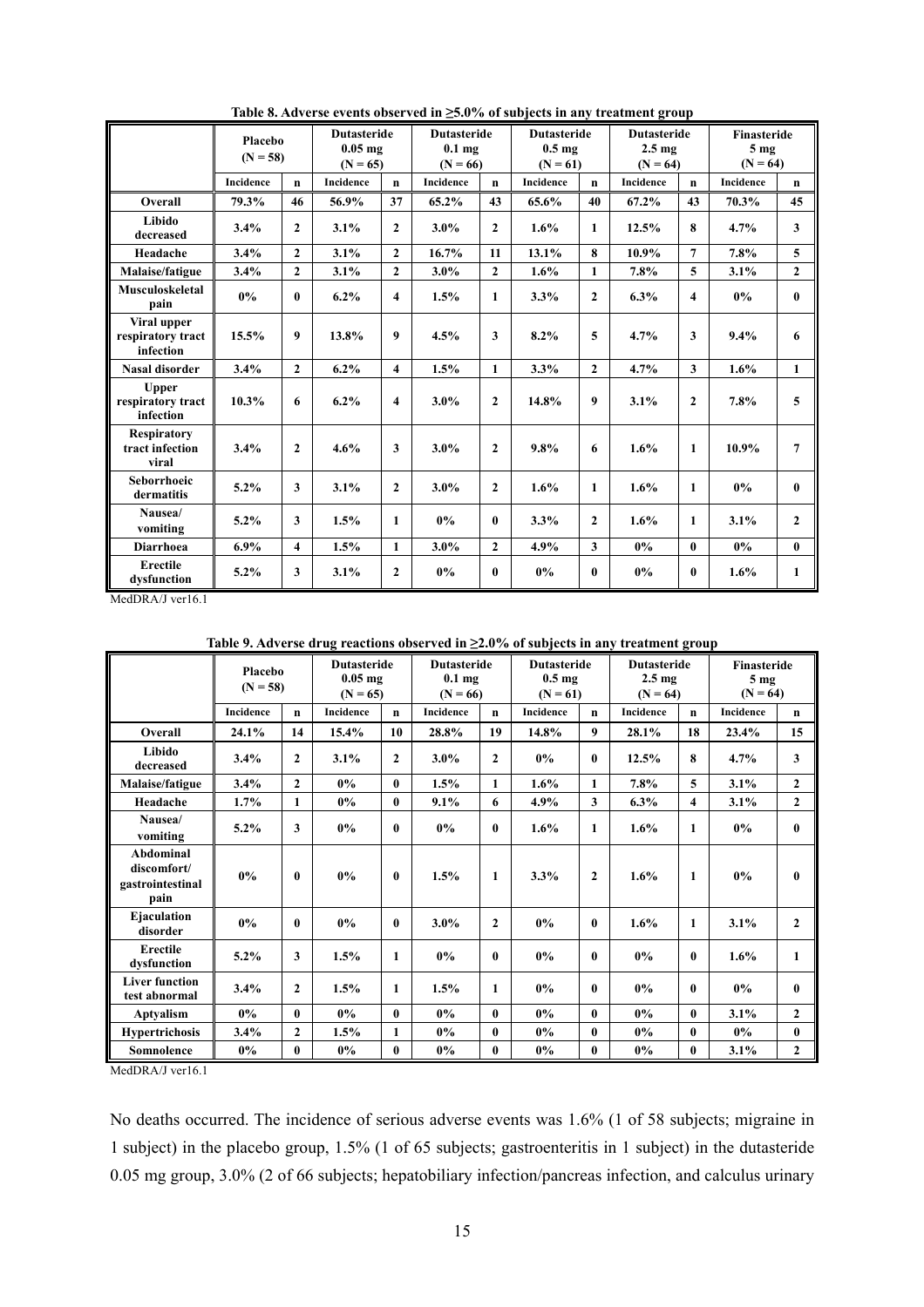**Table 8. Adverse events observed in ≥5.0% of subjects in any treatment group**

| | Placebo (N = 58) | | Dutasteride 0.05 mg (N = 65) | | Dutasteride 0.1 mg (N = 66) | | Dutasteride 0.5 mg (N = 61) | | Dutasteride 2.5 mg (N = 64) | | Finasteride 5 mg (N = 64) | |
|---|---|---|---|---|---|---|---|---|---|---|---|---|
| | Incidence | n | Incidence | n | Incidence | n | Incidence | n | Incidence | n | Incidence | n |
| **Overall** | 79.3% | 46 | 56.9% | 37 | 65.2% | 43 | 65.6% | 40 | 67.2% | 43 | 70.3% | 45 |
| **Libido decreased** | 3.4% | 2 | 3.1% | 2 | 3.0% | 2 | 1.6% | 1 | 12.5% | 8 | 4.7% | 3 |
| **Headache** | 3.4% | 2 | 3.1% | 2 | 16.7% | 11 | 13.1% | 8 | 10.9% | 7 | 7.8% | 5 |
| **Malaise/fatigue** | 3.4% | 2 | 3.1% | 2 | 3.0% | 2 | 1.6% | 1 | 7.8% | 5 | 3.1% | 2 |
| **Musculoskeletal pain** | 0% | 0 | 6.2% | 4 | 1.5% | 1 | 3.3% | 2 | 6.3% | 4 | 0% | 0 |
| **Viral upper respiratory tract infection** | 15.5% | 9 | 13.8% | 9 | 4.5% | 3 | 8.2% | 5 | 4.7% | 3 | 9.4% | 6 |
| **Nasal disorder** | 3.4% | 2 | 6.2% | 4 | 1.5% | 1 | 3.3% | 2 | 4.7% | 3 | 1.6% | 1 |
| **Upper respiratory tract infection** | 10.3% | 6 | 6.2% | 4 | 3.0% | 2 | 14.8% | 9 | 3.1% | 2 | 7.8% | 5 |
| **Respiratory tract infection viral** | 3.4% | 2 | 4.6% | 3 | 3.0% | 2 | 9.8% | 6 | 1.6% | 1 | 10.9% | 7 |
| **Seborrhoeic dermatitis** | 5.2% | 3 | 3.1% | 2 | 3.0% | 2 | 1.6% | 1 | 1.6% | 1 | 0% | 0 |
| **Nausea/ vomiting** | 5.2% | 3 | 1.5% | 1 | 0% | 0 | 3.3% | 2 | 1.6% | 1 | 3.1% | 2 |
| **Diarrhoea** | 6.9% | 4 | 1.5% | 1 | 3.0% | 2 | 4.9% | 3 | 0% | 0 | 0% | 0 |
| **Erectile dysfunction** | 5.2% | 3 | 3.1% | 2 | 0% | 0 | 0% | 0 | 0% | 0 | 1.6% | 1 |

MedDRA/J ver16.1

**Table 9. Adverse drug reactions observed in ≥2.0% of subjects in any treatment group**

| | Placebo (N = 58) | | Dutasteride 0.05 mg (N = 65) | | Dutasteride 0.1 mg (N = 66) | | Dutasteride 0.5 mg (N = 61) | | Dutasteride 2.5 mg (N = 64) | | Finasteride 5 mg (N = 64) | |
|---|---|---|---|---|---|---|---|---|---|---|---|---|
| | Incidence | n | Incidence | n | Incidence | n | Incidence | n | Incidence | n | Incidence | n |
| **Overall** | 24.1% | 14 | 15.4% | 10 | 28.8% | 19 | 14.8% | 9 | 28.1% | 18 | 23.4% | 15 |
| **Libido decreased** | 3.4% | 2 | 3.1% | 2 | 3.0% | 2 | 0% | 0 | 12.5% | 8 | 4.7% | 3 |
| **Malaise/fatigue** | 3.4% | 2 | 0% | 0 | 1.5% | 1 | 1.6% | 1 | 7.8% | 5 | 3.1% | 2 |
| **Headache** | 1.7% | 1 | 0% | 0 | 9.1% | 6 | 4.9% | 3 | 6.3% | 4 | 3.1% | 2 |
| **Nausea/ vomiting** | 5.2% | 3 | 0% | 0 | 0% | 0 | 1.6% | 1 | 1.6% | 1 | 0% | 0 |
| **Abdominal discomfort/ gastrointestinal pain** | 0% | 0 | 0% | 0 | 1.5% | 1 | 3.3% | 2 | 1.6% | 1 | 0% | 0 |
| **Ejaculation disorder** | 0% | 0 | 0% | 0 | 3.0% | 2 | 0% | 0 | 1.6% | 1 | 3.1% | 2 |
| **Erectile dysfunction** | 5.2% | 3 | 1.5% | 1 | 0% | 0 | 0% | 0 | 0% | 0 | 1.6% | 1 |
| **Liver function test abnormal** | 3.4% | 2 | 1.5% | 1 | 1.5% | 1 | 0% | 0 | 0% | 0 | 0% | 0 |
| **Aptyalism** | 0% | 0 | 0% | 0 | 0% | 0 | 0% | 0 | 0% | 0 | 3.1% | 2 |
| **Hypertrichosis** | 3.4% | 2 | 1.5% | 1 | 0% | 0 | 0% | 0 | 0% | 0 | 0% | 0 |
| **Somnolence** | 0% | 0 | 0% | 0 | 0% | 0 | 0% | 0 | 0% | 0 | 3.1% | 2 |

MedDRA/J ver16.1

No deaths occurred. The incidence of serious adverse events was 1.6% (1 of 58 subjects; migraine in 1 subject) in the placebo group, 1.5% (1 of 65 subjects; gastroenteritis in 1 subject) in the dutasteride 0.05 mg group, 3.0% (2 of 66 subjects; hepatobiliary infection/pancreas infection, and calculus urinary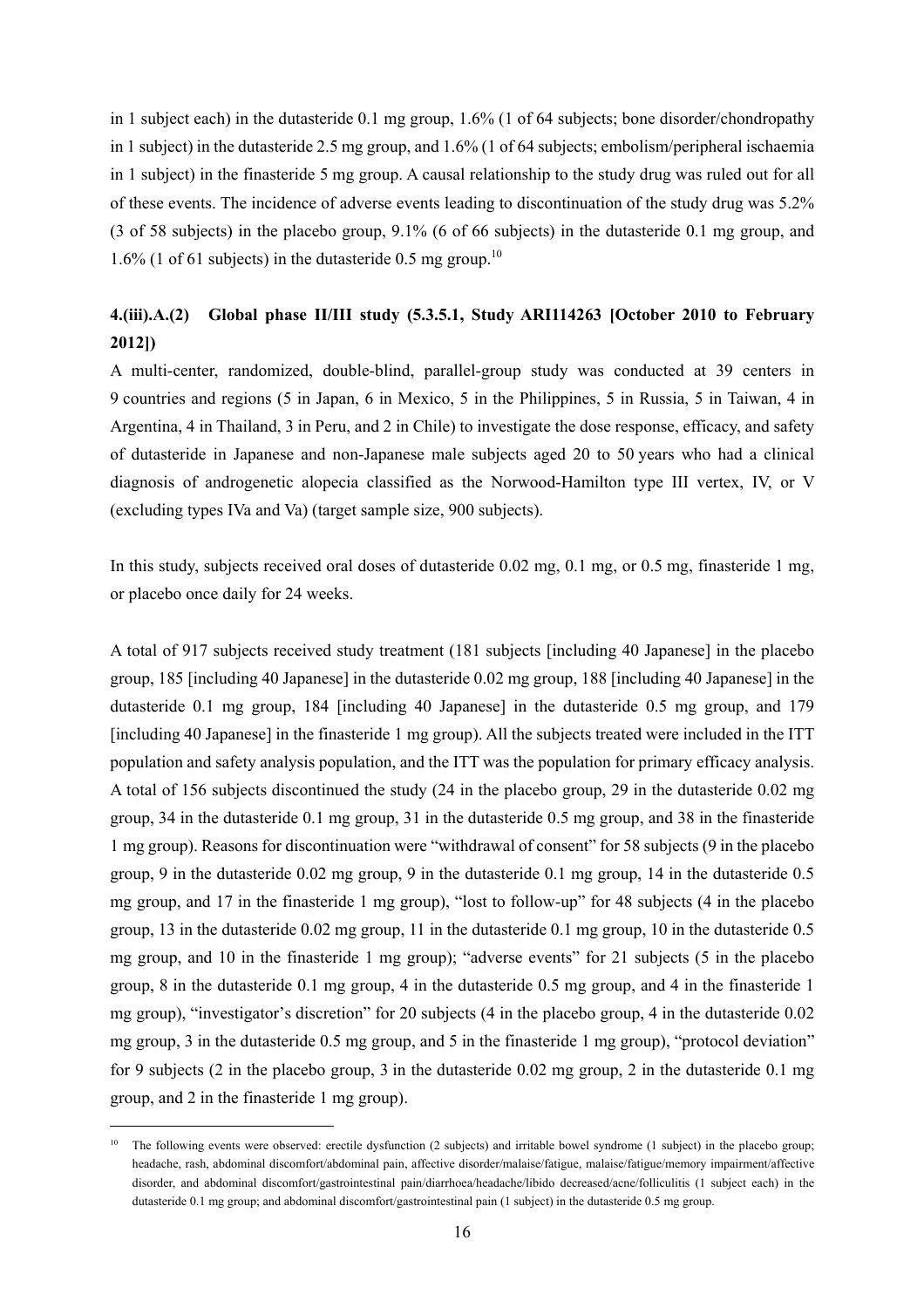in 1 subject each) in the dutasteride 0.1 mg group, 1.6% (1 of 64 subjects; bone disorder/chondropathy in 1 subject) in the dutasteride 2.5 mg group, and 1.6% (1 of 64 subjects; embolism/peripheral ischaemia in 1 subject) in the finasteride 5 mg group. A causal relationship to the study drug was ruled out for all of these events. The incidence of adverse events leading to discontinuation of the study drug was 5.2% (3 of 58 subjects) in the placebo group, 9.1% (6 of 66 subjects) in the dutasteride 0.1 mg group, and 1.6% (1 of 61 subjects) in the dutasteride 0.5 mg group.[10]

### 4.(iii).A.(2) Global phase II/III study (5.3.5.1, Study ARI114263 [October 2010 to February 2012])

A multi-center, randomized, double-blind, parallel-group study was conducted at 39 centers in 9 countries and regions (5 in Japan, 6 in Mexico, 5 in the Philippines, 5 in Russia, 5 in Taiwan, 4 in Argentina, 4 in Thailand, 3 in Peru, and 2 in Chile) to investigate the dose response, efficacy, and safety of dutasteride in Japanese and non-Japanese male subjects aged 20 to 50 years who had a clinical diagnosis of androgenetic alopecia classified as the Norwood-Hamilton type III vertex, IV, or V (excluding types IVa and Va) (target sample size, 900 subjects).

In this study, subjects received oral doses of dutasteride 0.02 mg, 0.1 mg, or 0.5 mg, finasteride 1 mg, or placebo once daily for 24 weeks.

A total of 917 subjects received study treatment (181 subjects [including 40 Japanese] in the placebo group, 185 [including 40 Japanese] in the dutasteride 0.02 mg group, 188 [including 40 Japanese] in the dutasteride 0.1 mg group, 184 [including 40 Japanese] in the dutasteride 0.5 mg group, and 179 [including 40 Japanese] in the finasteride 1 mg group). All the subjects treated were included in the ITT population and safety analysis population, and the ITT was the population for primary efficacy analysis. A total of 156 subjects discontinued the study (24 in the placebo group, 29 in the dutasteride 0.02 mg group, 34 in the dutasteride 0.1 mg group, 31 in the dutasteride 0.5 mg group, and 38 in the finasteride 1 mg group). Reasons for discontinuation were "withdrawal of consent" for 58 subjects (9 in the placebo group, 9 in the dutasteride 0.02 mg group, 9 in the dutasteride 0.1 mg group, 14 in the dutasteride 0.5 mg group, and 17 in the finasteride 1 mg group), "lost to follow-up" for 48 subjects (4 in the placebo group, 13 in the dutasteride 0.02 mg group, 11 in the dutasteride 0.1 mg group, 10 in the dutasteride 0.5 mg group, and 10 in the finasteride 1 mg group); "adverse events" for 21 subjects (5 in the placebo group, 8 in the dutasteride 0.1 mg group, 4 in the dutasteride 0.5 mg group, and 4 in the finasteride 1 mg group), "investigator's discretion" for 20 subjects (4 in the placebo group, 4 in the dutasteride 0.02 mg group, 3 in the dutasteride 0.5 mg group, and 5 in the finasteride 1 mg group), "protocol deviation" for 9 subjects (2 in the placebo group, 3 in the dutasteride 0.02 mg group, 2 in the dutasteride 0.1 mg group, and 2 in the finasteride 1 mg group).

---

[10] The following events were observed: erectile dysfunction (2 subjects) and irritable bowel syndrome (1 subject) in the placebo group; headache, rash, abdominal discomfort/abdominal pain, affective disorder/malaise/fatigue, malaise/fatigue/memory impairment/affective disorder, and abdominal discomfort/gastrointestinal pain/diarrhoea/headache/libido decreased/acne/folliculitis (1 subject each) in the dutasteride 0.1 mg group; and abdominal discomfort/gastrointestinal pain (1 subject) in the dutasteride 0.5 mg group.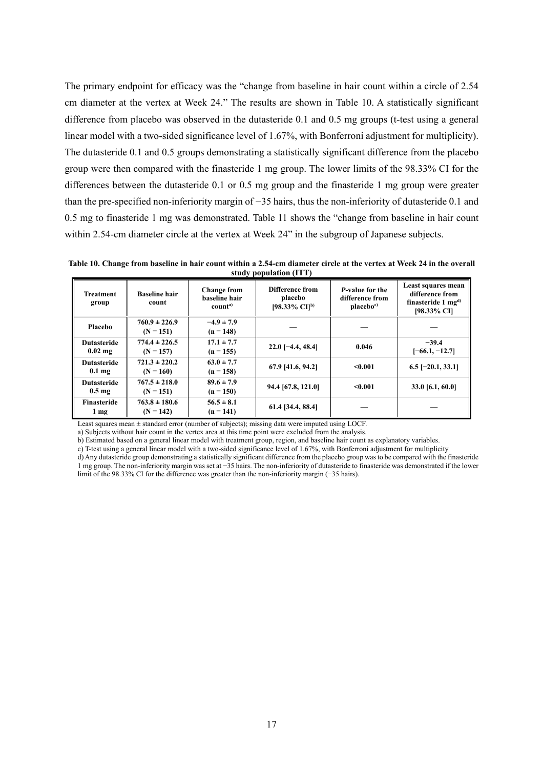The primary endpoint for efficacy was the "change from baseline in hair count within a circle of 2.54 cm diameter at the vertex at Week 24." The results are shown in Table 10. A statistically significant difference from placebo was observed in the dutasteride 0.1 and 0.5 mg groups (t-test using a general linear model with a two-sided significance level of 1.67%, with Bonferroni adjustment for multiplicity). The dutasteride 0.1 and 0.5 groups demonstrating a statistically significant difference from the placebo group were then compared with the finasteride 1 mg group. The lower limits of the 98.33% CI for the differences between the dutasteride 0.1 or 0.5 mg group and the finasteride 1 mg group were greater than the pre-specified non-inferiority margin of −35 hairs, thus the non-inferiority of dutasteride 0.1 and 0.5 mg to finasteride 1 mg was demonstrated. Table 11 shows the "change from baseline in hair count within 2.54-cm diameter circle at the vertex at Week 24" in the subgroup of Japanese subjects.

**Table 10. Change from baseline in hair count within a 2.54-cm diameter circle at the vertex at Week 24 in the overall study population (ITT)**

| Treatment group | Baseline hair count | Change from baseline hair count[a)] | Difference from placebo [98.33% CI][b)] | *P*-value for the difference from placebo[c)] | Least squares mean difference from finasteride 1 mg[d)] [98.33% CI] |
|---|---|---|---|---|---|
| Placebo | 760.9 ± 226.9 (N = 151) | −4.9 ± 7.9 (n = 148) | — | — | — |
| Dutasteride 0.02 mg | 774.4 ± 226.5 (N = 157) | 17.1 ± 7.7 (n = 155) | 22.0 [−4.4, 48.4] | 0.046 | −39.4 [−66.1, −12.7] |
| Dutasteride 0.1 mg | 721.3 ± 220.2 (N = 160) | 63.0 ± 7.7 (n = 158) | 67.9 [41.6, 94.2] | <0.001 | 6.5 [−20.1, 33.1] |
| Dutasteride 0.5 mg | 767.5 ± 218.0 (N = 151) | 89.6 ± 7.9 (n = 150) | 94.4 [67.8, 121.0] | <0.001 | 33.0 [6.1, 60.0] |
| Finasteride 1 mg | 763.8 ± 180.6 (N = 142) | 56.5 ± 8.1 (n = 141) | 61.4 [34.4, 88.4] | — | — |

Least squares mean ± standard error (number of subjects); missing data were imputed using LOCF.
a) Subjects without hair count in the vertex area at this time point were excluded from the analysis.
b) Estimated based on a general linear model with treatment group, region, and baseline hair count as explanatory variables.
c) T-test using a general linear model with a two-sided significance level of 1.67%, with Bonferroni adjustment for multiplicity
d) Any dutasteride group demonstrating a statistically significant difference from the placebo group was to be compared with the finasteride 1 mg group. The non-inferiority margin was set at −35 hairs. The non-inferiority of dutasteride to finasteride was demonstrated if the lower limit of the 98.33% CI for the difference was greater than the non-inferiority margin (−35 hairs).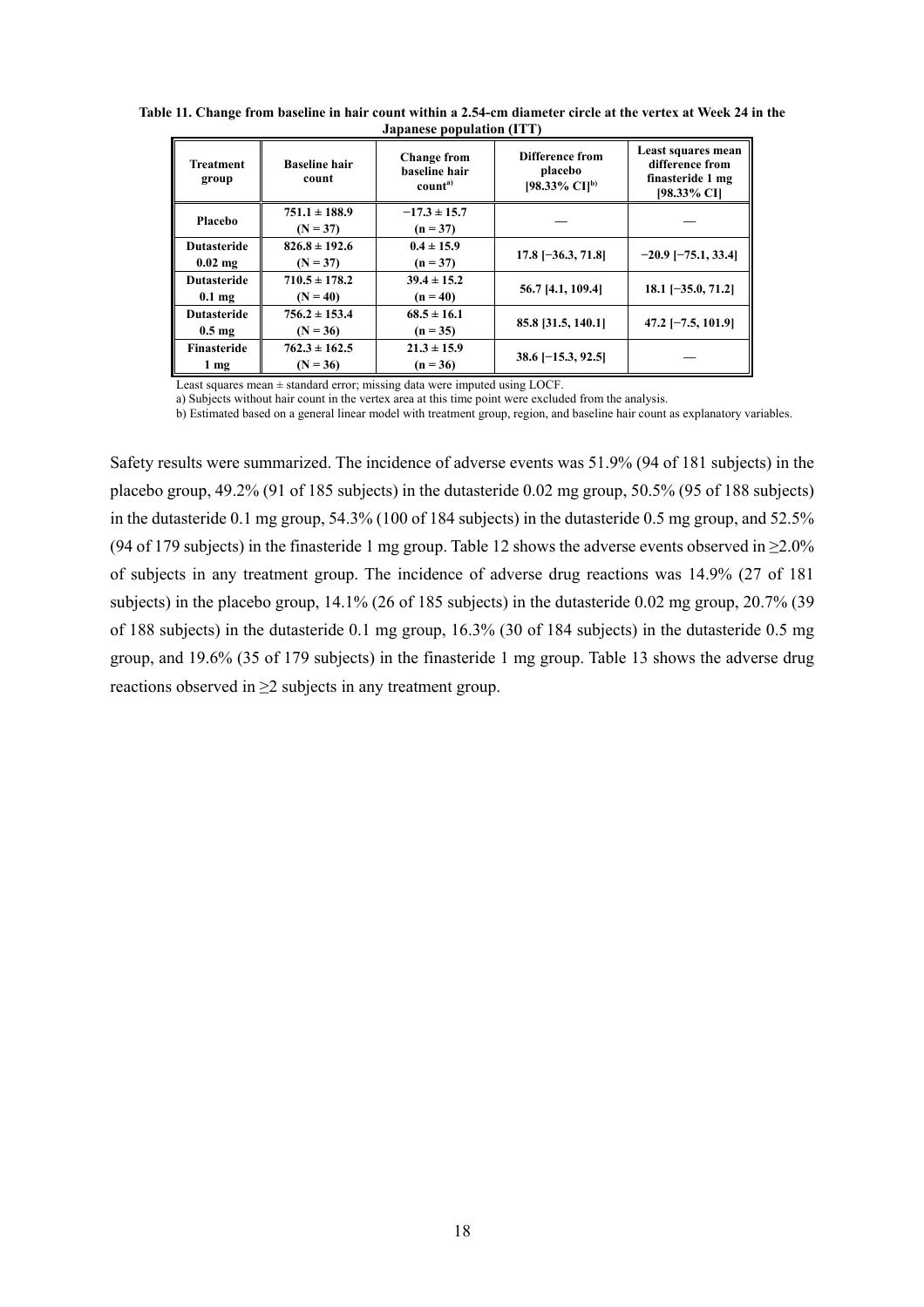**Table 11. Change from baseline in hair count within a 2.54-cm diameter circle at the vertex at Week 24 in the Japanese population (ITT)**

| Treatment group | Baseline hair count | Change from baseline hair count[a)] | Difference from placebo [98.33% CI][b)] | Least squares mean difference from finasteride 1 mg [98.33% CI] |
|---|---|---|---|---|
| Placebo | 751.1 ± 188.9 (N = 37) | −17.3 ± 15.7 (n = 37) | — | — |
| Dutasteride 0.02 mg | 826.8 ± 192.6 (N = 37) | 0.4 ± 15.9 (n = 37) | 17.8 [−36.3, 71.8] | −20.9 [−75.1, 33.4] |
| Dutasteride 0.1 mg | 710.5 ± 178.2 (N = 40) | 39.4 ± 15.2 (n = 40) | 56.7 [4.1, 109.4] | 18.1 [−35.0, 71.2] |
| Dutasteride 0.5 mg | 756.2 ± 153.4 (N = 36) | 68.5 ± 16.1 (n = 35) | 85.8 [31.5, 140.1] | 47.2 [−7.5, 101.9] |
| Finasteride 1 mg | 762.3 ± 162.5 (N = 36) | 21.3 ± 15.9 (n = 36) | 38.6 [−15.3, 92.5] | — |

Least squares mean ± standard error; missing data were imputed using LOCF.

a) Subjects without hair count in the vertex area at this time point were excluded from the analysis.

b) Estimated based on a general linear model with treatment group, region, and baseline hair count as explanatory variables.

Safety results were summarized. The incidence of adverse events was 51.9% (94 of 181 subjects) in the placebo group, 49.2% (91 of 185 subjects) in the dutasteride 0.02 mg group, 50.5% (95 of 188 subjects) in the dutasteride 0.1 mg group, 54.3% (100 of 184 subjects) in the dutasteride 0.5 mg group, and 52.5% (94 of 179 subjects) in the finasteride 1 mg group. Table 12 shows the adverse events observed in ≥2.0% of subjects in any treatment group. The incidence of adverse drug reactions was 14.9% (27 of 181 subjects) in the placebo group, 14.1% (26 of 185 subjects) in the dutasteride 0.02 mg group, 20.7% (39 of 188 subjects) in the dutasteride 0.1 mg group, 16.3% (30 of 184 subjects) in the dutasteride 0.5 mg group, and 19.6% (35 of 179 subjects) in the finasteride 1 mg group. Table 13 shows the adverse drug reactions observed in ≥2 subjects in any treatment group.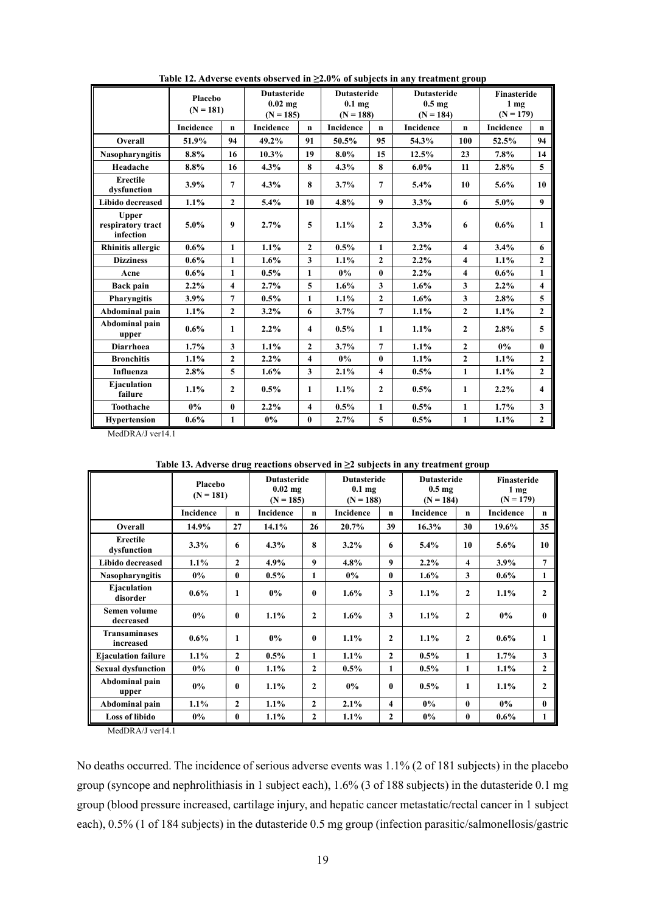**Table 12. Adverse events observed in ≥2.0% of subjects in any treatment group**

| | Placebo (N = 181) | | Dutasteride 0.02 mg (N = 185) | | Dutasteride 0.1 mg (N = 188) | | Dutasteride 0.5 mg (N = 184) | | Finasteride 1 mg (N = 179) | |
|---|---|---|---|---|---|---|---|---|---|---|
| | Incidence | n | Incidence | n | Incidence | n | Incidence | n | Incidence | n |
| Overall | 51.9% | 94 | 49.2% | 91 | 50.5% | 95 | 54.3% | 100 | 52.5% | 94 |
| Nasopharyngitis | 8.8% | 16 | 10.3% | 19 | 8.0% | 15 | 12.5% | 23 | 7.8% | 14 |
| Headache | 8.8% | 16 | 4.3% | 8 | 4.3% | 8 | 6.0% | 11 | 2.8% | 5 |
| Erectile dysfunction | 3.9% | 7 | 4.3% | 8 | 3.7% | 7 | 5.4% | 10 | 5.6% | 10 |
| Libido decreased | 1.1% | 2 | 5.4% | 10 | 4.8% | 9 | 3.3% | 6 | 5.0% | 9 |
| Upper respiratory tract infection | 5.0% | 9 | 2.7% | 5 | 1.1% | 2 | 3.3% | 6 | 0.6% | 1 |
| Rhinitis allergic | 0.6% | 1 | 1.1% | 2 | 0.5% | 1 | 2.2% | 4 | 3.4% | 6 |
| Dizziness | 0.6% | 1 | 1.6% | 3 | 1.1% | 2 | 2.2% | 4 | 1.1% | 2 |
| Acne | 0.6% | 1 | 0.5% | 1 | 0% | 0 | 2.2% | 4 | 0.6% | 1 |
| Back pain | 2.2% | 4 | 2.7% | 5 | 1.6% | 3 | 1.6% | 3 | 2.2% | 4 |
| Pharyngitis | 3.9% | 7 | 0.5% | 1 | 1.1% | 2 | 1.6% | 3 | 2.8% | 5 |
| Abdominal pain | 1.1% | 2 | 3.2% | 6 | 3.7% | 7 | 1.1% | 2 | 1.1% | 2 |
| Abdominal pain upper | 0.6% | 1 | 2.2% | 4 | 0.5% | 1 | 1.1% | 2 | 2.8% | 5 |
| Diarrhoea | 1.7% | 3 | 1.1% | 2 | 3.7% | 7 | 1.1% | 2 | 0% | 0 |
| Bronchitis | 1.1% | 2 | 2.2% | 4 | 0% | 0 | 1.1% | 2 | 1.1% | 2 |
| Influenza | 2.8% | 5 | 1.6% | 3 | 2.1% | 4 | 0.5% | 1 | 1.1% | 2 |
| Ejaculation failure | 1.1% | 2 | 0.5% | 1 | 1.1% | 2 | 0.5% | 1 | 2.2% | 4 |
| Toothache | 0% | 0 | 2.2% | 4 | 0.5% | 1 | 0.5% | 1 | 1.7% | 3 |
| Hypertension | 0.6% | 1 | 0% | 0 | 2.7% | 5 | 0.5% | 1 | 1.1% | 2 |

MedDRA/J ver14.1

**Table 13. Adverse drug reactions observed in ≥2 subjects in any treatment group**

| | Placebo (N = 181) | | Dutasteride 0.02 mg (N = 185) | | Dutasteride 0.1 mg (N = 188) | | Dutasteride 0.5 mg (N = 184) | | Finasteride 1 mg (N = 179) | |
|---|---|---|---|---|---|---|---|---|---|---|
| | Incidence | n | Incidence | n | Incidence | n | Incidence | n | Incidence | n |
| Overall | 14.9% | 27 | 14.1% | 26 | 20.7% | 39 | 16.3% | 30 | 19.6% | 35 |
| Erectile dysfunction | 3.3% | 6 | 4.3% | 8 | 3.2% | 6 | 5.4% | 10 | 5.6% | 10 |
| Libido decreased | 1.1% | 2 | 4.9% | 9 | 4.8% | 9 | 2.2% | 4 | 3.9% | 7 |
| Nasopharyngitis | 0% | 0 | 0.5% | 1 | 0% | 0 | 1.6% | 3 | 0.6% | 1 |
| Ejaculation disorder | 0.6% | 1 | 0% | 0 | 1.6% | 3 | 1.1% | 2 | 1.1% | 2 |
| Semen volume decreased | 0% | 0 | 1.1% | 2 | 1.6% | 3 | 1.1% | 2 | 0% | 0 |
| Transaminases increased | 0.6% | 1 | 0% | 0 | 1.1% | 2 | 1.1% | 2 | 0.6% | 1 |
| Ejaculation failure | 1.1% | 2 | 0.5% | 1 | 1.1% | 2 | 0.5% | 1 | 1.7% | 3 |
| Sexual dysfunction | 0% | 0 | 1.1% | 2 | 0.5% | 1 | 0.5% | 1 | 1.1% | 2 |
| Abdominal pain upper | 0% | 0 | 1.1% | 2 | 0% | 0 | 0.5% | 1 | 1.1% | 2 |
| Abdominal pain | 1.1% | 2 | 1.1% | 2 | 2.1% | 4 | 0% | 0 | 0% | 0 |
| Loss of libido | 0% | 0 | 1.1% | 2 | 1.1% | 2 | 0% | 0 | 0.6% | 1 |

MedDRA/J ver14.1

No deaths occurred. The incidence of serious adverse events was 1.1% (2 of 181 subjects) in the placebo group (syncope and nephrolithiasis in 1 subject each), 1.6% (3 of 188 subjects) in the dutasteride 0.1 mg group (blood pressure increased, cartilage injury, and hepatic cancer metastatic/rectal cancer in 1 subject each), 0.5% (1 of 184 subjects) in the dutasteride 0.5 mg group (infection parasitic/salmonellosis/gastric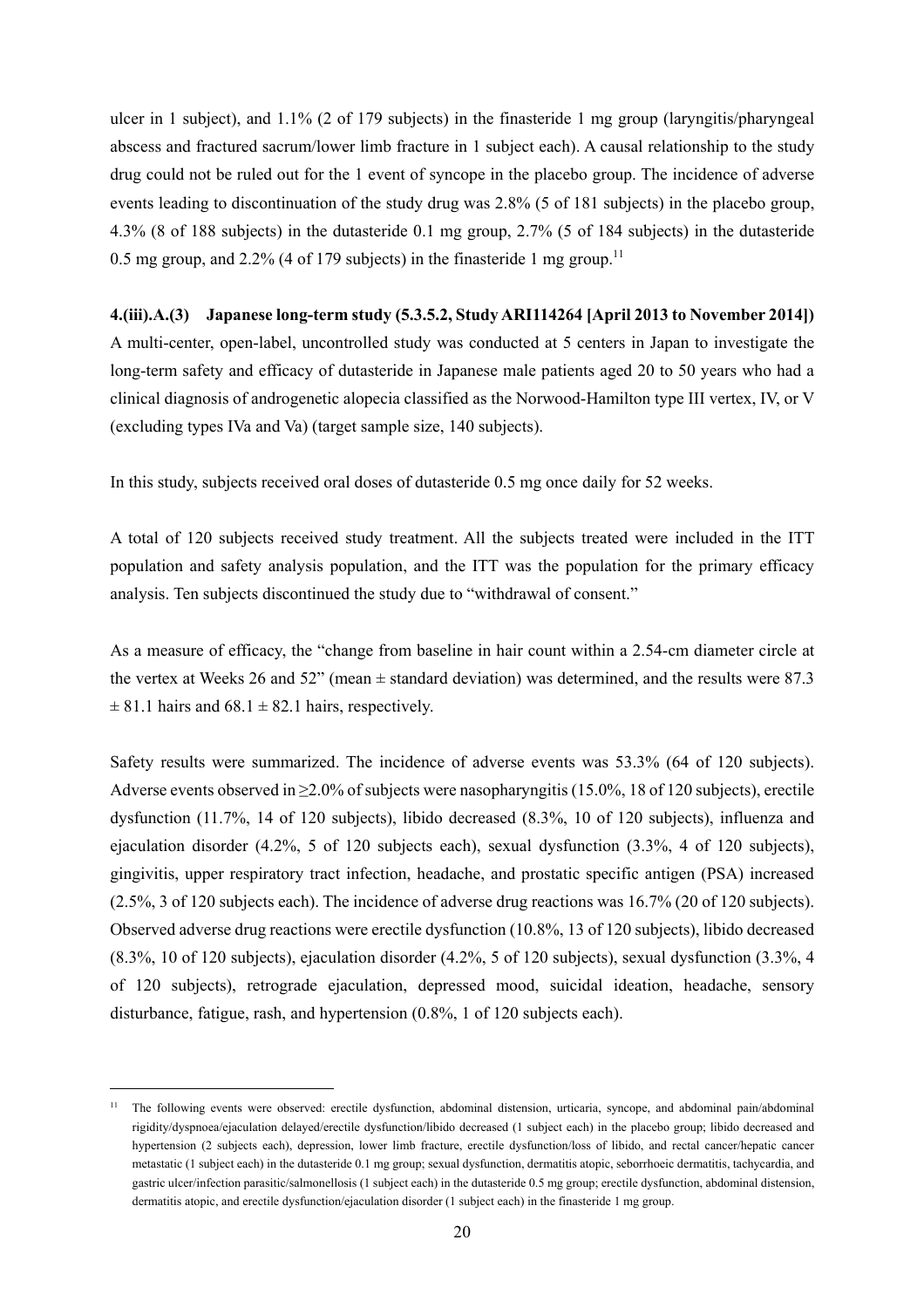ulcer in 1 subject), and 1.1% (2 of 179 subjects) in the finasteride 1 mg group (laryngitis/pharyngeal abscess and fractured sacrum/lower limb fracture in 1 subject each). A causal relationship to the study drug could not be ruled out for the 1 event of syncope in the placebo group. The incidence of adverse events leading to discontinuation of the study drug was 2.8% (5 of 181 subjects) in the placebo group, 4.3% (8 of 188 subjects) in the dutasteride 0.1 mg group, 2.7% (5 of 184 subjects) in the dutasteride 0.5 mg group, and 2.2% (4 of 179 subjects) in the finasteride 1 mg group.[11]

**4.(iii).A.(3) Japanese long-term study (5.3.5.2, Study ARI114264 [April 2013 to November 2014])**

A multi-center, open-label, uncontrolled study was conducted at 5 centers in Japan to investigate the long-term safety and efficacy of dutasteride in Japanese male patients aged 20 to 50 years who had a clinical diagnosis of androgenetic alopecia classified as the Norwood-Hamilton type III vertex, IV, or V (excluding types IVa and Va) (target sample size, 140 subjects).

In this study, subjects received oral doses of dutasteride 0.5 mg once daily for 52 weeks.

A total of 120 subjects received study treatment. All the subjects treated were included in the ITT population and safety analysis population, and the ITT was the population for the primary efficacy analysis. Ten subjects discontinued the study due to "withdrawal of consent."

As a measure of efficacy, the "change from baseline in hair count within a 2.54-cm diameter circle at the vertex at Weeks 26 and 52" (mean ± standard deviation) was determined, and the results were 87.3 ± 81.1 hairs and 68.1 ± 82.1 hairs, respectively.

Safety results were summarized. The incidence of adverse events was 53.3% (64 of 120 subjects). Adverse events observed in ≥2.0% of subjects were nasopharyngitis (15.0%, 18 of 120 subjects), erectile dysfunction (11.7%, 14 of 120 subjects), libido decreased (8.3%, 10 of 120 subjects), influenza and ejaculation disorder (4.2%, 5 of 120 subjects each), sexual dysfunction (3.3%, 4 of 120 subjects), gingivitis, upper respiratory tract infection, headache, and prostatic specific antigen (PSA) increased (2.5%, 3 of 120 subjects each). The incidence of adverse drug reactions was 16.7% (20 of 120 subjects). Observed adverse drug reactions were erectile dysfunction (10.8%, 13 of 120 subjects), libido decreased (8.3%, 10 of 120 subjects), ejaculation disorder (4.2%, 5 of 120 subjects), sexual dysfunction (3.3%, 4 of 120 subjects), retrograde ejaculation, depressed mood, suicidal ideation, headache, sensory disturbance, fatigue, rash, and hypertension (0.8%, 1 of 120 subjects each).

---

[11] The following events were observed: erectile dysfunction, abdominal distension, urticaria, syncope, and abdominal pain/abdominal rigidity/dyspnoea/ejaculation delayed/erectile dysfunction/libido decreased (1 subject each) in the placebo group; libido decreased and hypertension (2 subjects each), depression, lower limb fracture, erectile dysfunction/loss of libido, and rectal cancer/hepatic cancer metastatic (1 subject each) in the dutasteride 0.1 mg group; sexual dysfunction, dermatitis atopic, seborrhoeic dermatitis, tachycardia, and gastric ulcer/infection parasitic/salmonellosis (1 subject each) in the dutasteride 0.5 mg group; erectile dysfunction, abdominal distension, dermatitis atopic, and erectile dysfunction/ejaculation disorder (1 subject each) in the finasteride 1 mg group.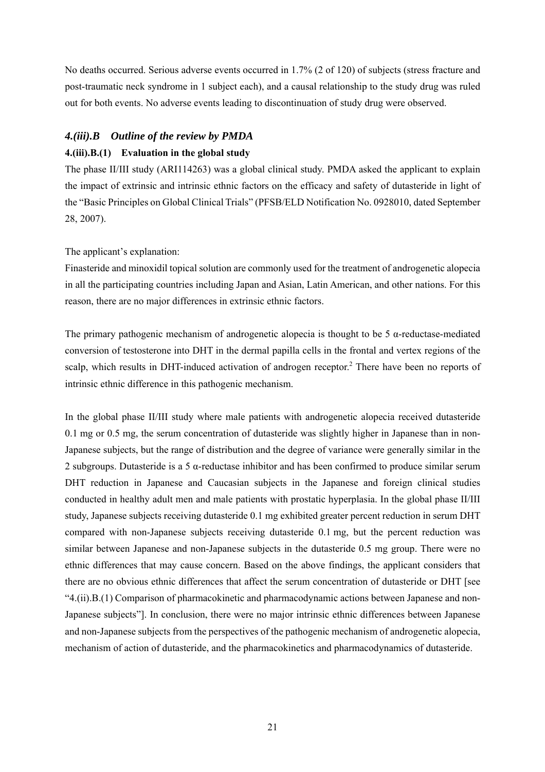No deaths occurred. Serious adverse events occurred in 1.7% (2 of 120) of subjects (stress fracture and post-traumatic neck syndrome in 1 subject each), and a causal relationship to the study drug was ruled out for both events. No adverse events leading to discontinuation of study drug were observed.

### *4.(iii).B Outline of the review by PMDA*

#### 4.(iii).B.(1) Evaluation in the global study

The phase II/III study (ARI114263) was a global clinical study. PMDA asked the applicant to explain the impact of extrinsic and intrinsic ethnic factors on the efficacy and safety of dutasteride in light of the "Basic Principles on Global Clinical Trials" (PFSB/ELD Notification No. 0928010, dated September 28, 2007).

The applicant's explanation:

Finasteride and minoxidil topical solution are commonly used for the treatment of androgenetic alopecia in all the participating countries including Japan and Asian, Latin American, and other nations. For this reason, there are no major differences in extrinsic ethnic factors.

The primary pathogenic mechanism of androgenetic alopecia is thought to be 5 α-reductase-mediated conversion of testosterone into DHT in the dermal papilla cells in the frontal and vertex regions of the scalp, which results in DHT-induced activation of androgen receptor.[2] There have been no reports of intrinsic ethnic difference in this pathogenic mechanism.

In the global phase II/III study where male patients with androgenetic alopecia received dutasteride 0.1 mg or 0.5 mg, the serum concentration of dutasteride was slightly higher in Japanese than in non-Japanese subjects, but the range of distribution and the degree of variance were generally similar in the 2 subgroups. Dutasteride is a 5 α-reductase inhibitor and has been confirmed to produce similar serum DHT reduction in Japanese and Caucasian subjects in the Japanese and foreign clinical studies conducted in healthy adult men and male patients with prostatic hyperplasia. In the global phase II/III study, Japanese subjects receiving dutasteride 0.1 mg exhibited greater percent reduction in serum DHT compared with non-Japanese subjects receiving dutasteride 0.1 mg, but the percent reduction was similar between Japanese and non-Japanese subjects in the dutasteride 0.5 mg group. There were no ethnic differences that may cause concern. Based on the above findings, the applicant considers that there are no obvious ethnic differences that affect the serum concentration of dutasteride or DHT [see "4.(ii).B.(1) Comparison of pharmacokinetic and pharmacodynamic actions between Japanese and non-Japanese subjects"]. In conclusion, there were no major intrinsic ethnic differences between Japanese and non-Japanese subjects from the perspectives of the pathogenic mechanism of androgenetic alopecia, mechanism of action of dutasteride, and the pharmacokinetics and pharmacodynamics of dutasteride.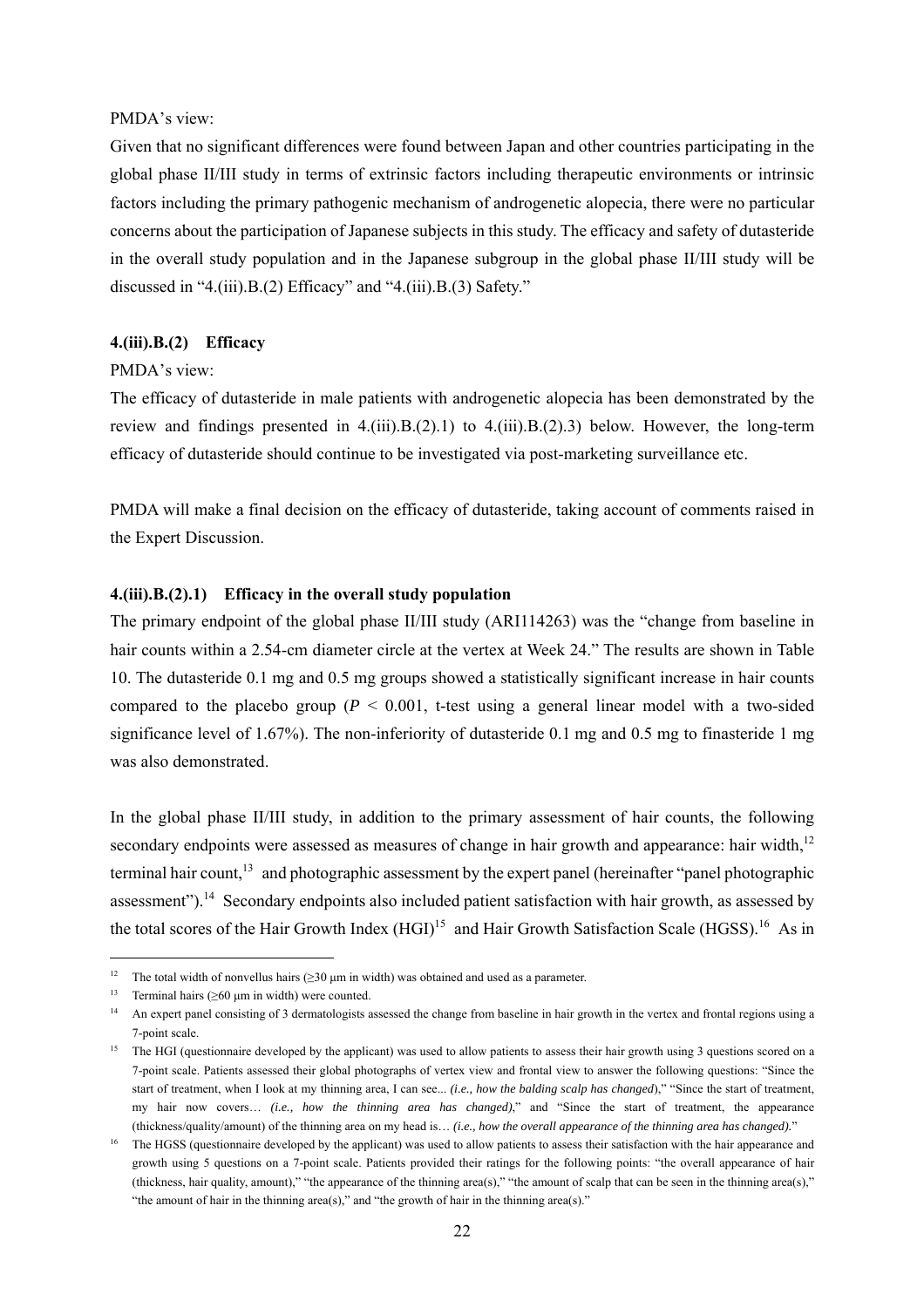PMDA's view:

Given that no significant differences were found between Japan and other countries participating in the global phase II/III study in terms of extrinsic factors including therapeutic environments or intrinsic factors including the primary pathogenic mechanism of androgenetic alopecia, there were no particular concerns about the participation of Japanese subjects in this study. The efficacy and safety of dutasteride in the overall study population and in the Japanese subgroup in the global phase II/III study will be discussed in "4.(iii).B.(2) Efficacy" and "4.(iii).B.(3) Safety."

### 4.(iii).B.(2) Efficacy

PMDA's view:

The efficacy of dutasteride in male patients with androgenetic alopecia has been demonstrated by the review and findings presented in 4.(iii).B.(2).1) to 4.(iii).B.(2).3) below. However, the long-term efficacy of dutasteride should continue to be investigated via post-marketing surveillance etc.

PMDA will make a final decision on the efficacy of dutasteride, taking account of comments raised in the Expert Discussion.

#### 4.(iii).B.(2).1) Efficacy in the overall study population

The primary endpoint of the global phase II/III study (ARI114263) was the "change from baseline in hair counts within a 2.54-cm diameter circle at the vertex at Week 24." The results are shown in Table 10. The dutasteride 0.1 mg and 0.5 mg groups showed a statistically significant increase in hair counts compared to the placebo group ($P < 0.001$, t-test using a general linear model with a two-sided significance level of 1.67%). The non-inferiority of dutasteride 0.1 mg and 0.5 mg to finasteride 1 mg was also demonstrated.

In the global phase II/III study, in addition to the primary assessment of hair counts, the following secondary endpoints were assessed as measures of change in hair growth and appearance: hair width,[12] terminal hair count,[13] and photographic assessment by the expert panel (hereinafter "panel photographic assessment").[14] Secondary endpoints also included patient satisfaction with hair growth, as assessed by the total scores of the Hair Growth Index (HGI)[15] and Hair Growth Satisfaction Scale (HGSS).[16] As in

---

[12] The total width of nonvellus hairs (≥30 µm in width) was obtained and used as a parameter.

[13] Terminal hairs (≥60 µm in width) were counted.

[14] An expert panel consisting of 3 dermatologists assessed the change from baseline in hair growth in the vertex and frontal regions using a 7-point scale.

[15] The HGI (questionnaire developed by the applicant) was used to allow patients to assess their hair growth using 3 questions scored on a 7-point scale. Patients assessed their global photographs of vertex view and frontal view to answer the following questions: "Since the start of treatment, when I look at my thinning area, I can see... *(i.e., how the balding scalp has changed)*," "Since the start of treatment, my hair now covers… *(i.e., how the thinning area has changed)*," and "Since the start of treatment, the appearance (thickness/quality/amount) of the thinning area on my head is… *(i.e., how the overall appearance of the thinning area has changed)*."

[16] The HGSS (questionnaire developed by the applicant) was used to allow patients to assess their satisfaction with the hair appearance and growth using 5 questions on a 7-point scale. Patients provided their ratings for the following points: "the overall appearance of hair (thickness, hair quality, amount)," "the appearance of the thinning area(s)," "the amount of scalp that can be seen in the thinning area(s)," "the amount of hair in the thinning area(s)," and "the growth of hair in the thinning area(s)."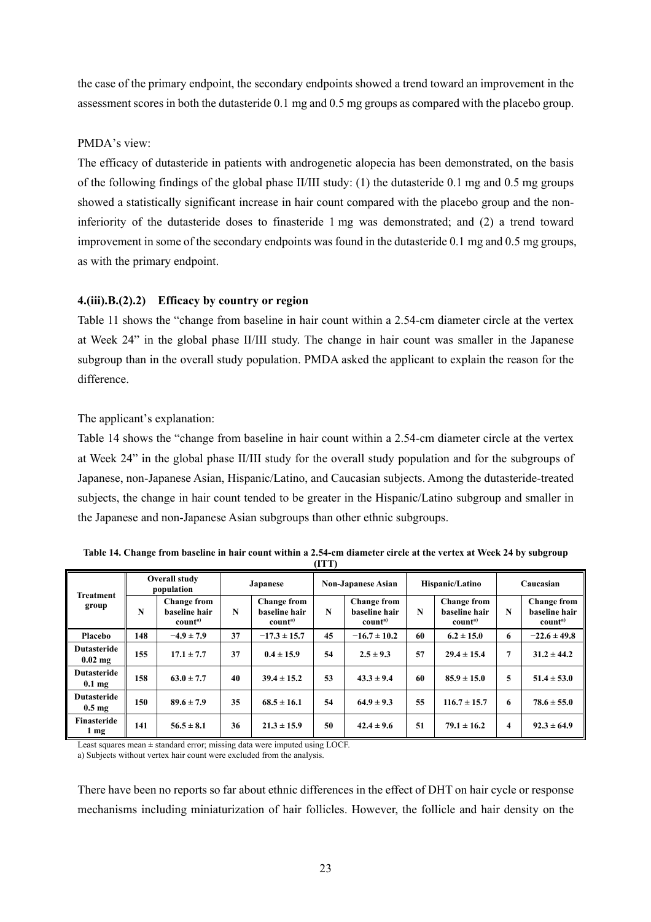the case of the primary endpoint, the secondary endpoints showed a trend toward an improvement in the assessment scores in both the dutasteride 0.1 mg and 0.5 mg groups as compared with the placebo group.

PMDA's view:

The efficacy of dutasteride in patients with androgenetic alopecia has been demonstrated, on the basis of the following findings of the global phase II/III study: (1) the dutasteride 0.1 mg and 0.5 mg groups showed a statistically significant increase in hair count compared with the placebo group and the non-inferiority of the dutasteride doses to finasteride 1 mg was demonstrated; and (2) a trend toward improvement in some of the secondary endpoints was found in the dutasteride 0.1 mg and 0.5 mg groups, as with the primary endpoint.

#### 4.(iii).B.(2).2) Efficacy by country or region

Table 11 shows the "change from baseline in hair count within a 2.54-cm diameter circle at the vertex at Week 24" in the global phase II/III study. The change in hair count was smaller in the Japanese subgroup than in the overall study population. PMDA asked the applicant to explain the reason for the difference.

The applicant's explanation:

Table 14 shows the "change from baseline in hair count within a 2.54-cm diameter circle at the vertex at Week 24" in the global phase II/III study for the overall study population and for the subgroups of Japanese, non-Japanese Asian, Hispanic/Latino, and Caucasian subjects. Among the dutasteride-treated subjects, the change in hair count tended to be greater in the Hispanic/Latino subgroup and smaller in the Japanese and non-Japanese Asian subgroups than other ethnic subgroups.

**Table 14. Change from baseline in hair count within a 2.54-cm diameter circle at the vertex at Week 24 by subgroup (ITT)**

| Treatment group | Overall study population | | Japanese | | Non-Japanese Asian | | Hispanic/Latino | | Caucasian | |
|---|---|---|---|---|---|---|---|---|---|---|
| | N | Change from baseline hair count[a] | N | Change from baseline hair count[a] | N | Change from baseline hair count[a] | N | Change from baseline hair count[a] | N | Change from baseline hair count[a] |
| Placebo | 148 | −4.9 ± 7.9 | 37 | −17.3 ± 15.7 | 45 | −16.7 ± 10.2 | 60 | 6.2 ± 15.0 | 6 | −22.6 ± 49.8 |
| Dutasteride 0.02 mg | 155 | 17.1 ± 7.7 | 37 | 0.4 ± 15.9 | 54 | 2.5 ± 9.3 | 57 | 29.4 ± 15.4 | 7 | 31.2 ± 44.2 |
| Dutasteride 0.1 mg | 158 | 63.0 ± 7.7 | 40 | 39.4 ± 15.2 | 53 | 43.3 ± 9.4 | 60 | 85.9 ± 15.0 | 5 | 51.4 ± 53.0 |
| Dutasteride 0.5 mg | 150 | 89.6 ± 7.9 | 35 | 68.5 ± 16.1 | 54 | 64.9 ± 9.3 | 55 | 116.7 ± 15.7 | 6 | 78.6 ± 55.0 |
| Finasteride 1 mg | 141 | 56.5 ± 8.1 | 36 | 21.3 ± 15.9 | 50 | 42.4 ± 9.6 | 51 | 79.1 ± 16.2 | 4 | 92.3 ± 64.9 |

Least squares mean ± standard error; missing data were imputed using LOCF.
a) Subjects without vertex hair count were excluded from the analysis.

There have been no reports so far about ethnic differences in the effect of DHT on hair cycle or response mechanisms including miniaturization of hair follicles. However, the follicle and hair density on the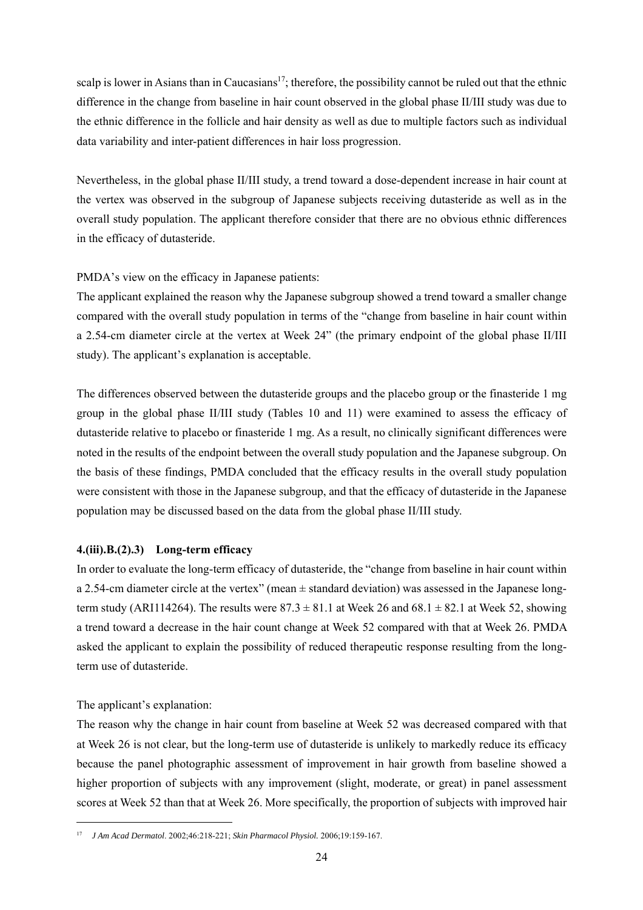scalp is lower in Asians than in Caucasians[17]; therefore, the possibility cannot be ruled out that the ethnic difference in the change from baseline in hair count observed in the global phase II/III study was due to the ethnic difference in the follicle and hair density as well as due to multiple factors such as individual data variability and inter-patient differences in hair loss progression.

Nevertheless, in the global phase II/III study, a trend toward a dose-dependent increase in hair count at the vertex was observed in the subgroup of Japanese subjects receiving dutasteride as well as in the overall study population. The applicant therefore consider that there are no obvious ethnic differences in the efficacy of dutasteride.

PMDA's view on the efficacy in Japanese patients:
The applicant explained the reason why the Japanese subgroup showed a trend toward a smaller change compared with the overall study population in terms of the "change from baseline in hair count within a 2.54-cm diameter circle at the vertex at Week 24" (the primary endpoint of the global phase II/III study). The applicant's explanation is acceptable.

The differences observed between the dutasteride groups and the placebo group or the finasteride 1 mg group in the global phase II/III study (Tables 10 and 11) were examined to assess the efficacy of dutasteride relative to placebo or finasteride 1 mg. As a result, no clinically significant differences were noted in the results of the endpoint between the overall study population and the Japanese subgroup. On the basis of these findings, PMDA concluded that the efficacy results in the overall study population were consistent with those in the Japanese subgroup, and that the efficacy of dutasteride in the Japanese population may be discussed based on the data from the global phase II/III study.

#### 4.(iii).B.(2).3) Long-term efficacy

In order to evaluate the long-term efficacy of dutasteride, the "change from baseline in hair count within a 2.54-cm diameter circle at the vertex" (mean ± standard deviation) was assessed in the Japanese long-term study (ARI114264). The results were 87.3 ± 81.1 at Week 26 and 68.1 ± 82.1 at Week 52, showing a trend toward a decrease in the hair count change at Week 52 compared with that at Week 26. PMDA asked the applicant to explain the possibility of reduced therapeutic response resulting from the long-term use of dutasteride.

The applicant's explanation:
The reason why the change in hair count from baseline at Week 52 was decreased compared with that at Week 26 is not clear, but the long-term use of dutasteride is unlikely to markedly reduce its efficacy because the panel photographic assessment of improvement in hair growth from baseline showed a higher proportion of subjects with any improvement (slight, moderate, or great) in panel assessment scores at Week 52 than that at Week 26. More specifically, the proportion of subjects with improved hair

[17] *J Am Acad Dermatol*. 2002;46:218-221; *Skin Pharmacol Physiol.* 2006;19:159-167.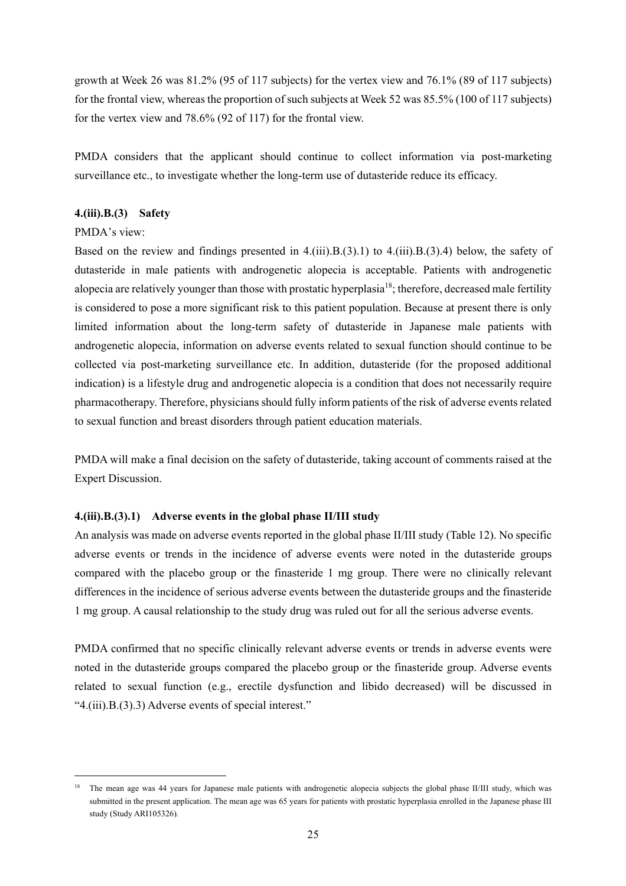growth at Week 26 was 81.2% (95 of 117 subjects) for the vertex view and 76.1% (89 of 117 subjects) for the frontal view, whereas the proportion of such subjects at Week 52 was 85.5% (100 of 117 subjects) for the vertex view and 78.6% (92 of 117) for the frontal view.

PMDA considers that the applicant should continue to collect information via post-marketing surveillance etc., to investigate whether the long-term use of dutasteride reduce its efficacy.

#### 4.(iii).B.(3) Safety

PMDA's view:

Based on the review and findings presented in 4.(iii).B.(3).1) to 4.(iii).B.(3).4) below, the safety of dutasteride in male patients with androgenetic alopecia is acceptable. Patients with androgenetic alopecia are relatively younger than those with prostatic hyperplasia[18]; therefore, decreased male fertility is considered to pose a more significant risk to this patient population. Because at present there is only limited information about the long-term safety of dutasteride in Japanese male patients with androgenetic alopecia, information on adverse events related to sexual function should continue to be collected via post-marketing surveillance etc. In addition, dutasteride (for the proposed additional indication) is a lifestyle drug and androgenetic alopecia is a condition that does not necessarily require pharmacotherapy. Therefore, physicians should fully inform patients of the risk of adverse events related to sexual function and breast disorders through patient education materials.

PMDA will make a final decision on the safety of dutasteride, taking account of comments raised at the Expert Discussion.

#### 4.(iii).B.(3).1) Adverse events in the global phase II/III study

An analysis was made on adverse events reported in the global phase II/III study (Table 12). No specific adverse events or trends in the incidence of adverse events were noted in the dutasteride groups compared with the placebo group or the finasteride 1 mg group. There were no clinically relevant differences in the incidence of serious adverse events between the dutasteride groups and the finasteride 1 mg group. A causal relationship to the study drug was ruled out for all the serious adverse events.

PMDA confirmed that no specific clinically relevant adverse events or trends in adverse events were noted in the dutasteride groups compared the placebo group or the finasteride group. Adverse events related to sexual function (e.g., erectile dysfunction and libido decreased) will be discussed in "4.(iii).B.(3).3) Adverse events of special interest."

---

[18] The mean age was 44 years for Japanese male patients with androgenetic alopecia subjects the global phase II/III study, which was submitted in the present application. The mean age was 65 years for patients with prostatic hyperplasia enrolled in the Japanese phase III study (Study ARI105326).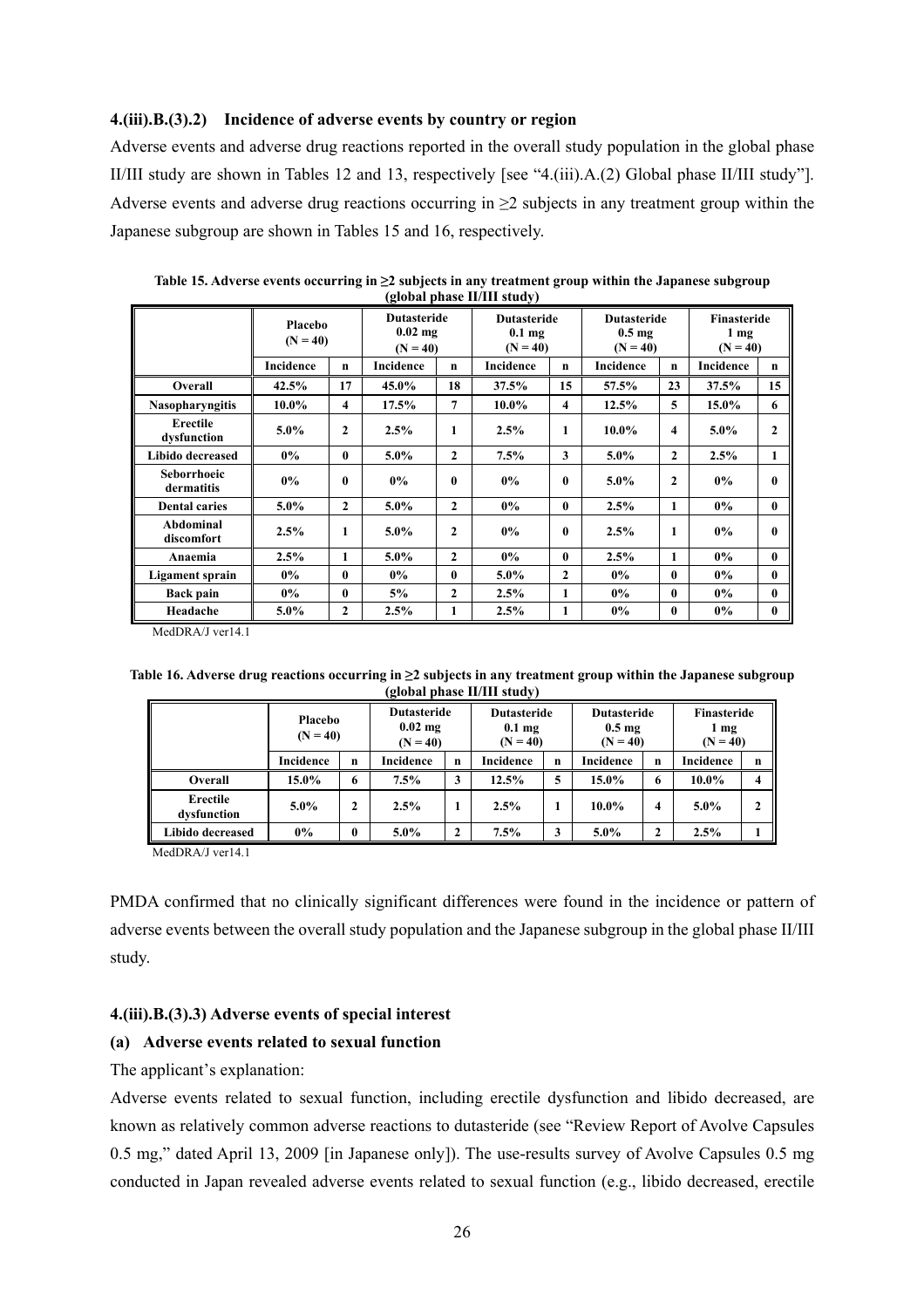#### 4.(iii).B.(3).2) Incidence of adverse events by country or region

Adverse events and adverse drug reactions reported in the overall study population in the global phase II/III study are shown in Tables 12 and 13, respectively [see "4.(iii).A.(2) Global phase II/III study"]. Adverse events and adverse drug reactions occurring in ≥2 subjects in any treatment group within the Japanese subgroup are shown in Tables 15 and 16, respectively.

**Table 15. Adverse events occurring in ≥2 subjects in any treatment group within the Japanese subgroup (global phase II/III study)**

| | Placebo (N = 40) | | Dutasteride 0.02 mg (N = 40) | | Dutasteride 0.1 mg (N = 40) | | Dutasteride 0.5 mg (N = 40) | | Finasteride 1 mg (N = 40) | |
|---|---|---|---|---|---|---|---|---|---|---|
| | Incidence | n | Incidence | n | Incidence | n | Incidence | n | Incidence | n |
| **Overall** | 42.5% | 17 | 45.0% | 18 | 37.5% | 15 | 57.5% | 23 | 37.5% | 15 |
| **Nasopharyngitis** | 10.0% | 4 | 17.5% | 7 | 10.0% | 4 | 12.5% | 5 | 15.0% | 6 |
| **Erectile dysfunction** | 5.0% | 2 | 2.5% | 1 | 2.5% | 1 | 10.0% | 4 | 5.0% | 2 |
| **Libido decreased** | 0% | 0 | 5.0% | 2 | 7.5% | 3 | 5.0% | 2 | 2.5% | 1 |
| **Seborrhoeic dermatitis** | 0% | 0 | 0% | 0 | 0% | 0 | 5.0% | 2 | 0% | 0 |
| **Dental caries** | 5.0% | 2 | 5.0% | 2 | 0% | 0 | 2.5% | 1 | 0% | 0 |
| **Abdominal discomfort** | 2.5% | 1 | 5.0% | 2 | 0% | 0 | 2.5% | 1 | 0% | 0 |
| **Anaemia** | 2.5% | 1 | 5.0% | 2 | 0% | 0 | 2.5% | 1 | 0% | 0 |
| **Ligament sprain** | 0% | 0 | 0% | 0 | 5.0% | 2 | 0% | 0 | 0% | 0 |
| **Back pain** | 0% | 0 | 5% | 2 | 2.5% | 1 | 0% | 0 | 0% | 0 |
| **Headache** | 5.0% | 2 | 2.5% | 1 | 2.5% | 1 | 0% | 0 | 0% | 0 |

MedDRA/J ver14.1

**Table 16. Adverse drug reactions occurring in ≥2 subjects in any treatment group within the Japanese subgroup (global phase II/III study)**

| | Placebo (N = 40) | | Dutasteride 0.02 mg (N = 40) | | Dutasteride 0.1 mg (N = 40) | | Dutasteride 0.5 mg (N = 40) | | Finasteride 1 mg (N = 40) | |
|---|---|---|---|---|---|---|---|---|---|---|
| | Incidence | n | Incidence | n | Incidence | n | Incidence | n | Incidence | n |
| **Overall** | 15.0% | 6 | 7.5% | 3 | 12.5% | 5 | 15.0% | 6 | 10.0% | 4 |
| **Erectile dysfunction** | 5.0% | 2 | 2.5% | 1 | 2.5% | 1 | 10.0% | 4 | 5.0% | 2 |
| **Libido decreased** | 0% | 0 | 5.0% | 2 | 7.5% | 3 | 5.0% | 2 | 2.5% | 1 |

MedDRA/J ver14.1

PMDA confirmed that no clinically significant differences were found in the incidence or pattern of adverse events between the overall study population and the Japanese subgroup in the global phase II/III study.

#### 4.(iii).B.(3).3) Adverse events of special interest

##### (a) Adverse events related to sexual function

The applicant's explanation:

Adverse events related to sexual function, including erectile dysfunction and libido decreased, are known as relatively common adverse reactions to dutasteride (see "Review Report of Avolve Capsules 0.5 mg," dated April 13, 2009 [in Japanese only]). The use-results survey of Avolve Capsules 0.5 mg conducted in Japan revealed adverse events related to sexual function (e.g., libido decreased, erectile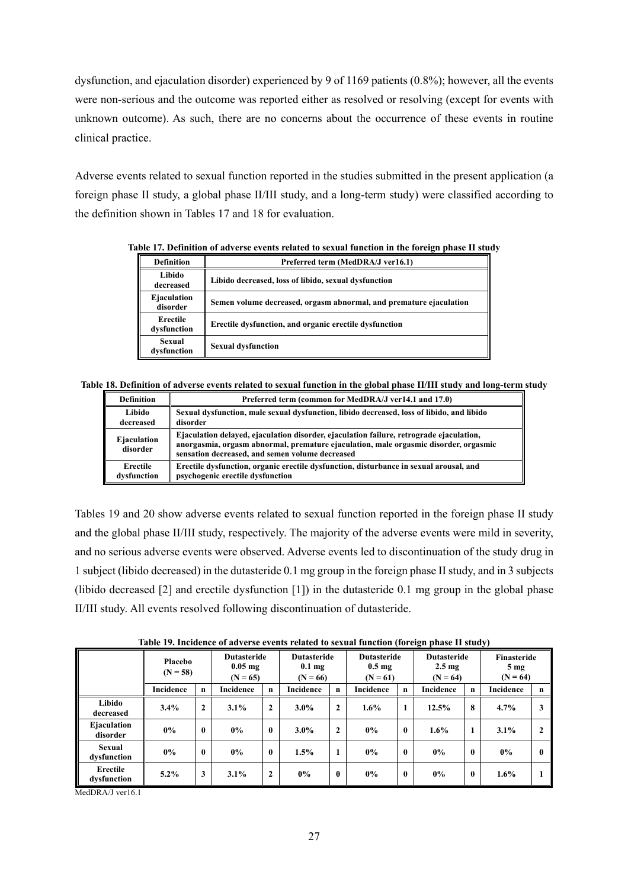dysfunction, and ejaculation disorder) experienced by 9 of 1169 patients (0.8%); however, all the events were non-serious and the outcome was reported either as resolved or resolving (except for events with unknown outcome). As such, there are no concerns about the occurrence of these events in routine clinical practice.

Adverse events related to sexual function reported in the studies submitted in the present application (a foreign phase II study, a global phase II/III study, and a long-term study) were classified according to the definition shown in Tables 17 and 18 for evaluation.

**Table 17. Definition of adverse events related to sexual function in the foreign phase II study**

| Definition | Preferred term (MedDRA/J ver16.1) |
|---|---|
| Libido decreased | Libido decreased, loss of libido, sexual dysfunction |
| Ejaculation disorder | Semen volume decreased, orgasm abnormal, and premature ejaculation |
| Erectile dysfunction | Erectile dysfunction, and organic erectile dysfunction |
| Sexual dysfunction | Sexual dysfunction |

**Table 18. Definition of adverse events related to sexual function in the global phase II/III study and long-term study**

| Definition | Preferred term (common for MedDRA/J ver14.1 and 17.0) |
|---|---|
| Libido decreased | Sexual dysfunction, male sexual dysfunction, libido decreased, loss of libido, and libido disorder |
| Ejaculation disorder | Ejaculation delayed, ejaculation disorder, ejaculation failure, retrograde ejaculation, anorgasmia, orgasm abnormal, premature ejaculation, male orgasmic disorder, orgasmic sensation decreased, and semen volume decreased |
| Erectile dysfunction | Erectile dysfunction, organic erectile dysfunction, disturbance in sexual arousal, and psychogenic erectile dysfunction |

Tables 19 and 20 show adverse events related to sexual function reported in the foreign phase II study and the global phase II/III study, respectively. The majority of the adverse events were mild in severity, and no serious adverse events were observed. Adverse events led to discontinuation of the study drug in 1 subject (libido decreased) in the dutasteride 0.1 mg group in the foreign phase II study, and in 3 subjects (libido decreased [2] and erectile dysfunction [1]) in the dutasteride 0.1 mg group in the global phase II/III study. All events resolved following discontinuation of dutasteride.

**Table 19. Incidence of adverse events related to sexual function (foreign phase II study)**

| | Placebo (N = 58) | | Dutasteride 0.05 mg (N = 65) | | Dutasteride 0.1 mg (N = 66) | | Dutasteride 0.5 mg (N = 61) | | Dutasteride 2.5 mg (N = 64) | | Finasteride 5 mg (N = 64) | |
|---|---|---|---|---|---|---|---|---|---|---|---|---|
| | Incidence | n | Incidence | n | Incidence | n | Incidence | n | Incidence | n | Incidence | n |
| Libido decreased | 3.4% | 2 | 3.1% | 2 | 3.0% | 2 | 1.6% | 1 | 12.5% | 8 | 4.7% | 3 |
| Ejaculation disorder | 0% | 0 | 0% | 0 | 3.0% | 2 | 0% | 0 | 1.6% | 1 | 3.1% | 2 |
| Sexual dysfunction | 0% | 0 | 0% | 0 | 1.5% | 1 | 0% | 0 | 0% | 0 | 0% | 0 |
| Erectile dysfunction | 5.2% | 3 | 3.1% | 2 | 0% | 0 | 0% | 0 | 0% | 0 | 1.6% | 1 |

MedDRA/J ver16.1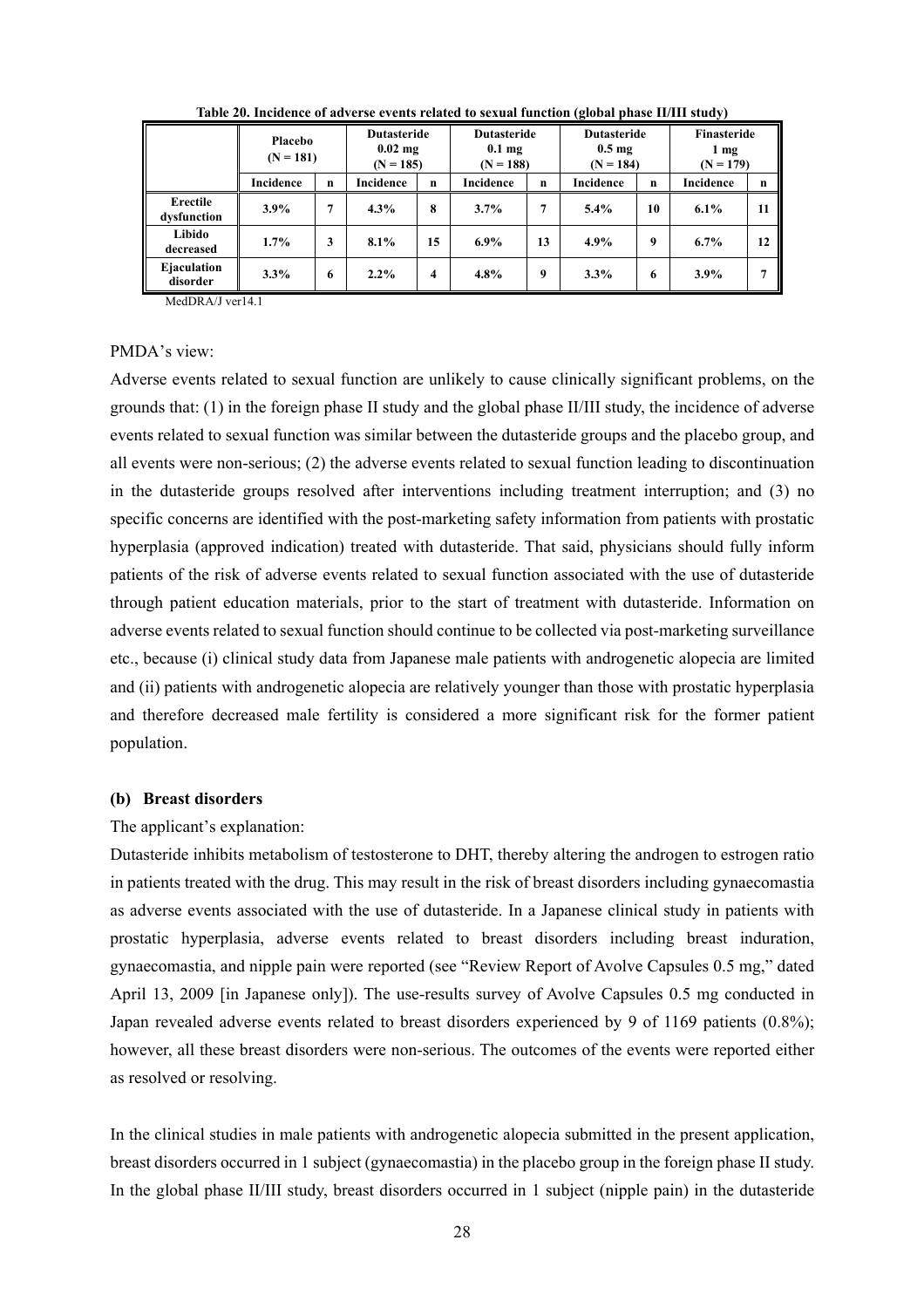**Table 20. Incidence of adverse events related to sexual function (global phase II/III study)**

| | Placebo (N = 181) | | Dutasteride 0.02 mg (N = 185) | | Dutasteride 0.1 mg (N = 188) | | Dutasteride 0.5 mg (N = 184) | | Finasteride 1 mg (N = 179) | |
|---|---|---|---|---|---|---|---|---|---|---|
| | Incidence | n | Incidence | n | Incidence | n | Incidence | n | Incidence | n |
| Erectile dysfunction | 3.9% | 7 | 4.3% | 8 | 3.7% | 7 | 5.4% | 10 | 6.1% | 11 |
| Libido decreased | 1.7% | 3 | 8.1% | 15 | 6.9% | 13 | 4.9% | 9 | 6.7% | 12 |
| Ejaculation disorder | 3.3% | 6 | 2.2% | 4 | 4.8% | 9 | 3.3% | 6 | 3.9% | 7 |

MedDRA/J ver14.1

PMDA's view:

Adverse events related to sexual function are unlikely to cause clinically significant problems, on the grounds that: (1) in the foreign phase II study and the global phase II/III study, the incidence of adverse events related to sexual function was similar between the dutasteride groups and the placebo group, and all events were non-serious; (2) the adverse events related to sexual function leading to discontinuation in the dutasteride groups resolved after interventions including treatment interruption; and (3) no specific concerns are identified with the post-marketing safety information from patients with prostatic hyperplasia (approved indication) treated with dutasteride. That said, physicians should fully inform patients of the risk of adverse events related to sexual function associated with the use of dutasteride through patient education materials, prior to the start of treatment with dutasteride. Information on adverse events related to sexual function should continue to be collected via post-marketing surveillance etc., because (i) clinical study data from Japanese male patients with androgenetic alopecia are limited and (ii) patients with androgenetic alopecia are relatively younger than those with prostatic hyperplasia and therefore decreased male fertility is considered a more significant risk for the former patient population.

**(b) Breast disorders**

The applicant's explanation:

Dutasteride inhibits metabolism of testosterone to DHT, thereby altering the androgen to estrogen ratio in patients treated with the drug. This may result in the risk of breast disorders including gynaecomastia as adverse events associated with the use of dutasteride. In a Japanese clinical study in patients with prostatic hyperplasia, adverse events related to breast disorders including breast induration, gynaecomastia, and nipple pain were reported (see "Review Report of Avolve Capsules 0.5 mg," dated April 13, 2009 [in Japanese only]). The use-results survey of Avolve Capsules 0.5 mg conducted in Japan revealed adverse events related to breast disorders experienced by 9 of 1169 patients (0.8%); however, all these breast disorders were non-serious. The outcomes of the events were reported either as resolved or resolving.

In the clinical studies in male patients with androgenetic alopecia submitted in the present application, breast disorders occurred in 1 subject (gynaecomastia) in the placebo group in the foreign phase II study. In the global phase II/III study, breast disorders occurred in 1 subject (nipple pain) in the dutasteride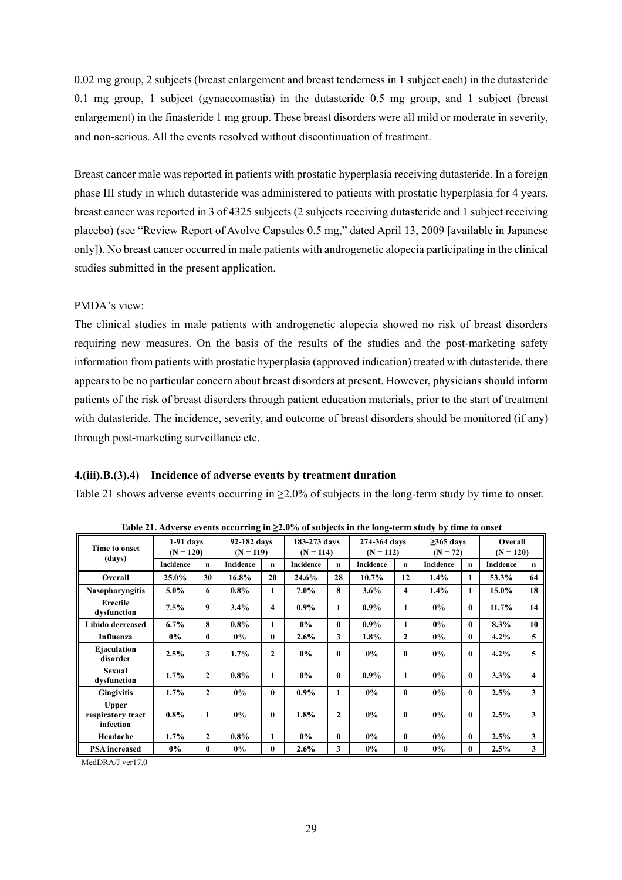0.02 mg group, 2 subjects (breast enlargement and breast tenderness in 1 subject each) in the dutasteride 0.1 mg group, 1 subject (gynaecomastia) in the dutasteride 0.5 mg group, and 1 subject (breast enlargement) in the finasteride 1 mg group. These breast disorders were all mild or moderate in severity, and non-serious. All the events resolved without discontinuation of treatment.

Breast cancer male was reported in patients with prostatic hyperplasia receiving dutasteride. In a foreign phase III study in which dutasteride was administered to patients with prostatic hyperplasia for 4 years, breast cancer was reported in 3 of 4325 subjects (2 subjects receiving dutasteride and 1 subject receiving placebo) (see "Review Report of Avolve Capsules 0.5 mg," dated April 13, 2009 [available in Japanese only]). No breast cancer occurred in male patients with androgenetic alopecia participating in the clinical studies submitted in the present application.

PMDA's view:

The clinical studies in male patients with androgenetic alopecia showed no risk of breast disorders requiring new measures. On the basis of the results of the studies and the post-marketing safety information from patients with prostatic hyperplasia (approved indication) treated with dutasteride, there appears to be no particular concern about breast disorders at present. However, physicians should inform patients of the risk of breast disorders through patient education materials, prior to the start of treatment with dutasteride. The incidence, severity, and outcome of breast disorders should be monitored (if any) through post-marketing surveillance etc.

#### 4.(iii).B.(3).4) Incidence of adverse events by treatment duration

Table 21 shows adverse events occurring in ≥2.0% of subjects in the long-term study by time to onset.

**Table 21. Adverse events occurring in ≥2.0% of subjects in the long-term study by time to onset**

| Time to onset (days) | 1-91 days (N = 120) | | 92-182 days (N = 119) | | 183-273 days (N = 114) | | 274-364 days (N = 112) | | ≥365 days (N = 72) | | Overall (N = 120) | |
|---|---|---|---|---|---|---|---|---|---|---|---|---|
| | Incidence | n | Incidence | n | Incidence | n | Incidence | n | Incidence | n | Incidence | n |
| **Overall** | 25.0% | 30 | 16.8% | 20 | 24.6% | 28 | 10.7% | 12 | 1.4% | 1 | 53.3% | 64 |
| **Nasopharyngitis** | 5.0% | 6 | 0.8% | 1 | 7.0% | 8 | 3.6% | 4 | 1.4% | 1 | 15.0% | 18 |
| **Erectile dysfunction** | 7.5% | 9 | 3.4% | 4 | 0.9% | 1 | 0.9% | 1 | 0% | 0 | 11.7% | 14 |
| **Libido decreased** | 6.7% | 8 | 0.8% | 1 | 0% | 0 | 0.9% | 1 | 0% | 0 | 8.3% | 10 |
| **Influenza** | 0% | 0 | 0% | 0 | 2.6% | 3 | 1.8% | 2 | 0% | 0 | 4.2% | 5 |
| **Ejaculation disorder** | 2.5% | 3 | 1.7% | 2 | 0% | 0 | 0% | 0 | 0% | 0 | 4.2% | 5 |
| **Sexual dysfunction** | 1.7% | 2 | 0.8% | 1 | 0% | 0 | 0.9% | 1 | 0% | 0 | 3.3% | 4 |
| **Gingivitis** | 1.7% | 2 | 0% | 0 | 0.9% | 1 | 0% | 0 | 0% | 0 | 2.5% | 3 |
| **Upper respiratory tract infection** | 0.8% | 1 | 0% | 0 | 1.8% | 2 | 0% | 0 | 0% | 0 | 2.5% | 3 |
| **Headache** | 1.7% | 2 | 0.8% | 1 | 0% | 0 | 0% | 0 | 0% | 0 | 2.5% | 3 |
| **PSA increased** | 0% | 0 | 0% | 0 | 2.6% | 3 | 0% | 0 | 0% | 0 | 2.5% | 3 |

MedDRA/J ver17.0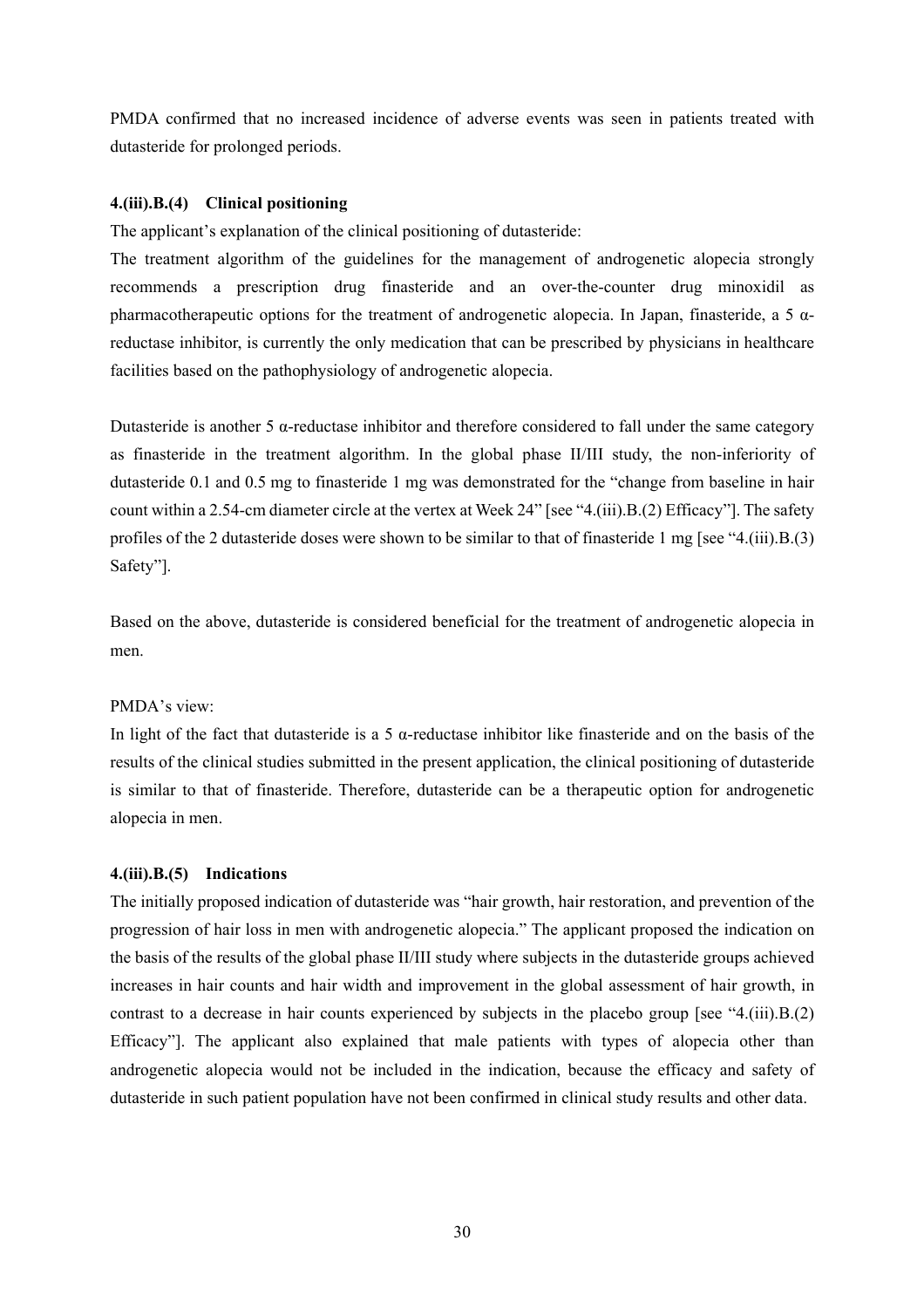PMDA confirmed that no increased incidence of adverse events was seen in patients treated with dutasteride for prolonged periods.

#### 4.(iii).B.(4) Clinical positioning

The applicant's explanation of the clinical positioning of dutasteride:

The treatment algorithm of the guidelines for the management of androgenetic alopecia strongly recommends a prescription drug finasteride and an over-the-counter drug minoxidil as pharmacotherapeutic options for the treatment of androgenetic alopecia. In Japan, finasteride, a 5 α-reductase inhibitor, is currently the only medication that can be prescribed by physicians in healthcare facilities based on the pathophysiology of androgenetic alopecia.

Dutasteride is another 5 α-reductase inhibitor and therefore considered to fall under the same category as finasteride in the treatment algorithm. In the global phase II/III study, the non-inferiority of dutasteride 0.1 and 0.5 mg to finasteride 1 mg was demonstrated for the "change from baseline in hair count within a 2.54-cm diameter circle at the vertex at Week 24" [see "4.(iii).B.(2) Efficacy"]. The safety profiles of the 2 dutasteride doses were shown to be similar to that of finasteride 1 mg [see "4.(iii).B.(3) Safety"].

Based on the above, dutasteride is considered beneficial for the treatment of androgenetic alopecia in men.

PMDA's view:

In light of the fact that dutasteride is a 5 α-reductase inhibitor like finasteride and on the basis of the results of the clinical studies submitted in the present application, the clinical positioning of dutasteride is similar to that of finasteride. Therefore, dutasteride can be a therapeutic option for androgenetic alopecia in men.

#### 4.(iii).B.(5) Indications

The initially proposed indication of dutasteride was "hair growth, hair restoration, and prevention of the progression of hair loss in men with androgenetic alopecia." The applicant proposed the indication on the basis of the results of the global phase II/III study where subjects in the dutasteride groups achieved increases in hair counts and hair width and improvement in the global assessment of hair growth, in contrast to a decrease in hair counts experienced by subjects in the placebo group [see "4.(iii).B.(2) Efficacy"]. The applicant also explained that male patients with types of alopecia other than androgenetic alopecia would not be included in the indication, because the efficacy and safety of dutasteride in such patient population have not been confirmed in clinical study results and other data.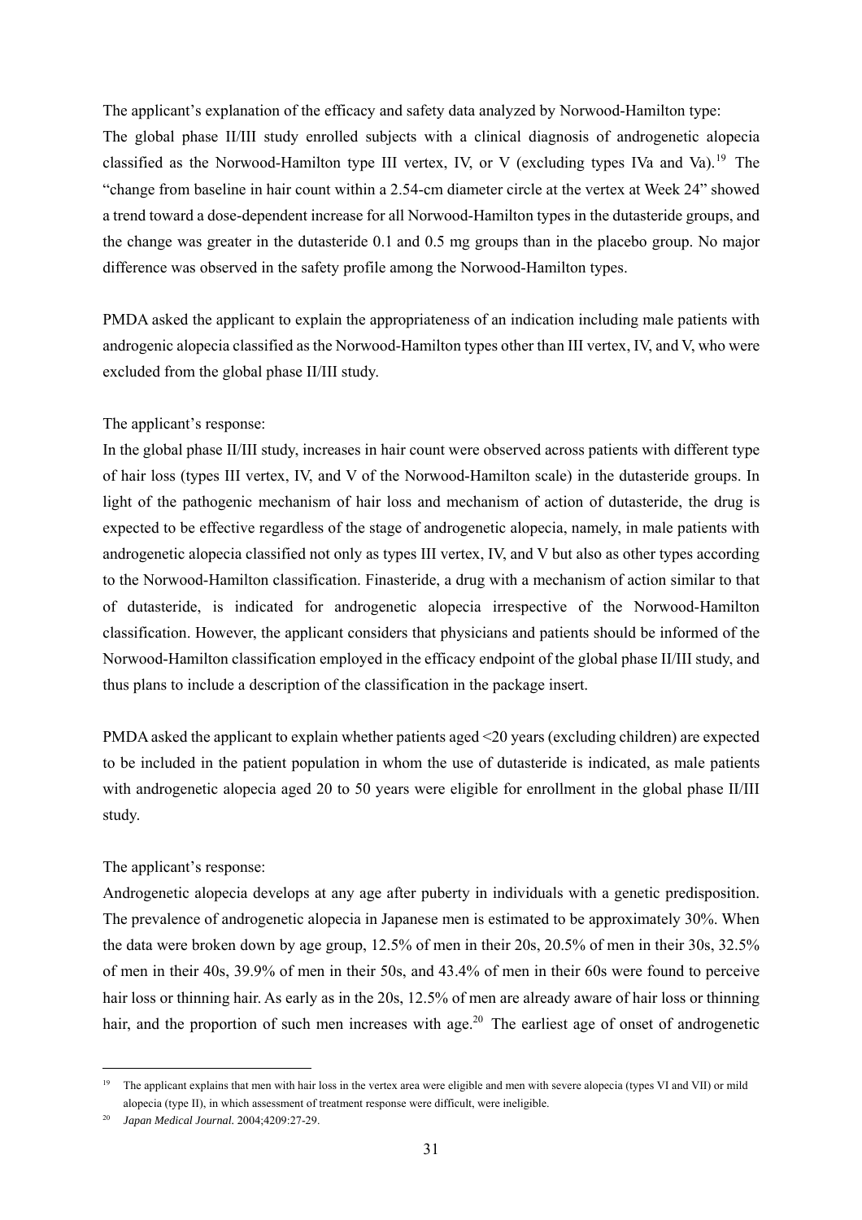The applicant's explanation of the efficacy and safety data analyzed by Norwood-Hamilton type:
The global phase II/III study enrolled subjects with a clinical diagnosis of androgenetic alopecia classified as the Norwood-Hamilton type III vertex, IV, or V (excluding types IVa and Va).[19] The "change from baseline in hair count within a 2.54-cm diameter circle at the vertex at Week 24" showed a trend toward a dose-dependent increase for all Norwood-Hamilton types in the dutasteride groups, and the change was greater in the dutasteride 0.1 and 0.5 mg groups than in the placebo group. No major difference was observed in the safety profile among the Norwood-Hamilton types.

PMDA asked the applicant to explain the appropriateness of an indication including male patients with androgenic alopecia classified as the Norwood-Hamilton types other than III vertex, IV, and V, who were excluded from the global phase II/III study.

The applicant's response:
In the global phase II/III study, increases in hair count were observed across patients with different type of hair loss (types III vertex, IV, and V of the Norwood-Hamilton scale) in the dutasteride groups. In light of the pathogenic mechanism of hair loss and mechanism of action of dutasteride, the drug is expected to be effective regardless of the stage of androgenetic alopecia, namely, in male patients with androgenetic alopecia classified not only as types III vertex, IV, and V but also as other types according to the Norwood-Hamilton classification. Finasteride, a drug with a mechanism of action similar to that of dutasteride, is indicated for androgenetic alopecia irrespective of the Norwood-Hamilton classification. However, the applicant considers that physicians and patients should be informed of the Norwood-Hamilton classification employed in the efficacy endpoint of the global phase II/III study, and thus plans to include a description of the classification in the package insert.

PMDA asked the applicant to explain whether patients aged <20 years (excluding children) are expected to be included in the patient population in whom the use of dutasteride is indicated, as male patients with androgenetic alopecia aged 20 to 50 years were eligible for enrollment in the global phase II/III study.

The applicant's response:
Androgenetic alopecia develops at any age after puberty in individuals with a genetic predisposition. The prevalence of androgenetic alopecia in Japanese men is estimated to be approximately 30%. When the data were broken down by age group, 12.5% of men in their 20s, 20.5% of men in their 30s, 32.5% of men in their 40s, 39.9% of men in their 50s, and 43.4% of men in their 60s were found to perceive hair loss or thinning hair. As early as in the 20s, 12.5% of men are already aware of hair loss or thinning hair, and the proportion of such men increases with age.[20] The earliest age of onset of androgenetic

---

[19] The applicant explains that men with hair loss in the vertex area were eligible and men with severe alopecia (types VI and VII) or mild alopecia (type II), in which assessment of treatment response were difficult, were ineligible.

[20] *Japan Medical Journal.* 2004;4209:27-29.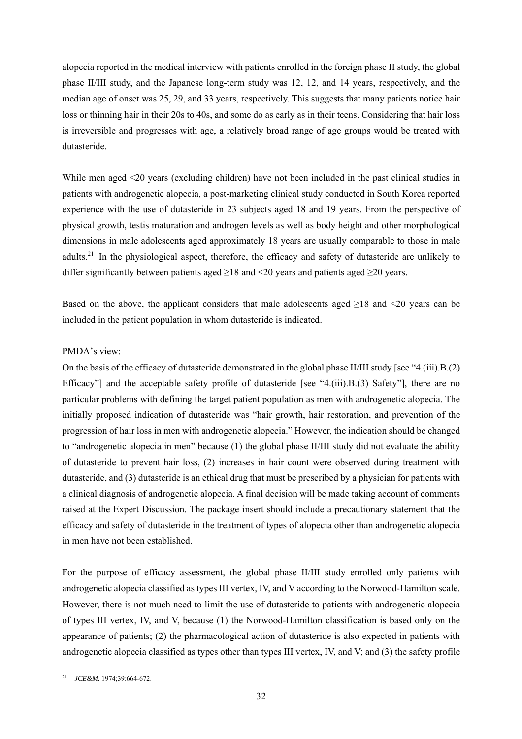alopecia reported in the medical interview with patients enrolled in the foreign phase II study, the global phase II/III study, and the Japanese long-term study was 12, 12, and 14 years, respectively, and the median age of onset was 25, 29, and 33 years, respectively. This suggests that many patients notice hair loss or thinning hair in their 20s to 40s, and some do as early as in their teens. Considering that hair loss is irreversible and progresses with age, a relatively broad range of age groups would be treated with dutasteride.

While men aged <20 years (excluding children) have not been included in the past clinical studies in patients with androgenetic alopecia, a post-marketing clinical study conducted in South Korea reported experience with the use of dutasteride in 23 subjects aged 18 and 19 years. From the perspective of physical growth, testis maturation and androgen levels as well as body height and other morphological dimensions in male adolescents aged approximately 18 years are usually comparable to those in male adults.[21] In the physiological aspect, therefore, the efficacy and safety of dutasteride are unlikely to differ significantly between patients aged ≥18 and <20 years and patients aged ≥20 years.

Based on the above, the applicant considers that male adolescents aged ≥18 and <20 years can be included in the patient population in whom dutasteride is indicated.

PMDA's view:

On the basis of the efficacy of dutasteride demonstrated in the global phase II/III study [see "4.(iii).B.(2) Efficacy"] and the acceptable safety profile of dutasteride [see "4.(iii).B.(3) Safety"], there are no particular problems with defining the target patient population as men with androgenetic alopecia. The initially proposed indication of dutasteride was "hair growth, hair restoration, and prevention of the progression of hair loss in men with androgenetic alopecia." However, the indication should be changed to "androgenetic alopecia in men" because (1) the global phase II/III study did not evaluate the ability of dutasteride to prevent hair loss, (2) increases in hair count were observed during treatment with dutasteride, and (3) dutasteride is an ethical drug that must be prescribed by a physician for patients with a clinical diagnosis of androgenetic alopecia. A final decision will be made taking account of comments raised at the Expert Discussion. The package insert should include a precautionary statement that the efficacy and safety of dutasteride in the treatment of types of alopecia other than androgenetic alopecia in men have not been established.

For the purpose of efficacy assessment, the global phase II/III study enrolled only patients with androgenetic alopecia classified as types III vertex, IV, and V according to the Norwood-Hamilton scale. However, there is not much need to limit the use of dutasteride to patients with androgenetic alopecia of types III vertex, IV, and V, because (1) the Norwood-Hamilton classification is based only on the appearance of patients; (2) the pharmacological action of dutasteride is also expected in patients with androgenetic alopecia classified as types other than types III vertex, IV, and V; and (3) the safety profile

[21] *JCE&M*. 1974;39:664-672.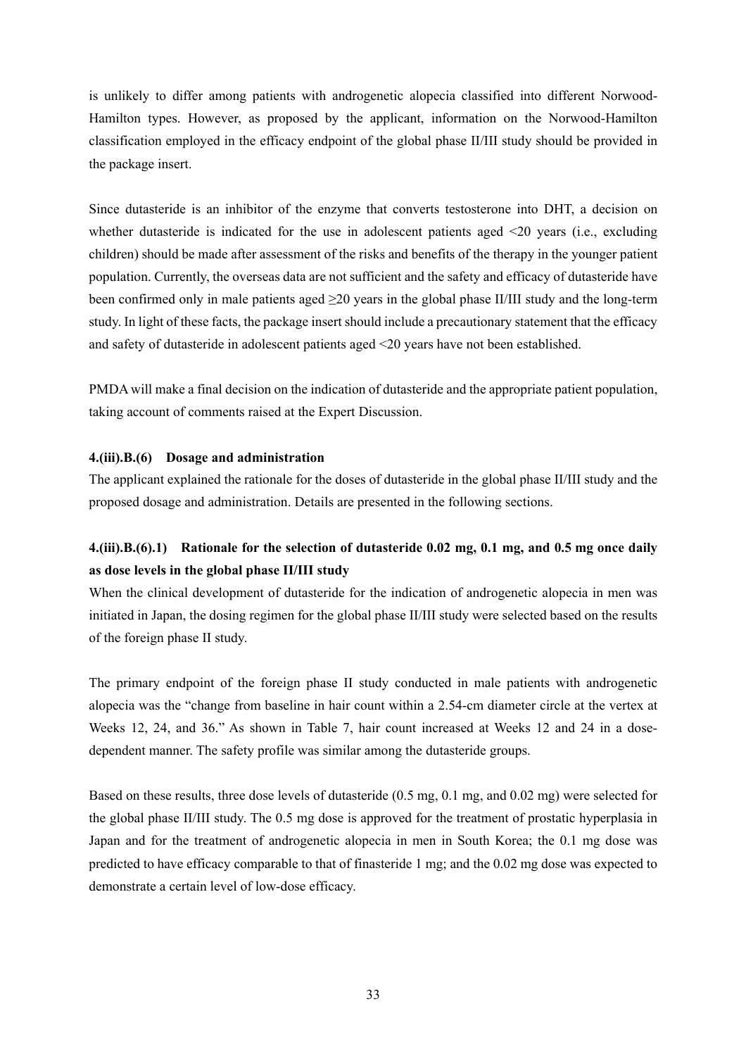is unlikely to differ among patients with androgenetic alopecia classified into different Norwood-Hamilton types. However, as proposed by the applicant, information on the Norwood-Hamilton classification employed in the efficacy endpoint of the global phase II/III study should be provided in the package insert.

Since dutasteride is an inhibitor of the enzyme that converts testosterone into DHT, a decision on whether dutasteride is indicated for the use in adolescent patients aged <20 years (i.e., excluding children) should be made after assessment of the risks and benefits of the therapy in the younger patient population. Currently, the overseas data are not sufficient and the safety and efficacy of dutasteride have been confirmed only in male patients aged ≥20 years in the global phase II/III study and the long-term study. In light of these facts, the package insert should include a precautionary statement that the efficacy and safety of dutasteride in adolescent patients aged <20 years have not been established.

PMDA will make a final decision on the indication of dutasteride and the appropriate patient population, taking account of comments raised at the Expert Discussion.

#### 4.(iii).B.(6) Dosage and administration

The applicant explained the rationale for the doses of dutasteride in the global phase II/III study and the proposed dosage and administration. Details are presented in the following sections.

#### 4.(iii).B.(6).1) Rationale for the selection of dutasteride 0.02 mg, 0.1 mg, and 0.5 mg once daily as dose levels in the global phase II/III study

When the clinical development of dutasteride for the indication of androgenetic alopecia in men was initiated in Japan, the dosing regimen for the global phase II/III study were selected based on the results of the foreign phase II study.

The primary endpoint of the foreign phase II study conducted in male patients with androgenetic alopecia was the "change from baseline in hair count within a 2.54-cm diameter circle at the vertex at Weeks 12, 24, and 36." As shown in Table 7, hair count increased at Weeks 12 and 24 in a dose-dependent manner. The safety profile was similar among the dutasteride groups.

Based on these results, three dose levels of dutasteride (0.5 mg, 0.1 mg, and 0.02 mg) were selected for the global phase II/III study. The 0.5 mg dose is approved for the treatment of prostatic hyperplasia in Japan and for the treatment of androgenetic alopecia in men in South Korea; the 0.1 mg dose was predicted to have efficacy comparable to that of finasteride 1 mg; and the 0.02 mg dose was expected to demonstrate a certain level of low-dose efficacy.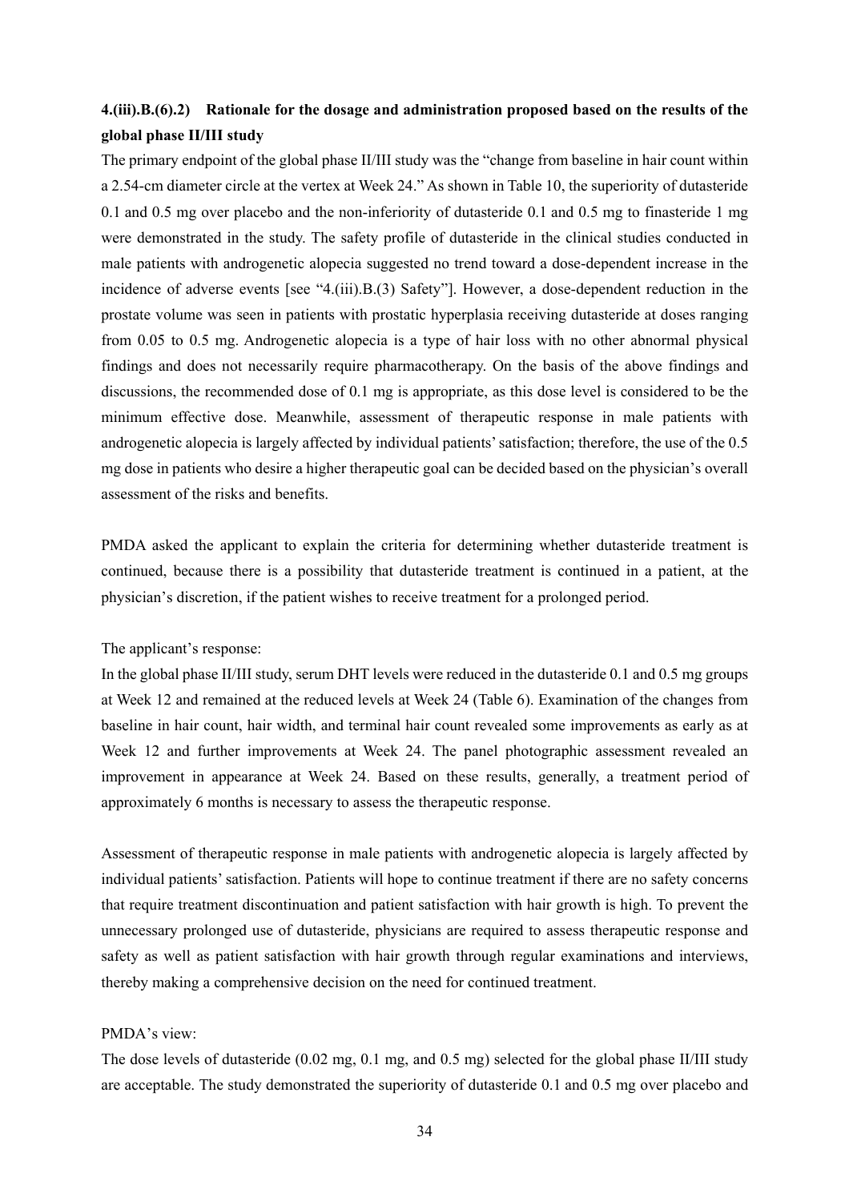#### 4.(iii).B.(6).2) Rationale for the dosage and administration proposed based on the results of the global phase II/III study

The primary endpoint of the global phase II/III study was the "change from baseline in hair count within a 2.54-cm diameter circle at the vertex at Week 24." As shown in Table 10, the superiority of dutasteride 0.1 and 0.5 mg over placebo and the non-inferiority of dutasteride 0.1 and 0.5 mg to finasteride 1 mg were demonstrated in the study. The safety profile of dutasteride in the clinical studies conducted in male patients with androgenetic alopecia suggested no trend toward a dose-dependent increase in the incidence of adverse events [see "4.(iii).B.(3) Safety"]. However, a dose-dependent reduction in the prostate volume was seen in patients with prostatic hyperplasia receiving dutasteride at doses ranging from 0.05 to 0.5 mg. Androgenetic alopecia is a type of hair loss with no other abnormal physical findings and does not necessarily require pharmacotherapy. On the basis of the above findings and discussions, the recommended dose of 0.1 mg is appropriate, as this dose level is considered to be the minimum effective dose. Meanwhile, assessment of therapeutic response in male patients with androgenetic alopecia is largely affected by individual patients' satisfaction; therefore, the use of the 0.5 mg dose in patients who desire a higher therapeutic goal can be decided based on the physician's overall assessment of the risks and benefits.

PMDA asked the applicant to explain the criteria for determining whether dutasteride treatment is continued, because there is a possibility that dutasteride treatment is continued in a patient, at the physician's discretion, if the patient wishes to receive treatment for a prolonged period.

The applicant's response:

In the global phase II/III study, serum DHT levels were reduced in the dutasteride 0.1 and 0.5 mg groups at Week 12 and remained at the reduced levels at Week 24 (Table 6). Examination of the changes from baseline in hair count, hair width, and terminal hair count revealed some improvements as early as at Week 12 and further improvements at Week 24. The panel photographic assessment revealed an improvement in appearance at Week 24. Based on these results, generally, a treatment period of approximately 6 months is necessary to assess the therapeutic response.

Assessment of therapeutic response in male patients with androgenetic alopecia is largely affected by individual patients' satisfaction. Patients will hope to continue treatment if there are no safety concerns that require treatment discontinuation and patient satisfaction with hair growth is high. To prevent the unnecessary prolonged use of dutasteride, physicians are required to assess therapeutic response and safety as well as patient satisfaction with hair growth through regular examinations and interviews, thereby making a comprehensive decision on the need for continued treatment.

PMDA's view:

The dose levels of dutasteride (0.02 mg, 0.1 mg, and 0.5 mg) selected for the global phase II/III study are acceptable. The study demonstrated the superiority of dutasteride 0.1 and 0.5 mg over placebo and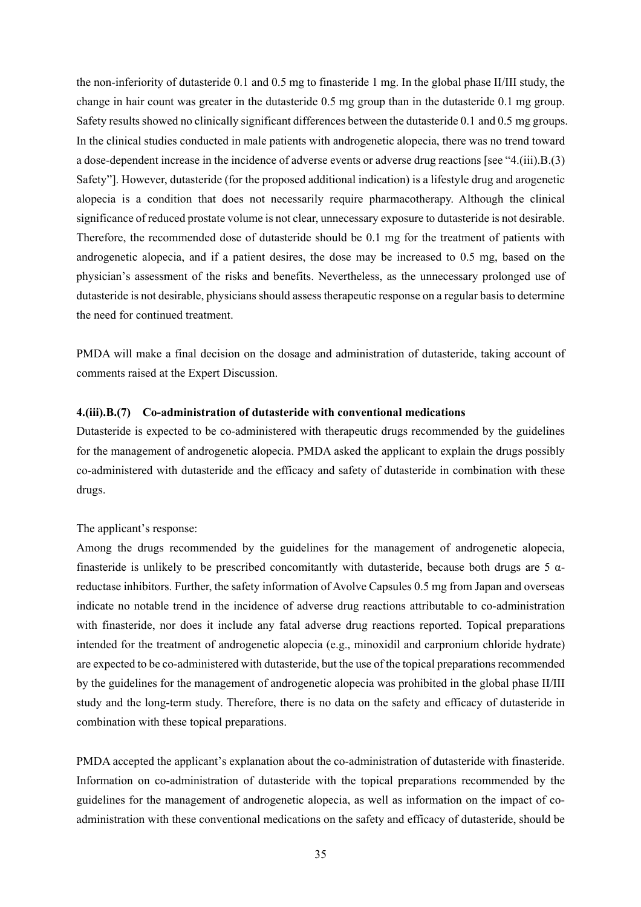the non-inferiority of dutasteride 0.1 and 0.5 mg to finasteride 1 mg. In the global phase II/III study, the change in hair count was greater in the dutasteride 0.5 mg group than in the dutasteride 0.1 mg group. Safety results showed no clinically significant differences between the dutasteride 0.1 and 0.5 mg groups. In the clinical studies conducted in male patients with androgenetic alopecia, there was no trend toward a dose-dependent increase in the incidence of adverse events or adverse drug reactions [see "4.(iii).B.(3) Safety"]. However, dutasteride (for the proposed additional indication) is a lifestyle drug and arogenetic alopecia is a condition that does not necessarily require pharmacotherapy. Although the clinical significance of reduced prostate volume is not clear, unnecessary exposure to dutasteride is not desirable. Therefore, the recommended dose of dutasteride should be 0.1 mg for the treatment of patients with androgenetic alopecia, and if a patient desires, the dose may be increased to 0.5 mg, based on the physician's assessment of the risks and benefits. Nevertheless, as the unnecessary prolonged use of dutasteride is not desirable, physicians should assess therapeutic response on a regular basis to determine the need for continued treatment.

PMDA will make a final decision on the dosage and administration of dutasteride, taking account of comments raised at the Expert Discussion.

#### 4.(iii).B.(7) Co-administration of dutasteride with conventional medications

Dutasteride is expected to be co-administered with therapeutic drugs recommended by the guidelines for the management of androgenetic alopecia. PMDA asked the applicant to explain the drugs possibly co-administered with dutasteride and the efficacy and safety of dutasteride in combination with these drugs.

The applicant's response:

Among the drugs recommended by the guidelines for the management of androgenetic alopecia, finasteride is unlikely to be prescribed concomitantly with dutasteride, because both drugs are 5 α-reductase inhibitors. Further, the safety information of Avolve Capsules 0.5 mg from Japan and overseas indicate no notable trend in the incidence of adverse drug reactions attributable to co-administration with finasteride, nor does it include any fatal adverse drug reactions reported. Topical preparations intended for the treatment of androgenetic alopecia (e.g., minoxidil and carpronium chloride hydrate) are expected to be co-administered with dutasteride, but the use of the topical preparations recommended by the guidelines for the management of androgenetic alopecia was prohibited in the global phase II/III study and the long-term study. Therefore, there is no data on the safety and efficacy of dutasteride in combination with these topical preparations.

PMDA accepted the applicant's explanation about the co-administration of dutasteride with finasteride. Information on co-administration of dutasteride with the topical preparations recommended by the guidelines for the management of androgenetic alopecia, as well as information on the impact of co-administration with these conventional medications on the safety and efficacy of dutasteride, should be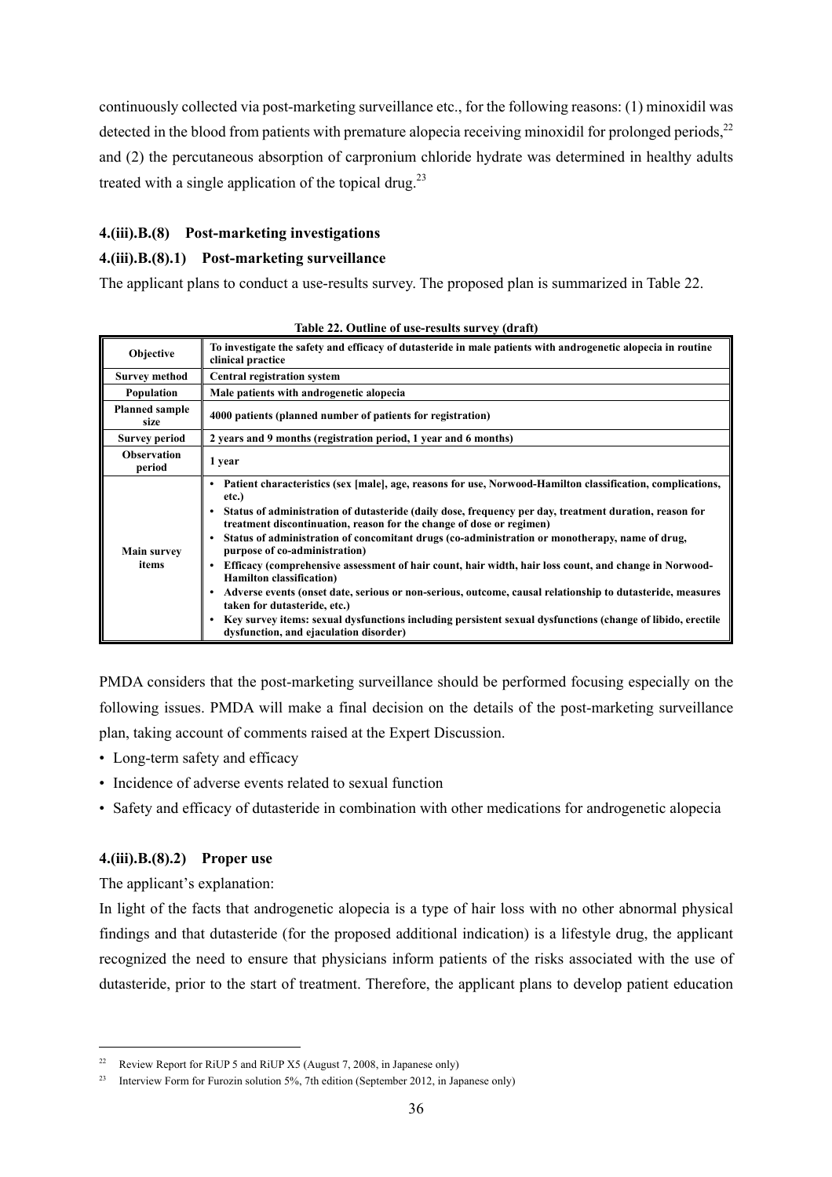continuously collected via post-marketing surveillance etc., for the following reasons: (1) minoxidil was detected in the blood from patients with premature alopecia receiving minoxidil for prolonged periods,[22] and (2) the percutaneous absorption of carpronium chloride hydrate was determined in healthy adults treated with a single application of the topical drug.[23]

#### 4.(iii).B.(8) Post-marketing investigations

#### 4.(iii).B.(8).1) Post-marketing surveillance

The applicant plans to conduct a use-results survey. The proposed plan is summarized in Table 22.

**Table 22. Outline of use-results survey (draft)**

| Objective | To investigate the safety and efficacy of dutasteride in male patients with androgenetic alopecia in routine clinical practice |
|---|---|
| Survey method | Central registration system |
| Population | Male patients with androgenetic alopecia |
| Planned sample size | 4000 patients (planned number of patients for registration) |
| Survey period | 2 years and 9 months (registration period, 1 year and 6 months) |
| Observation period | 1 year |
| Main survey items | • Patient characteristics (sex [male], age, reasons for use, Norwood-Hamilton classification, complications, etc.)<br>• Status of administration of dutasteride (daily dose, frequency per day, treatment duration, reason for treatment discontinuation, reason for the change of dose or regimen)<br>• Status of administration of concomitant drugs (co-administration or monotherapy, name of drug, purpose of co-administration)<br>• Efficacy (comprehensive assessment of hair count, hair width, hair loss count, and change in Norwood-Hamilton classification)<br>• Adverse events (onset date, serious or non-serious, outcome, causal relationship to dutasteride, measures taken for dutasteride, etc.)<br>• Key survey items: sexual dysfunctions including persistent sexual dysfunctions (change of libido, erectile dysfunction, and ejaculation disorder) |

PMDA considers that the post-marketing surveillance should be performed focusing especially on the following issues. PMDA will make a final decision on the details of the post-marketing surveillance plan, taking account of comments raised at the Expert Discussion.

- Long-term safety and efficacy
- Incidence of adverse events related to sexual function
- Safety and efficacy of dutasteride in combination with other medications for androgenetic alopecia

#### 4.(iii).B.(8).2) Proper use

The applicant's explanation:

In light of the facts that androgenetic alopecia is a type of hair loss with no other abnormal physical findings and that dutasteride (for the proposed additional indication) is a lifestyle drug, the applicant recognized the need to ensure that physicians inform patients of the risks associated with the use of dutasteride, prior to the start of treatment. Therefore, the applicant plans to develop patient education

---

[22] Review Report for RiUP 5 and RiUP X5 (August 7, 2008, in Japanese only)

[23] Interview Form for Furozin solution 5%, 7th edition (September 2012, in Japanese only)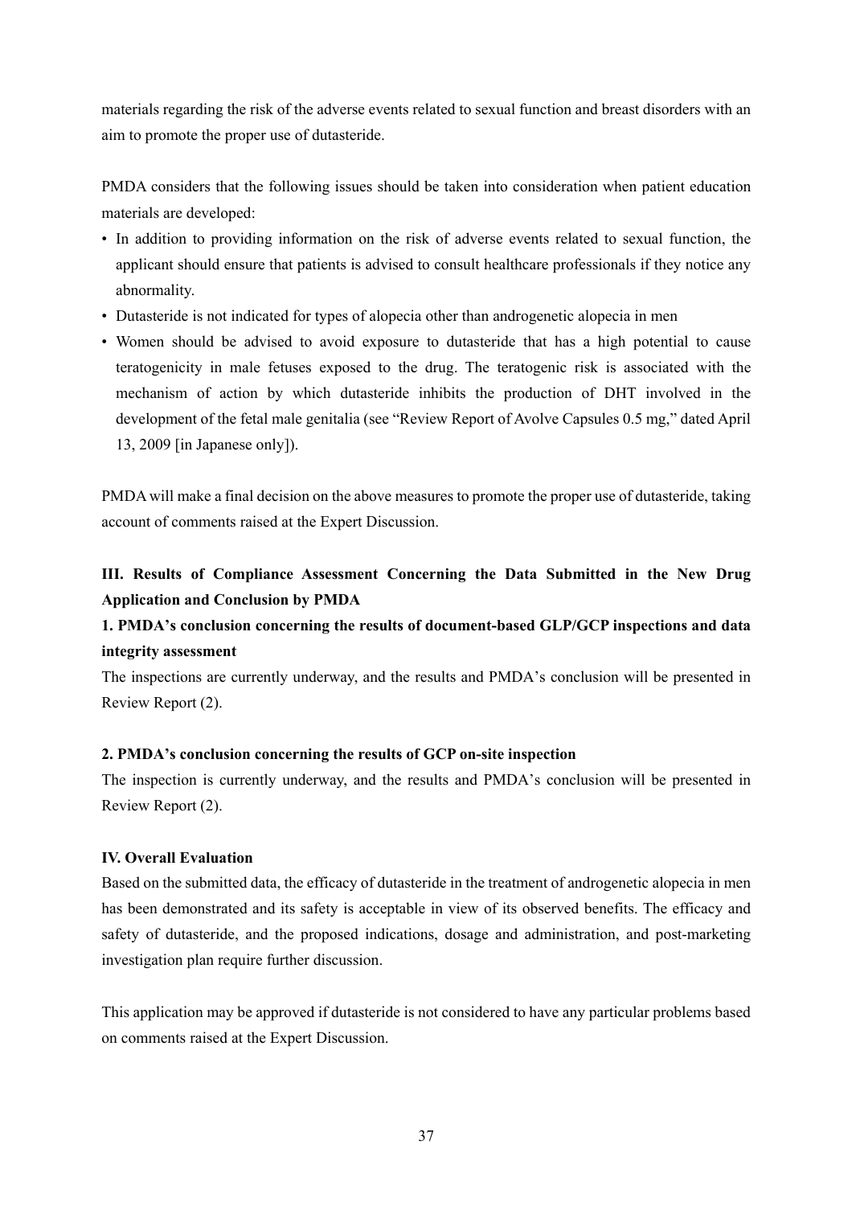materials regarding the risk of the adverse events related to sexual function and breast disorders with an aim to promote the proper use of dutasteride.

PMDA considers that the following issues should be taken into consideration when patient education materials are developed:

- In addition to providing information on the risk of adverse events related to sexual function, the applicant should ensure that patients is advised to consult healthcare professionals if they notice any abnormality.
- Dutasteride is not indicated for types of alopecia other than androgenetic alopecia in men
- Women should be advised to avoid exposure to dutasteride that has a high potential to cause teratogenicity in male fetuses exposed to the drug. The teratogenic risk is associated with the mechanism of action by which dutasteride inhibits the production of DHT involved in the development of the fetal male genitalia (see "Review Report of Avolve Capsules 0.5 mg," dated April 13, 2009 [in Japanese only]).

PMDA will make a final decision on the above measures to promote the proper use of dutasteride, taking account of comments raised at the Expert Discussion.

## III. Results of Compliance Assessment Concerning the Data Submitted in the New Drug Application and Conclusion by PMDA

### 1. PMDA's conclusion concerning the results of document-based GLP/GCP inspections and data integrity assessment

The inspections are currently underway, and the results and PMDA's conclusion will be presented in Review Report (2).

### 2. PMDA's conclusion concerning the results of GCP on-site inspection

The inspection is currently underway, and the results and PMDA's conclusion will be presented in Review Report (2).

## IV. Overall Evaluation

Based on the submitted data, the efficacy of dutasteride in the treatment of androgenetic alopecia in men has been demonstrated and its safety is acceptable in view of its observed benefits. The efficacy and safety of dutasteride, and the proposed indications, dosage and administration, and post-marketing investigation plan require further discussion.

This application may be approved if dutasteride is not considered to have any particular problems based on comments raised at the Expert Discussion.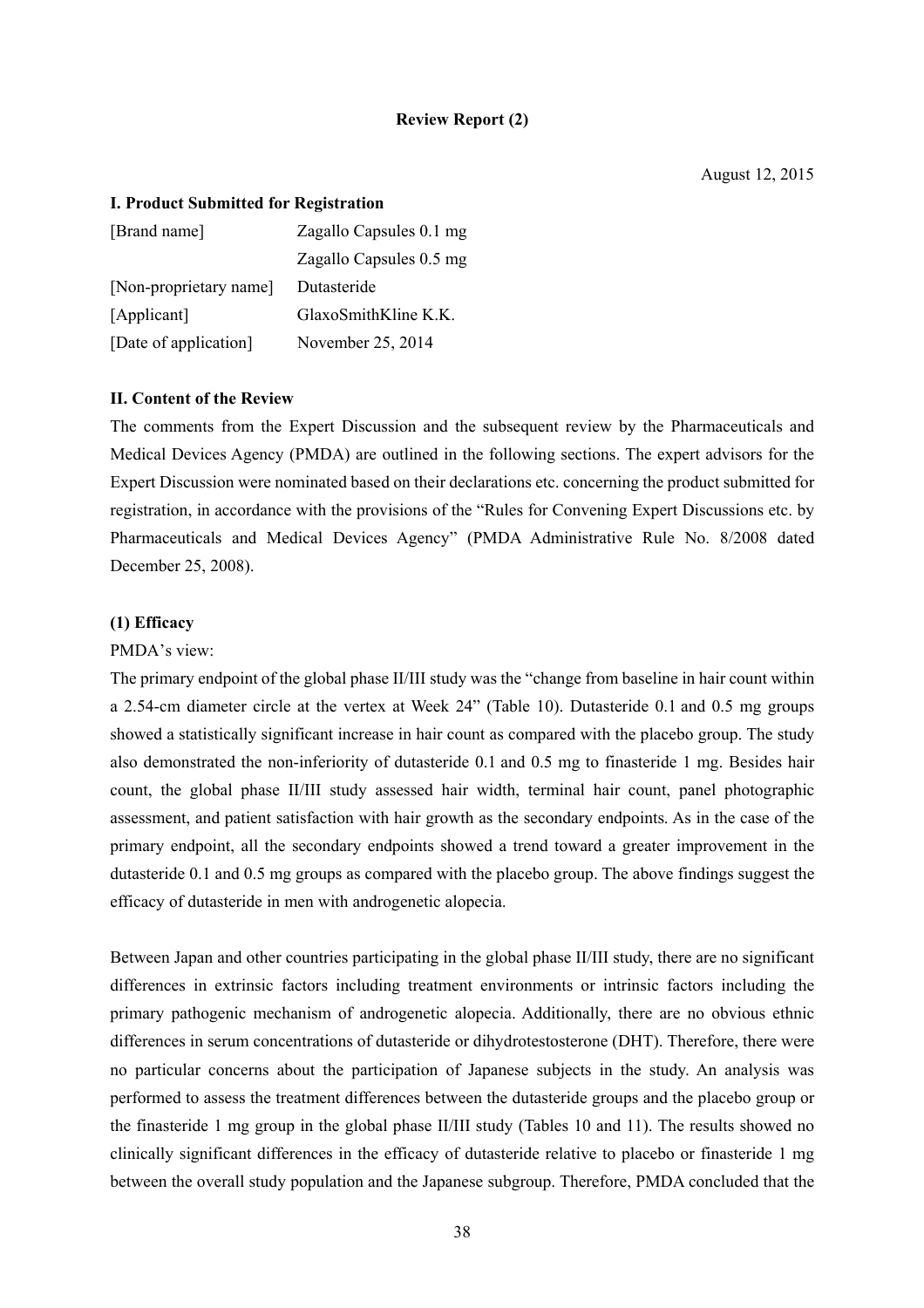**Review Report (2)**

August 12, 2015

**I. Product Submitted for Registration**

| | |
|---|---|
| [Brand name] | Zagallo Capsules 0.1 mg |
| | Zagallo Capsules 0.5 mg |
| [Non-proprietary name] | Dutasteride |
| [Applicant] | GlaxoSmithKline K.K. |
| [Date of application] | November 25, 2014 |

**II. Content of the Review**

The comments from the Expert Discussion and the subsequent review by the Pharmaceuticals and Medical Devices Agency (PMDA) are outlined in the following sections. The expert advisors for the Expert Discussion were nominated based on their declarations etc. concerning the product submitted for registration, in accordance with the provisions of the "Rules for Convening Expert Discussions etc. by Pharmaceuticals and Medical Devices Agency" (PMDA Administrative Rule No. 8/2008 dated December 25, 2008).

**(1) Efficacy**

PMDA's view:

The primary endpoint of the global phase II/III study was the "change from baseline in hair count within a 2.54-cm diameter circle at the vertex at Week 24" (Table 10). Dutasteride 0.1 and 0.5 mg groups showed a statistically significant increase in hair count as compared with the placebo group. The study also demonstrated the non-inferiority of dutasteride 0.1 and 0.5 mg to finasteride 1 mg. Besides hair count, the global phase II/III study assessed hair width, terminal hair count, panel photographic assessment, and patient satisfaction with hair growth as the secondary endpoints. As in the case of the primary endpoint, all the secondary endpoints showed a trend toward a greater improvement in the dutasteride 0.1 and 0.5 mg groups as compared with the placebo group. The above findings suggest the efficacy of dutasteride in men with androgenetic alopecia.

Between Japan and other countries participating in the global phase II/III study, there are no significant differences in extrinsic factors including treatment environments or intrinsic factors including the primary pathogenic mechanism of androgenetic alopecia. Additionally, there are no obvious ethnic differences in serum concentrations of dutasteride or dihydrotestosterone (DHT). Therefore, there were no particular concerns about the participation of Japanese subjects in the study. An analysis was performed to assess the treatment differences between the dutasteride groups and the placebo group or the finasteride 1 mg group in the global phase II/III study (Tables 10 and 11). The results showed no clinically significant differences in the efficacy of dutasteride relative to placebo or finasteride 1 mg between the overall study population and the Japanese subgroup. Therefore, PMDA concluded that the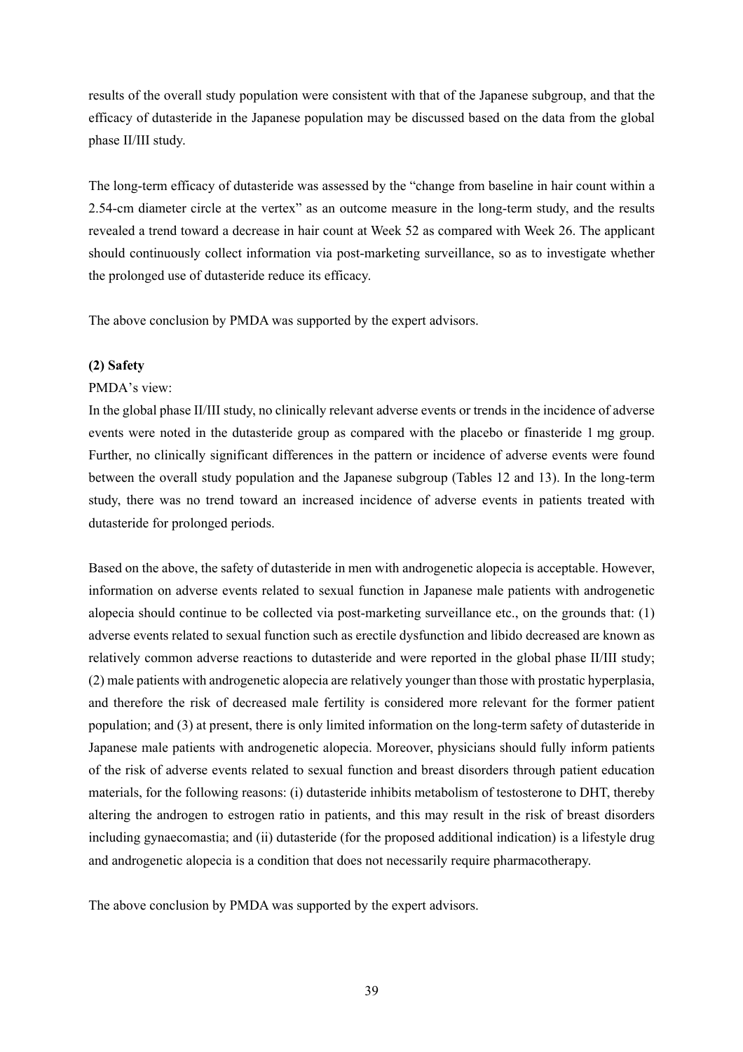results of the overall study population were consistent with that of the Japanese subgroup, and that the efficacy of dutasteride in the Japanese population may be discussed based on the data from the global phase II/III study.

The long-term efficacy of dutasteride was assessed by the "change from baseline in hair count within a 2.54-cm diameter circle at the vertex" as an outcome measure in the long-term study, and the results revealed a trend toward a decrease in hair count at Week 52 as compared with Week 26. The applicant should continuously collect information via post-marketing surveillance, so as to investigate whether the prolonged use of dutasteride reduce its efficacy.

The above conclusion by PMDA was supported by the expert advisors.

**(2) Safety**

PMDA's view:

In the global phase II/III study, no clinically relevant adverse events or trends in the incidence of adverse events were noted in the dutasteride group as compared with the placebo or finasteride 1 mg group. Further, no clinically significant differences in the pattern or incidence of adverse events were found between the overall study population and the Japanese subgroup (Tables 12 and 13). In the long-term study, there was no trend toward an increased incidence of adverse events in patients treated with dutasteride for prolonged periods.

Based on the above, the safety of dutasteride in men with androgenetic alopecia is acceptable. However, information on adverse events related to sexual function in Japanese male patients with androgenetic alopecia should continue to be collected via post-marketing surveillance etc., on the grounds that: (1) adverse events related to sexual function such as erectile dysfunction and libido decreased are known as relatively common adverse reactions to dutasteride and were reported in the global phase II/III study; (2) male patients with androgenetic alopecia are relatively younger than those with prostatic hyperplasia, and therefore the risk of decreased male fertility is considered more relevant for the former patient population; and (3) at present, there is only limited information on the long-term safety of dutasteride in Japanese male patients with androgenetic alopecia. Moreover, physicians should fully inform patients of the risk of adverse events related to sexual function and breast disorders through patient education materials, for the following reasons: (i) dutasteride inhibits metabolism of testosterone to DHT, thereby altering the androgen to estrogen ratio in patients, and this may result in the risk of breast disorders including gynaecomastia; and (ii) dutasteride (for the proposed additional indication) is a lifestyle drug and androgenetic alopecia is a condition that does not necessarily require pharmacotherapy.

The above conclusion by PMDA was supported by the expert advisors.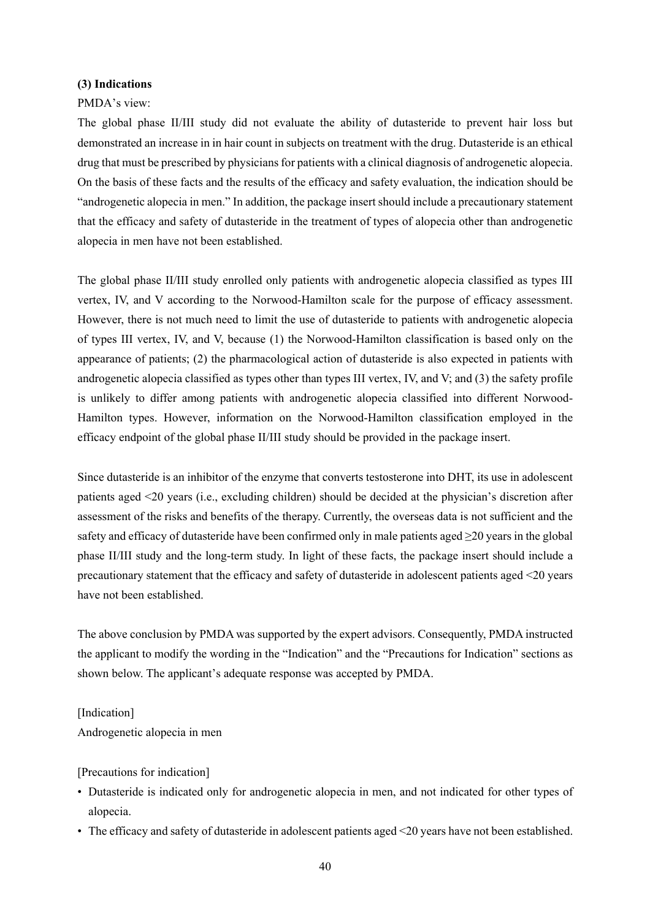**(3) Indications**

PMDA's view:

The global phase II/III study did not evaluate the ability of dutasteride to prevent hair loss but demonstrated an increase in in hair count in subjects on treatment with the drug. Dutasteride is an ethical drug that must be prescribed by physicians for patients with a clinical diagnosis of androgenetic alopecia. On the basis of these facts and the results of the efficacy and safety evaluation, the indication should be "androgenetic alopecia in men." In addition, the package insert should include a precautionary statement that the efficacy and safety of dutasteride in the treatment of types of alopecia other than androgenetic alopecia in men have not been established.

The global phase II/III study enrolled only patients with androgenetic alopecia classified as types III vertex, IV, and V according to the Norwood-Hamilton scale for the purpose of efficacy assessment. However, there is not much need to limit the use of dutasteride to patients with androgenetic alopecia of types III vertex, IV, and V, because (1) the Norwood-Hamilton classification is based only on the appearance of patients; (2) the pharmacological action of dutasteride is also expected in patients with androgenetic alopecia classified as types other than types III vertex, IV, and V; and (3) the safety profile is unlikely to differ among patients with androgenetic alopecia classified into different Norwood-Hamilton types. However, information on the Norwood-Hamilton classification employed in the efficacy endpoint of the global phase II/III study should be provided in the package insert.

Since dutasteride is an inhibitor of the enzyme that converts testosterone into DHT, its use in adolescent patients aged <20 years (i.e., excluding children) should be decided at the physician's discretion after assessment of the risks and benefits of the therapy. Currently, the overseas data is not sufficient and the safety and efficacy of dutasteride have been confirmed only in male patients aged ≥20 years in the global phase II/III study and the long-term study. In light of these facts, the package insert should include a precautionary statement that the efficacy and safety of dutasteride in adolescent patients aged <20 years have not been established.

The above conclusion by PMDA was supported by the expert advisors. Consequently, PMDA instructed the applicant to modify the wording in the "Indication" and the "Precautions for Indication" sections as shown below. The applicant's adequate response was accepted by PMDA.

[Indication]

Androgenetic alopecia in men

[Precautions for indication]

- Dutasteride is indicated only for androgenetic alopecia in men, and not indicated for other types of alopecia.
- The efficacy and safety of dutasteride in adolescent patients aged <20 years have not been established.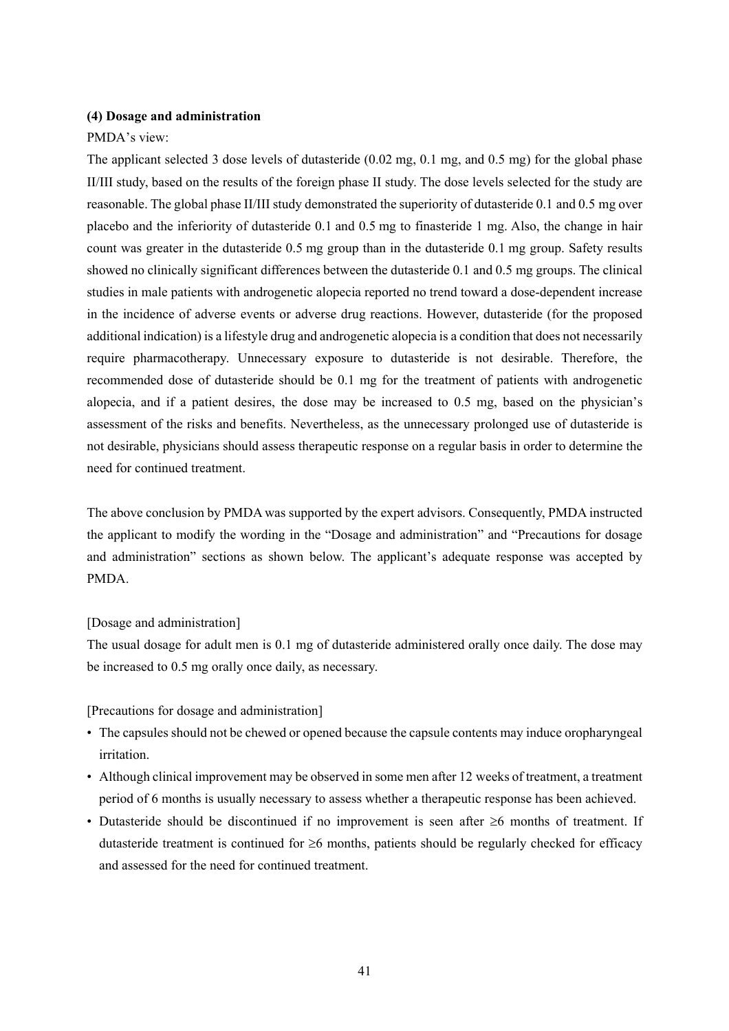**(4) Dosage and administration**

PMDA's view:

The applicant selected 3 dose levels of dutasteride (0.02 mg, 0.1 mg, and 0.5 mg) for the global phase II/III study, based on the results of the foreign phase II study. The dose levels selected for the study are reasonable. The global phase II/III study demonstrated the superiority of dutasteride 0.1 and 0.5 mg over placebo and the inferiority of dutasteride 0.1 and 0.5 mg to finasteride 1 mg. Also, the change in hair count was greater in the dutasteride 0.5 mg group than in the dutasteride 0.1 mg group. Safety results showed no clinically significant differences between the dutasteride 0.1 and 0.5 mg groups. The clinical studies in male patients with androgenetic alopecia reported no trend toward a dose-dependent increase in the incidence of adverse events or adverse drug reactions. However, dutasteride (for the proposed additional indication) is a lifestyle drug and androgenetic alopecia is a condition that does not necessarily require pharmacotherapy. Unnecessary exposure to dutasteride is not desirable. Therefore, the recommended dose of dutasteride should be 0.1 mg for the treatment of patients with androgenetic alopecia, and if a patient desires, the dose may be increased to 0.5 mg, based on the physician's assessment of the risks and benefits. Nevertheless, as the unnecessary prolonged use of dutasteride is not desirable, physicians should assess therapeutic response on a regular basis in order to determine the need for continued treatment.

The above conclusion by PMDA was supported by the expert advisors. Consequently, PMDA instructed the applicant to modify the wording in the "Dosage and administration" and "Precautions for dosage and administration" sections as shown below. The applicant's adequate response was accepted by PMDA.

[Dosage and administration]

The usual dosage for adult men is 0.1 mg of dutasteride administered orally once daily. The dose may be increased to 0.5 mg orally once daily, as necessary.

[Precautions for dosage and administration]

- The capsules should not be chewed or opened because the capsule contents may induce oropharyngeal irritation.
- Although clinical improvement may be observed in some men after 12 weeks of treatment, a treatment period of 6 months is usually necessary to assess whether a therapeutic response has been achieved.
- Dutasteride should be discontinued if no improvement is seen after ≥6 months of treatment. If dutasteride treatment is continued for ≥6 months, patients should be regularly checked for efficacy and assessed for the need for continued treatment.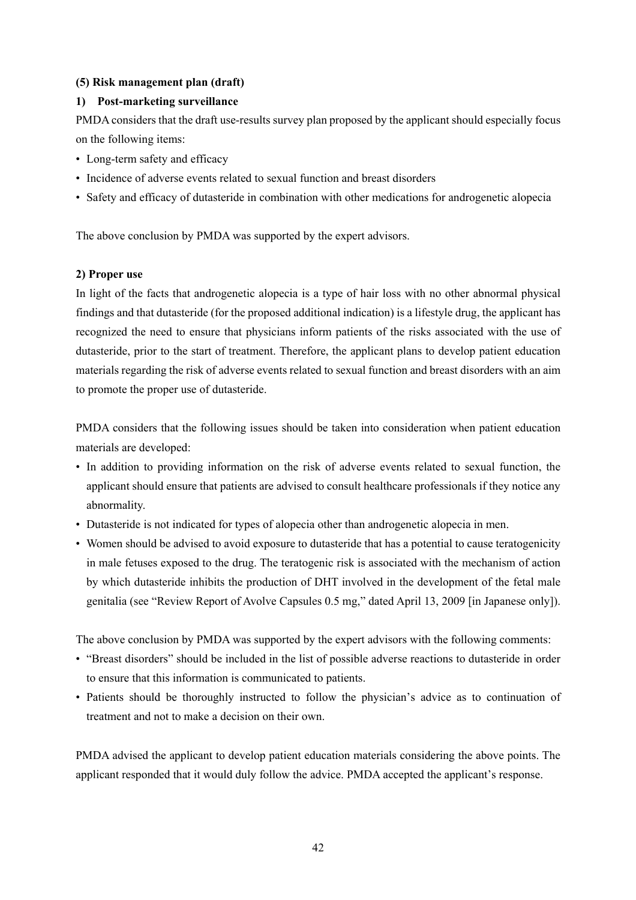### (5) Risk management plan (draft)

#### 1) Post-marketing surveillance

PMDA considers that the draft use-results survey plan proposed by the applicant should especially focus on the following items:

- Long-term safety and efficacy
- Incidence of adverse events related to sexual function and breast disorders
- Safety and efficacy of dutasteride in combination with other medications for androgenetic alopecia

The above conclusion by PMDA was supported by the expert advisors.

#### 2) Proper use

In light of the facts that androgenetic alopecia is a type of hair loss with no other abnormal physical findings and that dutasteride (for the proposed additional indication) is a lifestyle drug, the applicant has recognized the need to ensure that physicians inform patients of the risks associated with the use of dutasteride, prior to the start of treatment. Therefore, the applicant plans to develop patient education materials regarding the risk of adverse events related to sexual function and breast disorders with an aim to promote the proper use of dutasteride.

PMDA considers that the following issues should be taken into consideration when patient education materials are developed:

- In addition to providing information on the risk of adverse events related to sexual function, the applicant should ensure that patients are advised to consult healthcare professionals if they notice any abnormality.
- Dutasteride is not indicated for types of alopecia other than androgenetic alopecia in men.
- Women should be advised to avoid exposure to dutasteride that has a potential to cause teratogenicity in male fetuses exposed to the drug. The teratogenic risk is associated with the mechanism of action by which dutasteride inhibits the production of DHT involved in the development of the fetal male genitalia (see "Review Report of Avolve Capsules 0.5 mg," dated April 13, 2009 [in Japanese only]).

The above conclusion by PMDA was supported by the expert advisors with the following comments:

- "Breast disorders" should be included in the list of possible adverse reactions to dutasteride in order to ensure that this information is communicated to patients.
- Patients should be thoroughly instructed to follow the physician's advice as to continuation of treatment and not to make a decision on their own.

PMDA advised the applicant to develop patient education materials considering the above points. The applicant responded that it would duly follow the advice. PMDA accepted the applicant's response.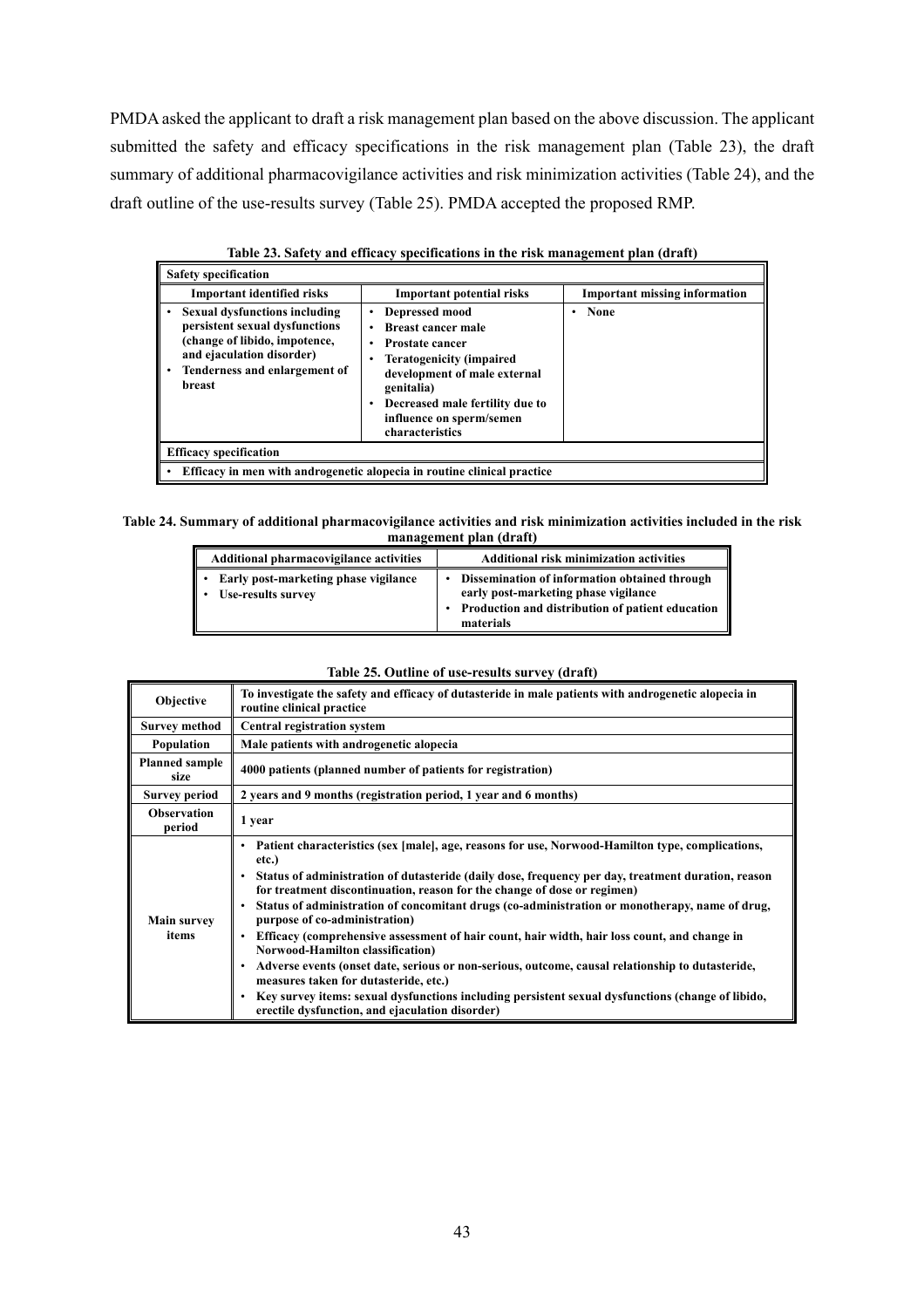PMDA asked the applicant to draft a risk management plan based on the above discussion. The applicant submitted the safety and efficacy specifications in the risk management plan (Table 23), the draft summary of additional pharmacovigilance activities and risk minimization activities (Table 24), and the draft outline of the use-results survey (Table 25). PMDA accepted the proposed RMP.

**Table 23. Safety and efficacy specifications in the risk management plan (draft)**

| **Safety specification** | | |
|---|---|---|
| **Important identified risks** | **Important potential risks** | **Important missing information** |
| • **Sexual dysfunctions including persistent sexual dysfunctions (change of libido, impotence, and ejaculation disorder)**<br>• **Tenderness and enlargement of breast** | • **Depressed mood**<br>• **Breast cancer male**<br>• **Prostate cancer**<br>• **Teratogenicity (impaired development of male external genitalia)**<br>• **Decreased male fertility due to influence on sperm/semen characteristics** | • **None** |
| **Efficacy specification** | | |
| • **Efficacy in men with androgenetic alopecia in routine clinical practice** | | |

**Table 24. Summary of additional pharmacovigilance activities and risk minimization activities included in the risk management plan (draft)**

| **Additional pharmacovigilance activities** | **Additional risk minimization activities** |
|---|---|
| • **Early post-marketing phase vigilance**<br>• **Use-results survey** | • **Dissemination of information obtained through early post-marketing phase vigilance**<br>• **Production and distribution of patient education materials** |

**Table 25. Outline of use-results survey (draft)**

| **Objective** | **To investigate the safety and efficacy of dutasteride in male patients with androgenetic alopecia in routine clinical practice** |
|---|---|
| **Survey method** | **Central registration system** |
| **Population** | **Male patients with androgenetic alopecia** |
| **Planned sample size** | **4000 patients (planned number of patients for registration)** |
| **Survey period** | **2 years and 9 months (registration period, 1 year and 6 months)** |
| **Observation period** | **1 year** |
| **Main survey items** | • **Patient characteristics (sex [male], age, reasons for use, Norwood-Hamilton type, complications, etc.)**<br>• **Status of administration of dutasteride (daily dose, frequency per day, treatment duration, reason for treatment discontinuation, reason for the change of dose or regimen)**<br>• **Status of administration of concomitant drugs (co-administration or monotherapy, name of drug, purpose of co-administration)**<br>• **Efficacy (comprehensive assessment of hair count, hair width, hair loss count, and change in Norwood-Hamilton classification)**<br>• **Adverse events (onset date, serious or non-serious, outcome, causal relationship to dutasteride, measures taken for dutasteride, etc.)**<br>• **Key survey items: sexual dysfunctions including persistent sexual dysfunctions (change of libido, erectile dysfunction, and ejaculation disorder)** |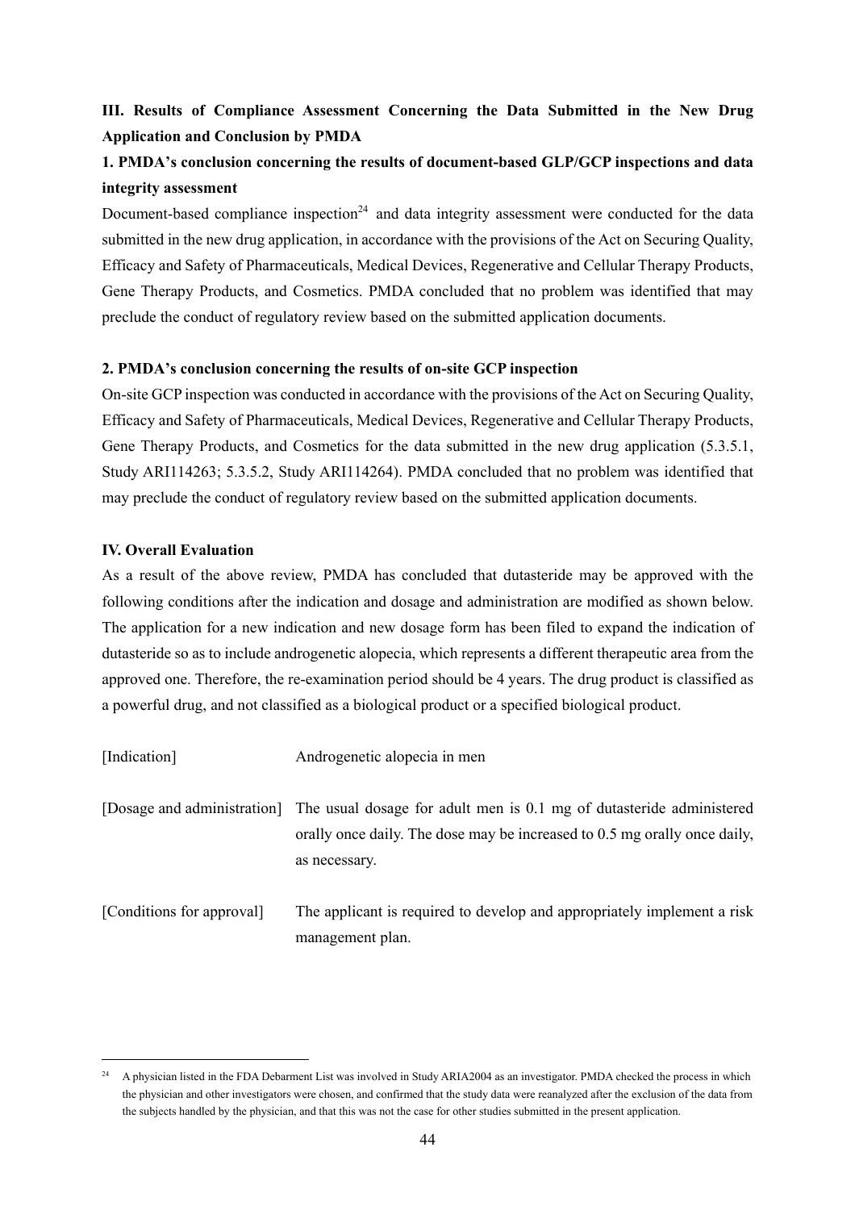## III. Results of Compliance Assessment Concerning the Data Submitted in the New Drug Application and Conclusion by PMDA

### 1. PMDA's conclusion concerning the results of document-based GLP/GCP inspections and data integrity assessment

Document-based compliance inspection[24] and data integrity assessment were conducted for the data submitted in the new drug application, in accordance with the provisions of the Act on Securing Quality, Efficacy and Safety of Pharmaceuticals, Medical Devices, Regenerative and Cellular Therapy Products, Gene Therapy Products, and Cosmetics. PMDA concluded that no problem was identified that may preclude the conduct of regulatory review based on the submitted application documents.

### 2. PMDA's conclusion concerning the results of on-site GCP inspection

On-site GCP inspection was conducted in accordance with the provisions of the Act on Securing Quality, Efficacy and Safety of Pharmaceuticals, Medical Devices, Regenerative and Cellular Therapy Products, Gene Therapy Products, and Cosmetics for the data submitted in the new drug application (5.3.5.1, Study ARI114263; 5.3.5.2, Study ARI114264). PMDA concluded that no problem was identified that may preclude the conduct of regulatory review based on the submitted application documents.

## IV. Overall Evaluation

As a result of the above review, PMDA has concluded that dutasteride may be approved with the following conditions after the indication and dosage and administration are modified as shown below. The application for a new indication and new dosage form has been filed to expand the indication of dutasteride so as to include androgenetic alopecia, which represents a different therapeutic area from the approved one. Therefore, the re-examination period should be 4 years. The drug product is classified as a powerful drug, and not classified as a biological product or a specified biological product.

[Indication] Androgenetic alopecia in men

[Dosage and administration] The usual dosage for adult men is 0.1 mg of dutasteride administered orally once daily. The dose may be increased to 0.5 mg orally once daily, as necessary.

[Conditions for approval] The applicant is required to develop and appropriately implement a risk management plan.

---

[24] A physician listed in the FDA Debarment List was involved in Study ARIA2004 as an investigator. PMDA checked the process in which the physician and other investigators were chosen, and confirmed that the study data were reanalyzed after the exclusion of the data from the subjects handled by the physician, and that this was not the case for other studies submitted in the present application.